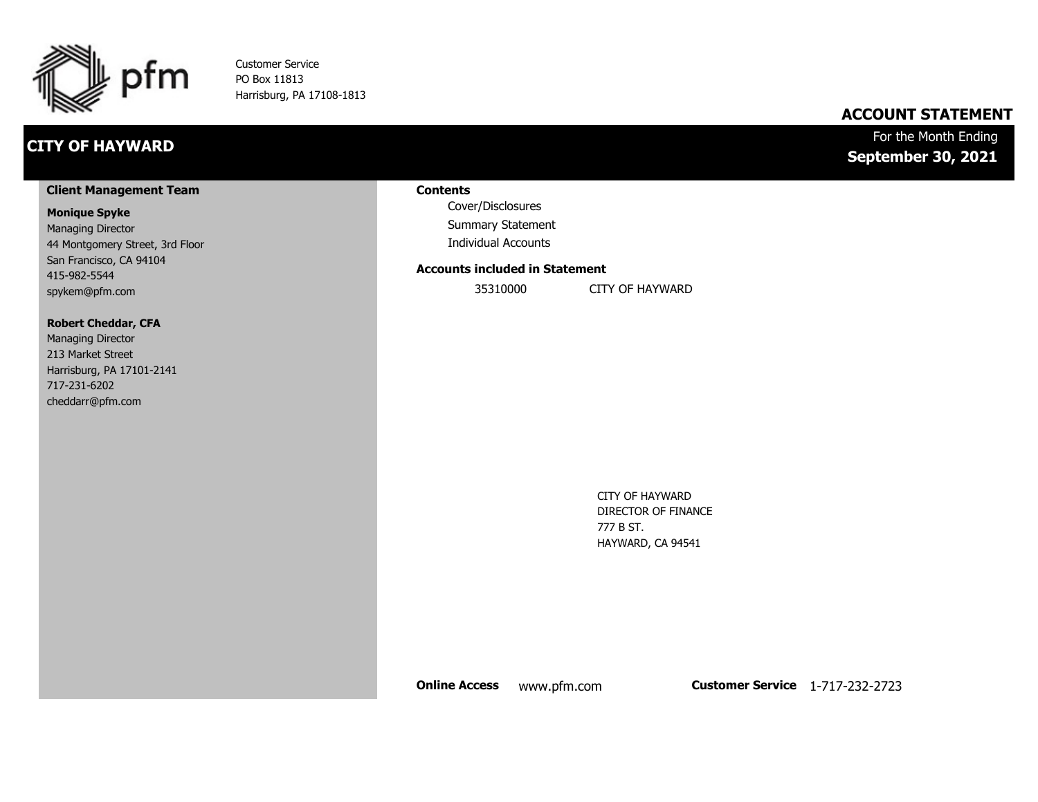pfm

Customer Service
PO Box 11813
Harrisburg, PA 17108-1813

## ACCOUNT STATEMENT

## CITY OF HAYWARD

For the Month Ending
**September 30, 2021**

**Client Management Team**

**Monique Spyke**
Managing Director
44 Montgomery Street, 3rd Floor
San Francisco, CA 94104
415-982-5544
spykem@pfm.com

**Robert Cheddar, CFA**
Managing Director
213 Market Street
Harrisburg, PA 17101-2141
717-231-6202
cheddarr@pfm.com

**Contents**

- Cover/Disclosures
- Summary Statement
- Individual Accounts

**Accounts included in Statement**

| | |
|---|---|
| 35310000 | CITY OF HAYWARD |

CITY OF HAYWARD
DIRECTOR OF FINANCE
777 B ST.
HAYWARD, CA 94541

**Online Access** www.pfm.com **Customer Service** 1-717-232-2723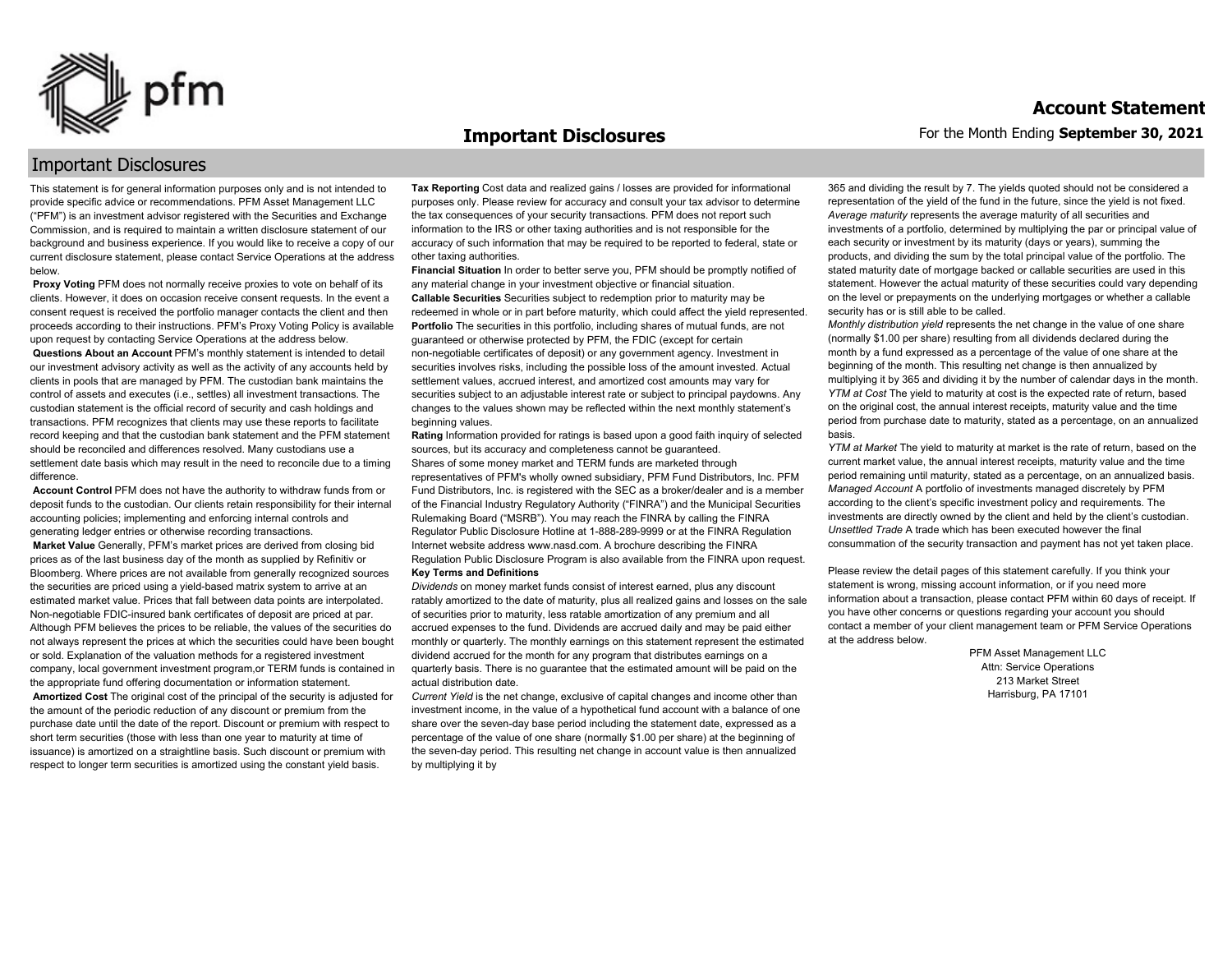# Important Disclosures

## Important Disclosures

This statement is for general information purposes only and is not intended to provide specific advice or recommendations. PFM Asset Management LLC ("PFM") is an investment advisor registered with the Securities and Exchange Commission, and is required to maintain a written disclosure statement of our background and business experience. If you would like to receive a copy of our current disclosure statement, please contact Service Operations at the address below.

**Proxy Voting** PFM does not normally receive proxies to vote on behalf of its clients. However, it does on occasion receive consent requests. In the event a consent request is received the portfolio manager contacts the client and then proceeds according to their instructions. PFM's Proxy Voting Policy is available upon request by contacting Service Operations at the address below.

**Questions About an Account** PFM's monthly statement is intended to detail our investment advisory activity as well as the activity of any accounts held by clients in pools that are managed by PFM. The custodian bank maintains the control of assets and executes (i.e., settles) all investment transactions. The custodian statement is the official record of security and cash holdings and transactions. PFM recognizes that clients may use these reports to facilitate record keeping and that the custodian bank statement and the PFM statement should be reconciled and differences resolved. Many custodians use a settlement date basis which may result in the need to reconcile due to a timing difference.

**Account Control** PFM does not have the authority to withdraw funds from or deposit funds to the custodian. Our clients retain responsibility for their internal accounting policies; implementing and enforcing internal controls and generating ledger entries or otherwise recording transactions.

**Market Value** Generally, PFM's market prices are derived from closing bid prices as of the last business day of the month as supplied by Refinitiv or Bloomberg. Where prices are not available from generally recognized sources the securities are priced using a yield-based matrix system to arrive at an estimated market value. Prices that fall between data points are interpolated. Non-negotiable FDIC-insured bank certificates of deposit are priced at par. Although PFM believes the prices to be reliable, the values of the securities do not always represent the prices at which the securities could have been bought or sold. Explanation of the valuation methods for a registered investment company, local government investment program,or TERM funds is contained in the appropriate fund offering documentation or information statement.

**Amortized Cost** The original cost of the principal of the security is adjusted for the amount of the periodic reduction of any discount or premium from the purchase date until the date of the report. Discount or premium with respect to short term securities (those with less than one year to maturity at time of issuance) is amortized on a straightline basis. Such discount or premium with respect to longer term securities is amortized using the constant yield basis.

**Tax Reporting** Cost data and realized gains / losses are provided for informational purposes only. Please review for accuracy and consult your tax advisor to determine the tax consequences of your security transactions. PFM does not report such information to the IRS or other taxing authorities and is not responsible for the accuracy of such information that may be required to be reported to federal, state or other taxing authorities.

**Financial Situation** In order to better serve you, PFM should be promptly notified of any material change in your investment objective or financial situation.

**Callable Securities** Securities subject to redemption prior to maturity may be redeemed in whole or in part before maturity, which could affect the yield represented.

**Portfolio** The securities in this portfolio, including shares of mutual funds, are not guaranteed or otherwise protected by PFM, the FDIC (except for certain non-negotiable certificates of deposit) or any government agency. Investment in securities involves risks, including the possible loss of the amount invested. Actual settlement values, accrued interest, and amortized cost amounts may vary for securities subject to an adjustable interest rate or subject to principal paydowns. Any changes to the values shown may be reflected within the next monthly statement's beginning values.

**Rating** Information provided for ratings is based upon a good faith inquiry of selected sources, but its accuracy and completeness cannot be guaranteed.

Shares of some money market and TERM funds are marketed through representatives of PFM's wholly owned subsidiary, PFM Fund Distributors, Inc. PFM Fund Distributors, Inc. is registered with the SEC as a broker/dealer and is a member of the Financial Industry Regulatory Authority ("FINRA") and the Municipal Securities Rulemaking Board ("MSRB"). You may reach the FINRA by calling the FINRA Regulator Public Disclosure Hotline at 1-888-289-9999 or at the FINRA Regulation Internet website address www.nasd.com. A brochure describing the FINRA Regulation Public Disclosure Program is also available from the FINRA upon request.

**Key Terms and Definitions**

*Dividends* on money market funds consist of interest earned, plus any discount ratably amortized to the date of maturity, plus all realized gains and losses on the sale of securities prior to maturity, less ratable amortization of any premium and all accrued expenses to the fund. Dividends are accrued daily and may be paid either monthly or quarterly. The monthly earnings on this statement represent the estimated dividend accrued for the month for any program that distributes earnings on a quarterly basis. There is no guarantee that the estimated amount will be paid on the actual distribution date.

*Current Yield* is the net change, exclusive of capital changes and income other than investment income, in the value of a hypothetical fund account with a balance of one share over the seven-day base period including the statement date, expressed as a percentage of the value of one share (normally $1.00 per share) at the beginning of the seven-day period. This resulting net change in account value is then annualized by multiplying it by 365 and dividing the result by 7. The yields quoted should not be considered a representation of the yield of the fund in the future, since the yield is not fixed.

*Average maturity* represents the average maturity of all securities and investments of a portfolio, determined by multiplying the par or principal value of each security or investment by its maturity (days or years), summing the products, and dividing the sum by the total principal value of the portfolio. The stated maturity date of mortgage backed or callable securities are used in this statement. However the actual maturity of these securities could vary depending on the level or prepayments on the underlying mortgages or whether a callable security has or is still able to be called.

*Monthly distribution yield* represents the net change in the value of one share (normally $1.00 per share) resulting from all dividends declared during the month by a fund expressed as a percentage of the value of one share at the beginning of the month. This resulting net change is then annualized by multiplying it by 365 and dividing it by the number of calendar days in the month.

*YTM at Cost* The yield to maturity at cost is the expected rate of return, based on the original cost, the annual interest receipts, maturity value and the time period from purchase date to maturity, stated as a percentage, on an annualized basis.

*YTM at Market* The yield to maturity at market is the rate of return, based on the current market value, the annual interest receipts, maturity value and the time period remaining until maturity, stated as a percentage, on an annualized basis.

*Managed Account* A portfolio of investments managed discretely by PFM according to the client's specific investment policy and requirements. The investments are directly owned by the client and held by the client's custodian.

*Unsettled Trade* A trade which has been executed however the final consummation of the security transaction and payment has not yet taken place.

Please review the detail pages of this statement carefully. If you think your statement is wrong, missing account information, or if you need more information about a transaction, please contact PFM within 60 days of receipt. If you have other concerns or questions regarding your account you should contact a member of your client management team or PFM Service Operations at the address below.

PFM Asset Management LLC
Attn: Service Operations
213 Market Street
Harrisburg, PA 17101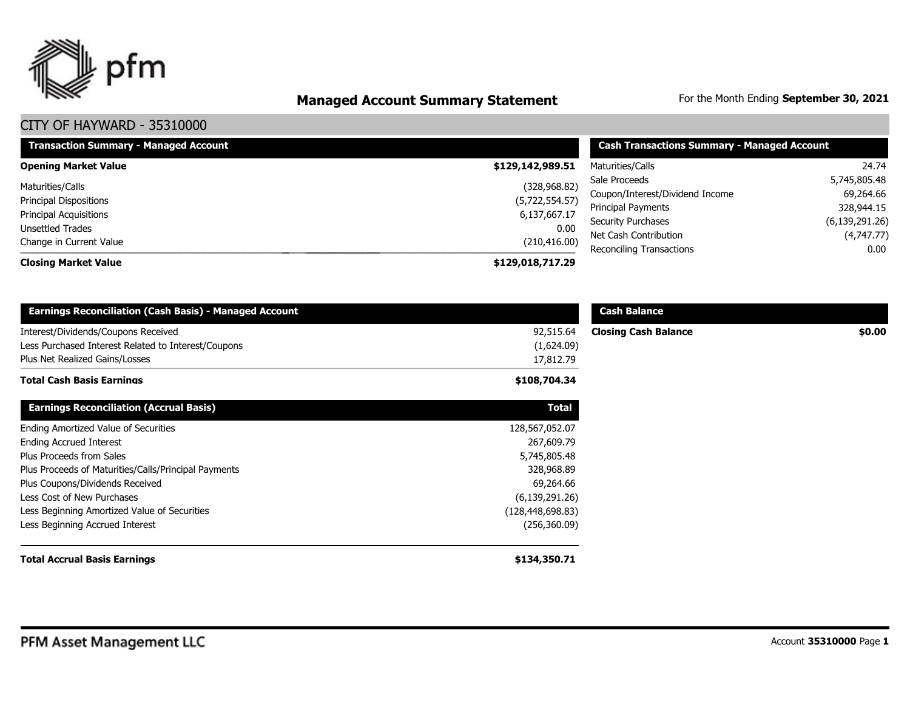# Managed Account Summary Statement

For the Month Ending **September 30, 2021**

## CITY OF HAYWARD - 35310000

| Transaction Summary - Managed Account | |
|---|---|
| **Opening Market Value** | **$129,142,989.51** |
| Maturities/Calls | (328,968.82) |
| Principal Dispositions | (5,722,554.57) |
| Principal Acquisitions | 6,137,667.17 |
| Unsettled Trades | 0.00 |
| Change in Current Value | (210,416.00) |
| **Closing Market Value** | **$129,018,717.29** |

| Cash Transactions Summary - Managed Account | |
|---|---|
| Maturities/Calls | 24.74 |
| Sale Proceeds | 5,745,805.48 |
| Coupon/Interest/Dividend Income | 69,264.66 |
| Principal Payments | 328,944.15 |
| Security Purchases | (6,139,291.26) |
| Net Cash Contribution | (4,747.77) |
| Reconciling Transactions | 0.00 |

| Earnings Reconciliation (Cash Basis) - Managed Account | |
|---|---|
| Interest/Dividends/Coupons Received | 92,515.64 |
| Less Purchased Interest Related to Interest/Coupons | (1,624.09) |
| Plus Net Realized Gains/Losses | 17,812.79 |
| **Total Cash Basis Earnings** | **$108,704.34** |

| Cash Balance | |
|---|---|
| **Closing Cash Balance** | **$0.00** |

| Earnings Reconciliation (Accrual Basis) | Total |
|---|---|
| Ending Amortized Value of Securities | 128,567,052.07 |
| Ending Accrued Interest | 267,609.79 |
| Plus Proceeds from Sales | 5,745,805.48 |
| Plus Proceeds of Maturities/Calls/Principal Payments | 328,968.89 |
| Plus Coupons/Dividends Received | 69,264.66 |
| Less Cost of New Purchases | (6,139,291.26) |
| Less Beginning Amortized Value of Securities | (128,448,698.83) |
| Less Beginning Accrued Interest | (256,360.09) |
| **Total Accrual Basis Earnings** | **$134,350.71** |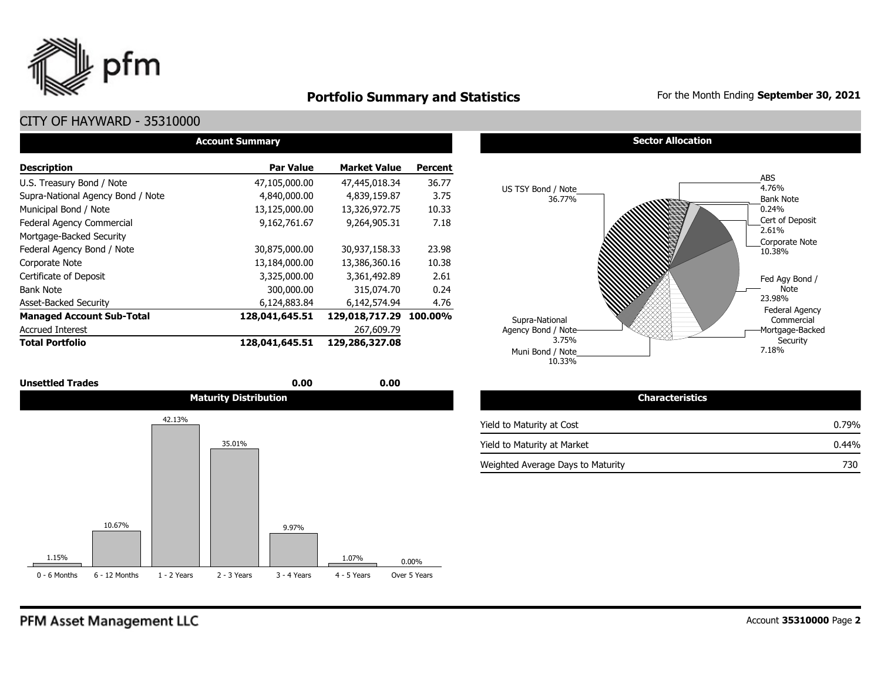# Portfolio Summary and Statistics

For the Month Ending **September 30, 2021**

## CITY OF HAYWARD - 35310000

### Account Summary

| Description | Par Value | Market Value | Percent |
|---|---|---|---|
| U.S. Treasury Bond / Note | 47,105,000.00 | 47,445,018.34 | 36.77 |
| Supra-National Agency Bond / Note | 4,840,000.00 | 4,839,159.87 | 3.75 |
| Municipal Bond / Note | 13,125,000.00 | 13,326,972.75 | 10.33 |
| Federal Agency Commercial Mortgage-Backed Security | 9,162,761.67 | 9,264,905.31 | 7.18 |
| Federal Agency Bond / Note | 30,875,000.00 | 30,937,158.33 | 23.98 |
| Corporate Note | 13,184,000.00 | 13,386,360.16 | 10.38 |
| Certificate of Deposit | 3,325,000.00 | 3,361,492.89 | 2.61 |
| Bank Note | 300,000.00 | 315,074.70 | 0.24 |
| Asset-Backed Security | 6,124,883.84 | 6,142,574.94 | 4.76 |
| **Managed Account Sub-Total** | **128,041,645.51** | **129,018,717.29** | **100.00%** |
| Accrued Interest | | 267,609.79 | |
| **Total Portfolio** | **128,041,645.51** | **129,286,327.08** | |
| **Unsettled Trades** | **0.00** | **0.00** | |

### Sector Allocation

| Sector | Percent |
|---|---|
| US TSY Bond / Note | 36.77% |
| ABS | 4.76% |
| Bank Note | 0.24% |
| Cert of Deposit | 2.61% |
| Corporate Note | 10.38% |
| Fed Agy Bond / Note | 23.98% |
| Federal Agency Commercial Mortgage-Backed Security | 7.18% |
| Muni Bond / Note | 10.33% |
| Supra-National Agency Bond / Note | 3.75% |

### Maturity Distribution

| 0 - 6 Months | 6 - 12 Months | 1 - 2 Years | 2 - 3 Years | 3 - 4 Years | 4 - 5 Years | Over 5 Years |
|---|---|---|---|---|---|---|
| 1.15% | 10.67% | 42.13% | 35.01% | 9.97% | 1.07% | 0.00% |

### Characteristics

| | |
|---|---|
| Yield to Maturity at Cost | 0.79% |
| Yield to Maturity at Market | 0.44% |
| Weighted Average Days to Maturity | 730 |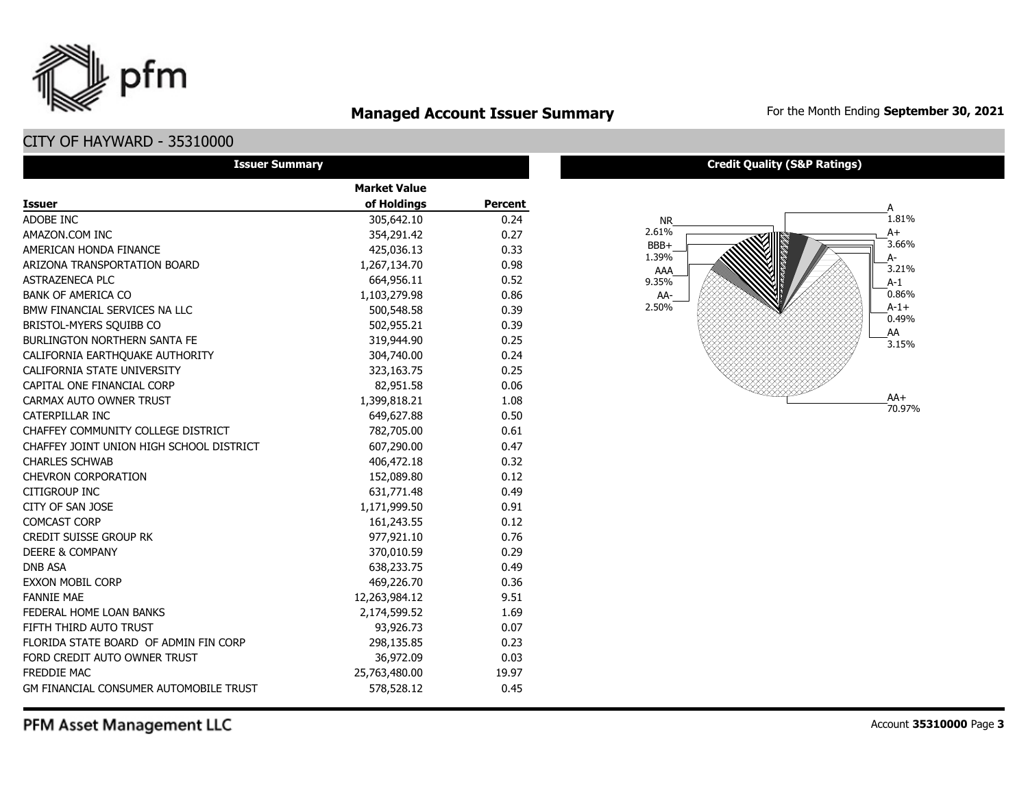# Managed Account Issuer Summary

For the Month Ending **September 30, 2021**

## CITY OF HAYWARD - 35310000

### Issuer Summary

| Issuer | Market Value of Holdings | Percent |
|---|---|---|
| ADOBE INC | 305,642.10 | 0.24 |
| AMAZON.COM INC | 354,291.42 | 0.27 |
| AMERICAN HONDA FINANCE | 425,036.13 | 0.33 |
| ARIZONA TRANSPORTATION BOARD | 1,267,134.70 | 0.98 |
| ASTRAZENECA PLC | 664,956.11 | 0.52 |
| BANK OF AMERICA CO | 1,103,279.98 | 0.86 |
| BMW FINANCIAL SERVICES NA LLC | 500,548.58 | 0.39 |
| BRISTOL-MYERS SQUIBB CO | 502,955.21 | 0.39 |
| BURLINGTON NORTHERN SANTA FE | 319,944.90 | 0.25 |
| CALIFORNIA EARTHQUAKE AUTHORITY | 304,740.00 | 0.24 |
| CALIFORNIA STATE UNIVERSITY | 323,163.75 | 0.25 |
| CAPITAL ONE FINANCIAL CORP | 82,951.58 | 0.06 |
| CARMAX AUTO OWNER TRUST | 1,399,818.21 | 1.08 |
| CATERPILLAR INC | 649,627.88 | 0.50 |
| CHAFFEY COMMUNITY COLLEGE DISTRICT | 782,705.00 | 0.61 |
| CHAFFEY JOINT UNION HIGH SCHOOL DISTRICT | 607,290.00 | 0.47 |
| CHARLES SCHWAB | 406,472.18 | 0.32 |
| CHEVRON CORPORATION | 152,089.80 | 0.12 |
| CITIGROUP INC | 631,771.48 | 0.49 |
| CITY OF SAN JOSE | 1,171,999.50 | 0.91 |
| COMCAST CORP | 161,243.55 | 0.12 |
| CREDIT SUISSE GROUP RK | 977,921.10 | 0.76 |
| DEERE & COMPANY | 370,010.59 | 0.29 |
| DNB ASA | 638,233.75 | 0.49 |
| EXXON MOBIL CORP | 469,226.70 | 0.36 |
| FANNIE MAE | 12,263,984.12 | 9.51 |
| FEDERAL HOME LOAN BANKS | 2,174,599.52 | 1.69 |
| FIFTH THIRD AUTO TRUST | 93,926.73 | 0.07 |
| FLORIDA STATE BOARD OF ADMIN FIN CORP | 298,135.85 | 0.23 |
| FORD CREDIT AUTO OWNER TRUST | 36,972.09 | 0.03 |
| FREDDIE MAC | 25,763,480.00 | 19.97 |
| GM FINANCIAL CONSUMER AUTOMOBILE TRUST | 578,528.12 | 0.45 |

### Credit Quality (S&P Ratings)

| Rating | Percent |
|---|---|
| A | 1.81% |
| A+ | 3.66% |
| A- | 3.21% |
| A-1 | 0.86% |
| A-1+ | 0.49% |
| AA | 3.15% |
| AA+ | 70.97% |
| AA- | 2.50% |
| AAA | 9.35% |
| BBB+ | 1.39% |
| NR | 2.61% |

PFM Asset Management LLC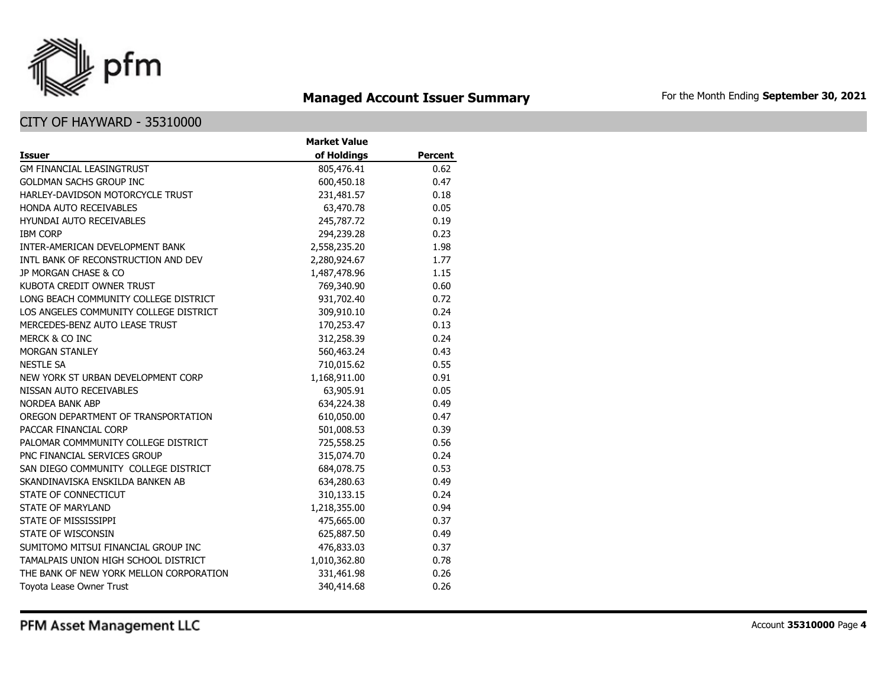# Managed Account Issuer Summary

For the Month Ending **September 30, 2021**

## CITY OF HAYWARD - 35310000

| Issuer | Market Value of Holdings | Percent |
|---|---|---|
| GM FINANCIAL LEASINGTRUST | 805,476.41 | 0.62 |
| GOLDMAN SACHS GROUP INC | 600,450.18 | 0.47 |
| HARLEY-DAVIDSON MOTORCYCLE TRUST | 231,481.57 | 0.18 |
| HONDA AUTO RECEIVABLES | 63,470.78 | 0.05 |
| HYUNDAI AUTO RECEIVABLES | 245,787.72 | 0.19 |
| IBM CORP | 294,239.28 | 0.23 |
| INTER-AMERICAN DEVELOPMENT BANK | 2,558,235.20 | 1.98 |
| INTL BANK OF RECONSTRUCTION AND DEV | 2,280,924.67 | 1.77 |
| JP MORGAN CHASE & CO | 1,487,478.96 | 1.15 |
| KUBOTA CREDIT OWNER TRUST | 769,340.90 | 0.60 |
| LONG BEACH COMMUNITY COLLEGE DISTRICT | 931,702.40 | 0.72 |
| LOS ANGELES COMMUNITY COLLEGE DISTRICT | 309,910.10 | 0.24 |
| MERCEDES-BENZ AUTO LEASE TRUST | 170,253.47 | 0.13 |
| MERCK & CO INC | 312,258.39 | 0.24 |
| MORGAN STANLEY | 560,463.24 | 0.43 |
| NESTLE SA | 710,015.62 | 0.55 |
| NEW YORK ST URBAN DEVELOPMENT CORP | 1,168,911.00 | 0.91 |
| NISSAN AUTO RECEIVABLES | 63,905.91 | 0.05 |
| NORDEA BANK ABP | 634,224.38 | 0.49 |
| OREGON DEPARTMENT OF TRANSPORTATION | 610,050.00 | 0.47 |
| PACCAR FINANCIAL CORP | 501,008.53 | 0.39 |
| PALOMAR COMMMUNITY COLLEGE DISTRICT | 725,558.25 | 0.56 |
| PNC FINANCIAL SERVICES GROUP | 315,074.70 | 0.24 |
| SAN DIEGO COMMUNITY COLLEGE DISTRICT | 684,078.75 | 0.53 |
| SKANDINAVISKA ENSKILDA BANKEN AB | 634,280.63 | 0.49 |
| STATE OF CONNECTICUT | 310,133.15 | 0.24 |
| STATE OF MARYLAND | 1,218,355.00 | 0.94 |
| STATE OF MISSISSIPPI | 475,665.00 | 0.37 |
| STATE OF WISCONSIN | 625,887.50 | 0.49 |
| SUMITOMO MITSUI FINANCIAL GROUP INC | 476,833.03 | 0.37 |
| TAMALPAIS UNION HIGH SCHOOL DISTRICT | 1,010,362.80 | 0.78 |
| THE BANK OF NEW YORK MELLON CORPORATION | 331,461.98 | 0.26 |
| Toyota Lease Owner Trust | 340,414.68 | 0.26 |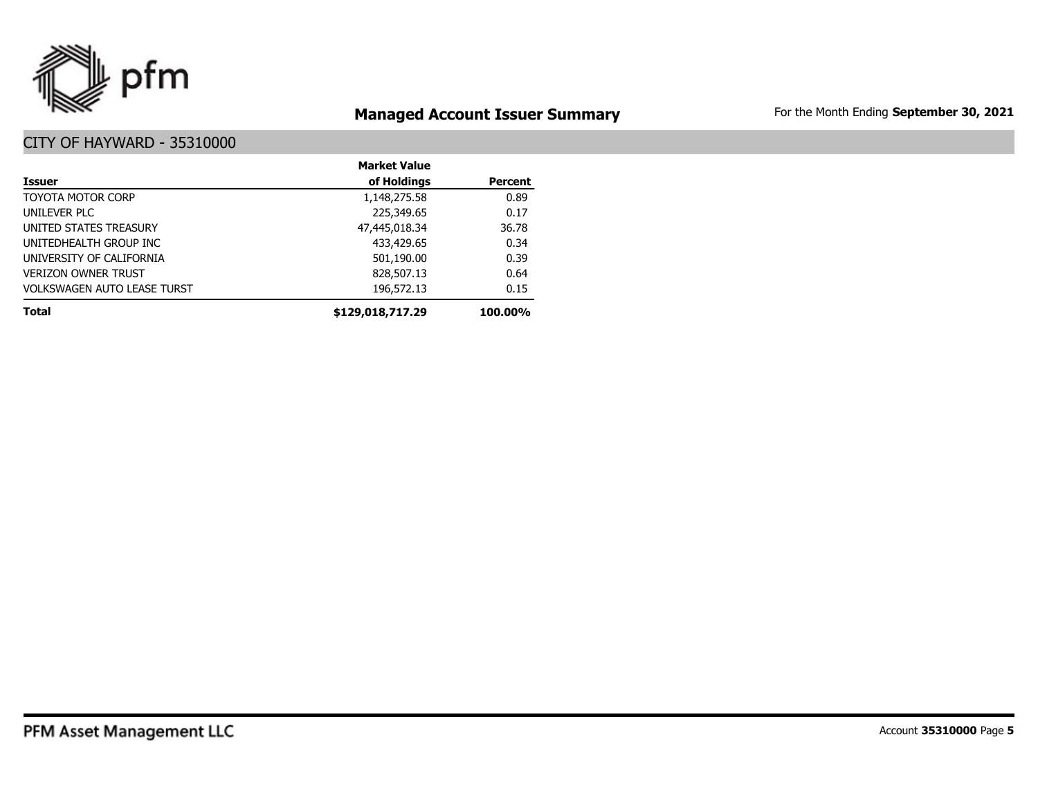## Managed Account Issuer Summary

For the Month Ending **September 30, 2021**

### CITY OF HAYWARD - 35310000

| Issuer | Market Value of Holdings | Percent |
|---|---:|---:|
| TOYOTA MOTOR CORP | 1,148,275.58 | 0.89 |
| UNILEVER PLC | 225,349.65 | 0.17 |
| UNITED STATES TREASURY | 47,445,018.34 | 36.78 |
| UNITEDHEALTH GROUP INC | 433,429.65 | 0.34 |
| UNIVERSITY OF CALIFORNIA | 501,190.00 | 0.39 |
| VERIZON OWNER TRUST | 828,507.13 | 0.64 |
| VOLKSWAGEN AUTO LEASE TURST | 196,572.13 | 0.15 |
| **Total** | **$129,018,717.29** | **100.00%** |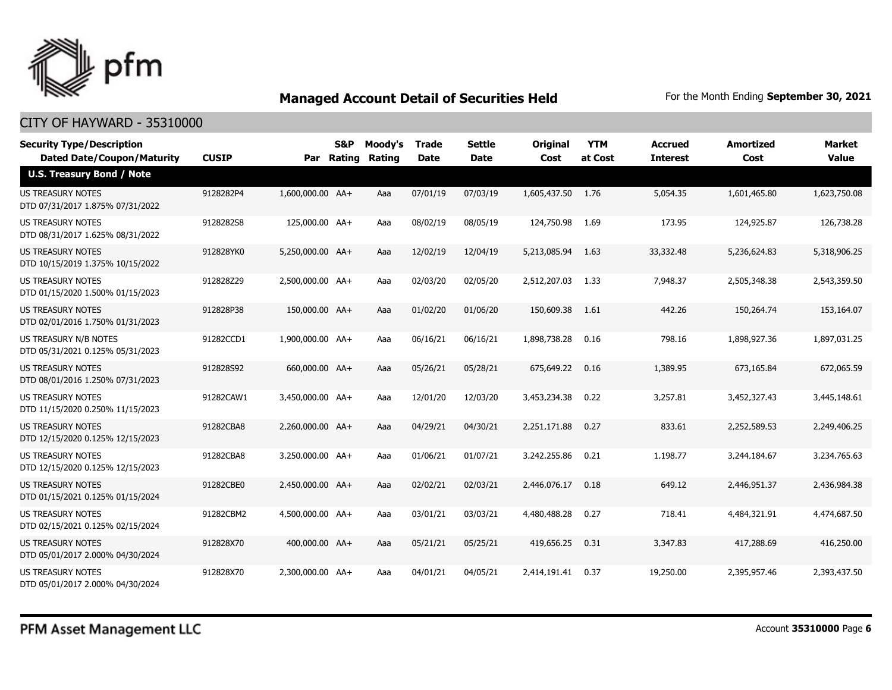## Managed Account Detail of Securities Held

For the Month Ending **September 30, 2021**

### CITY OF HAYWARD - 35310000

| Security Type/Description Dated Date/Coupon/Maturity | CUSIP | Par | S&P Rating | Moody's Rating | Trade Date | Settle Date | Original Cost | YTM at Cost | Accrued Interest | Amortized Cost | Market Value |
|---|---|---|---|---|---|---|---|---|---|---|---|
| **U.S. Treasury Bond / Note** | | | | | | | | | | | |
| US TREASURY NOTES DTD 07/31/2017 1.875% 07/31/2022 | 9128282P4 | 1,600,000.00 | AA+ | Aaa | 07/01/19 | 07/03/19 | 1,605,437.50 | 1.76 | 5,054.35 | 1,601,465.80 | 1,623,750.08 |
| US TREASURY NOTES DTD 08/31/2017 1.625% 08/31/2022 | 9128282S8 | 125,000.00 | AA+ | Aaa | 08/02/19 | 08/05/19 | 124,750.98 | 1.69 | 173.95 | 124,925.87 | 126,738.28 |
| US TREASURY NOTES DTD 10/15/2019 1.375% 10/15/2022 | 912828YK0 | 5,250,000.00 | AA+ | Aaa | 12/02/19 | 12/04/19 | 5,213,085.94 | 1.63 | 33,332.48 | 5,236,624.83 | 5,318,906.25 |
| US TREASURY NOTES DTD 01/15/2020 1.500% 01/15/2023 | 912828Z29 | 2,500,000.00 | AA+ | Aaa | 02/03/20 | 02/05/20 | 2,512,207.03 | 1.33 | 7,948.37 | 2,505,348.38 | 2,543,359.50 |
| US TREASURY NOTES DTD 02/01/2016 1.750% 01/31/2023 | 912828P38 | 150,000.00 | AA+ | Aaa | 01/02/20 | 01/06/20 | 150,609.38 | 1.61 | 442.26 | 150,264.74 | 153,164.07 |
| US TREASURY N/B NOTES DTD 05/31/2021 0.125% 05/31/2023 | 91282CCD1 | 1,900,000.00 | AA+ | Aaa | 06/16/21 | 06/16/21 | 1,898,738.28 | 0.16 | 798.16 | 1,898,927.36 | 1,897,031.25 |
| US TREASURY NOTES DTD 08/01/2016 1.250% 07/31/2023 | 912828S92 | 660,000.00 | AA+ | Aaa | 05/26/21 | 05/28/21 | 675,649.22 | 0.16 | 1,389.95 | 673,165.84 | 672,065.59 |
| US TREASURY NOTES DTD 11/15/2020 0.250% 11/15/2023 | 91282CAW1 | 3,450,000.00 | AA+ | Aaa | 12/01/20 | 12/03/20 | 3,453,234.38 | 0.22 | 3,257.81 | 3,452,327.43 | 3,445,148.61 |
| US TREASURY NOTES DTD 12/15/2020 0.125% 12/15/2023 | 91282CBA8 | 2,260,000.00 | AA+ | Aaa | 04/29/21 | 04/30/21 | 2,251,171.88 | 0.27 | 833.61 | 2,252,589.53 | 2,249,406.25 |
| US TREASURY NOTES DTD 12/15/2020 0.125% 12/15/2023 | 91282CBA8 | 3,250,000.00 | AA+ | Aaa | 01/06/21 | 01/07/21 | 3,242,255.86 | 0.21 | 1,198.77 | 3,244,184.67 | 3,234,765.63 |
| US TREASURY NOTES DTD 01/15/2021 0.125% 01/15/2024 | 91282CBE0 | 2,450,000.00 | AA+ | Aaa | 02/02/21 | 02/03/21 | 2,446,076.17 | 0.18 | 649.12 | 2,446,951.37 | 2,436,984.38 |
| US TREASURY NOTES DTD 02/15/2021 0.125% 02/15/2024 | 91282CBM2 | 4,500,000.00 | AA+ | Aaa | 03/01/21 | 03/03/21 | 4,480,488.28 | 0.27 | 718.41 | 4,484,321.91 | 4,474,687.50 |
| US TREASURY NOTES DTD 05/01/2017 2.000% 04/30/2024 | 912828X70 | 400,000.00 | AA+ | Aaa | 05/21/21 | 05/25/21 | 419,656.25 | 0.31 | 3,347.83 | 417,288.69 | 416,250.00 |
| US TREASURY NOTES DTD 05/01/2017 2.000% 04/30/2024 | 912828X70 | 2,300,000.00 | AA+ | Aaa | 04/01/21 | 04/05/21 | 2,414,191.41 | 0.37 | 19,250.00 | 2,395,957.46 | 2,393,437.50 |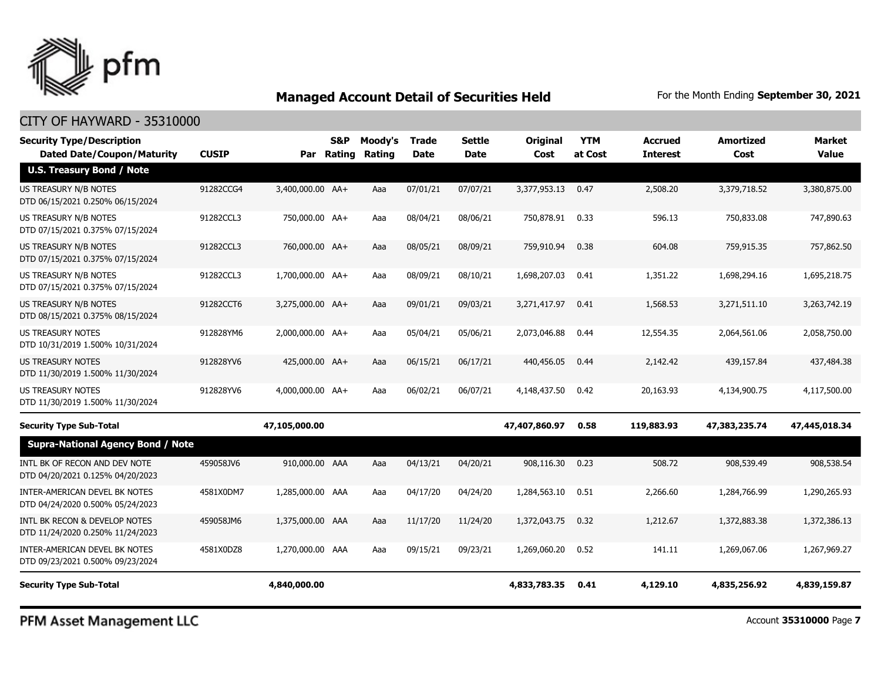## Managed Account Detail of Securities Held

For the Month Ending **September 30, 2021**

### CITY OF HAYWARD - 35310000

| Security Type/Description Dated Date/Coupon/Maturity | CUSIP | Par | S&P Rating | Moody's Rating | Trade Date | Settle Date | Original Cost | YTM at Cost | Accrued Interest | Amortized Cost | Market Value |
|---|---|---|---|---|---|---|---|---|---|---|---|
| **U.S. Treasury Bond / Note** | | | | | | | | | | | |
| US TREASURY N/B NOTES DTD 06/15/2021 0.250% 06/15/2024 | 91282CCG4 | 3,400,000.00 | AA+ | Aaa | 07/01/21 | 07/07/21 | 3,377,953.13 | 0.47 | 2,508.20 | 3,379,718.52 | 3,380,875.00 |
| US TREASURY N/B NOTES DTD 07/15/2021 0.375% 07/15/2024 | 91282CCL3 | 750,000.00 | AA+ | Aaa | 08/04/21 | 08/06/21 | 750,878.91 | 0.33 | 596.13 | 750,833.08 | 747,890.63 |
| US TREASURY N/B NOTES DTD 07/15/2021 0.375% 07/15/2024 | 91282CCL3 | 760,000.00 | AA+ | Aaa | 08/05/21 | 08/09/21 | 759,910.94 | 0.38 | 604.08 | 759,915.35 | 757,862.50 |
| US TREASURY N/B NOTES DTD 07/15/2021 0.375% 07/15/2024 | 91282CCL3 | 1,700,000.00 | AA+ | Aaa | 08/09/21 | 08/10/21 | 1,698,207.03 | 0.41 | 1,351.22 | 1,698,294.16 | 1,695,218.75 |
| US TREASURY N/B NOTES DTD 08/15/2021 0.375% 08/15/2024 | 91282CCT6 | 3,275,000.00 | AA+ | Aaa | 09/01/21 | 09/03/21 | 3,271,417.97 | 0.41 | 1,568.53 | 3,271,511.10 | 3,263,742.19 |
| US TREASURY NOTES DTD 10/31/2019 1.500% 10/31/2024 | 912828YM6 | 2,000,000.00 | AA+ | Aaa | 05/04/21 | 05/06/21 | 2,073,046.88 | 0.44 | 12,554.35 | 2,064,561.06 | 2,058,750.00 |
| US TREASURY NOTES DTD 11/30/2019 1.500% 11/30/2024 | 912828YV6 | 425,000.00 | AA+ | Aaa | 06/15/21 | 06/17/21 | 440,456.05 | 0.44 | 2,142.42 | 439,157.84 | 437,484.38 |
| US TREASURY NOTES DTD 11/30/2019 1.500% 11/30/2024 | 912828YV6 | 4,000,000.00 | AA+ | Aaa | 06/02/21 | 06/07/21 | 4,148,437.50 | 0.42 | 20,163.93 | 4,134,900.75 | 4,117,500.00 |
| **Security Type Sub-Total** | | **47,105,000.00** | | | | | **47,407,860.97** | **0.58** | **119,883.93** | **47,383,235.74** | **47,445,018.34** |
| **Supra-National Agency Bond / Note** | | | | | | | | | | | |
| INTL BK OF RECON AND DEV NOTE DTD 04/20/2021 0.125% 04/20/2023 | 459058JV6 | 910,000.00 | AAA | Aaa | 04/13/21 | 04/20/21 | 908,116.30 | 0.23 | 508.72 | 908,539.49 | 908,538.54 |
| INTER-AMERICAN DEVEL BK NOTES DTD 04/24/2020 0.500% 05/24/2023 | 4581X0DM7 | 1,285,000.00 | AAA | Aaa | 04/17/20 | 04/24/20 | 1,284,563.10 | 0.51 | 2,266.60 | 1,284,766.99 | 1,290,265.93 |
| INTL BK RECON & DEVELOP NOTES DTD 11/24/2020 0.250% 11/24/2023 | 459058JM6 | 1,375,000.00 | AAA | Aaa | 11/17/20 | 11/24/20 | 1,372,043.75 | 0.32 | 1,212.67 | 1,372,883.38 | 1,372,386.13 |
| INTER-AMERICAN DEVEL BK NOTES DTD 09/23/2021 0.500% 09/23/2024 | 4581X0DZ8 | 1,270,000.00 | AAA | Aaa | 09/15/21 | 09/23/21 | 1,269,060.20 | 0.52 | 141.11 | 1,269,067.06 | 1,267,969.27 |
| **Security Type Sub-Total** | | **4,840,000.00** | | | | | **4,833,783.35** | **0.41** | **4,129.10** | **4,835,256.92** | **4,839,159.87** |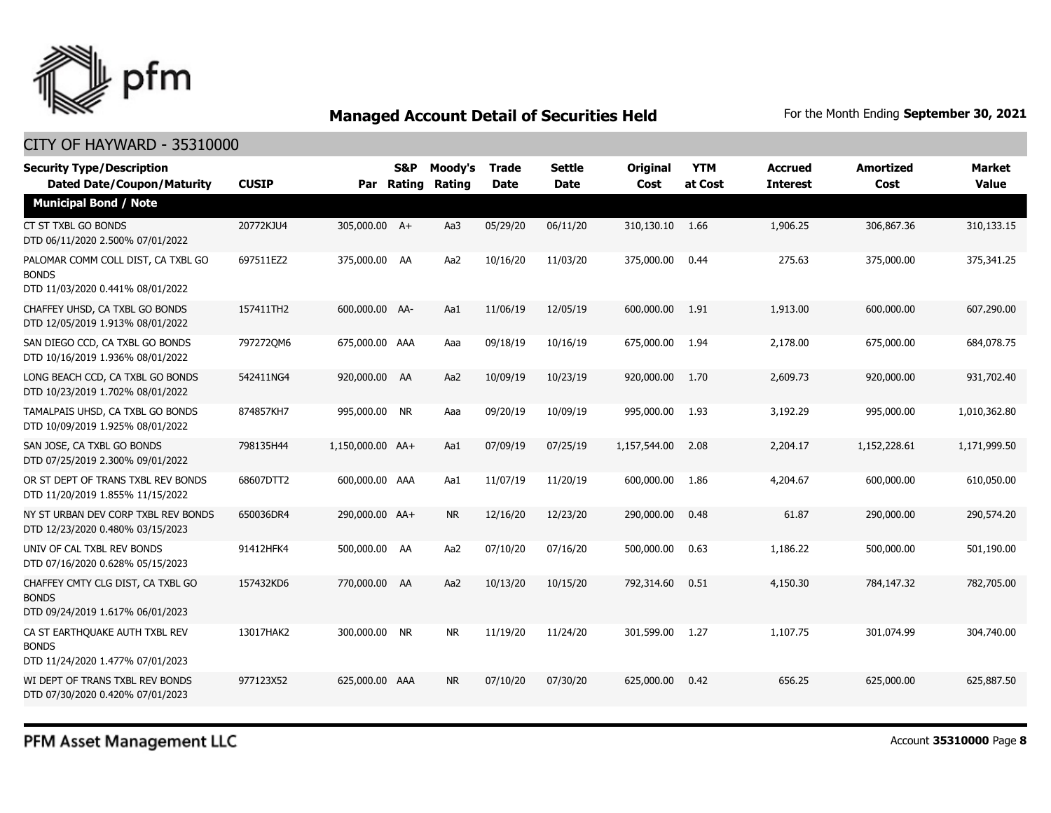## Managed Account Detail of Securities Held

For the Month Ending **September 30, 2021**

### CITY OF HAYWARD - 35310000

| Security Type/Description Dated Date/Coupon/Maturity | CUSIP | Par | S&P Rating | Moody's Rating | Trade Date | Settle Date | Original Cost | YTM at Cost | Accrued Interest | Amortized Cost | Market Value |
|---|---|---|---|---|---|---|---|---|---|---|---|
| **Municipal Bond / Note** | | | | | | | | | | | |
| CT ST TXBL GO BONDS DTD 06/11/2020 2.500% 07/01/2022 | 20772KJU4 | 305,000.00 | A+ | Aa3 | 05/29/20 | 06/11/20 | 310,130.10 | 1.66 | 1,906.25 | 306,867.36 | 310,133.15 |
| PALOMAR COMM COLL DIST, CA TXBL GO BONDS DTD 11/03/2020 0.441% 08/01/2022 | 697511EZ2 | 375,000.00 | AA | Aa2 | 10/16/20 | 11/03/20 | 375,000.00 | 0.44 | 275.63 | 375,000.00 | 375,341.25 |
| CHAFFEY UHSD, CA TXBL GO BONDS DTD 12/05/2019 1.913% 08/01/2022 | 157411TH2 | 600,000.00 | AA- | Aa1 | 11/06/19 | 12/05/19 | 600,000.00 | 1.91 | 1,913.00 | 600,000.00 | 607,290.00 |
| SAN DIEGO CCD, CA TXBL GO BONDS DTD 10/16/2019 1.936% 08/01/2022 | 797272QM6 | 675,000.00 | AAA | Aaa | 09/18/19 | 10/16/19 | 675,000.00 | 1.94 | 2,178.00 | 675,000.00 | 684,078.75 |
| LONG BEACH CCD, CA TXBL GO BONDS DTD 10/23/2019 1.702% 08/01/2022 | 542411NG4 | 920,000.00 | AA | Aa2 | 10/09/19 | 10/23/19 | 920,000.00 | 1.70 | 2,609.73 | 920,000.00 | 931,702.40 |
| TAMALPAIS UHSD, CA TXBL GO BONDS DTD 10/09/2019 1.925% 08/01/2022 | 874857KH7 | 995,000.00 | NR | Aaa | 09/20/19 | 10/09/19 | 995,000.00 | 1.93 | 3,192.29 | 995,000.00 | 1,010,362.80 |
| SAN JOSE, CA TXBL GO BONDS DTD 07/25/2019 2.300% 09/01/2022 | 798135H44 | 1,150,000.00 | AA+ | Aa1 | 07/09/19 | 07/25/19 | 1,157,544.00 | 2.08 | 2,204.17 | 1,152,228.61 | 1,171,999.50 |
| OR ST DEPT OF TRANS TXBL REV BONDS DTD 11/20/2019 1.855% 11/15/2022 | 68607DTT2 | 600,000.00 | AAA | Aa1 | 11/07/19 | 11/20/19 | 600,000.00 | 1.86 | 4,204.67 | 600,000.00 | 610,050.00 |
| NY ST URBAN DEV CORP TXBL REV BONDS DTD 12/23/2020 0.480% 03/15/2023 | 650036DR4 | 290,000.00 | AA+ | NR | 12/16/20 | 12/23/20 | 290,000.00 | 0.48 | 61.87 | 290,000.00 | 290,574.20 |
| UNIV OF CAL TXBL REV BONDS DTD 07/16/2020 0.628% 05/15/2023 | 91412HFK4 | 500,000.00 | AA | Aa2 | 07/10/20 | 07/16/20 | 500,000.00 | 0.63 | 1,186.22 | 500,000.00 | 501,190.00 |
| CHAFFEY CMTY CLG DIST, CA TXBL GO BONDS DTD 09/24/2019 1.617% 06/01/2023 | 157432KD6 | 770,000.00 | AA | Aa2 | 10/13/20 | 10/15/20 | 792,314.60 | 0.51 | 4,150.30 | 784,147.32 | 782,705.00 |
| CA ST EARTHQUAKE AUTH TXBL REV BONDS DTD 11/24/2020 1.477% 07/01/2023 | 13017HAK2 | 300,000.00 | NR | NR | 11/19/20 | 11/24/20 | 301,599.00 | 1.27 | 1,107.75 | 301,074.99 | 304,740.00 |
| WI DEPT OF TRANS TXBL REV BONDS DTD 07/30/2020 0.420% 07/01/2023 | 977123X52 | 625,000.00 | AAA | NR | 07/10/20 | 07/30/20 | 625,000.00 | 0.42 | 656.25 | 625,000.00 | 625,887.50 |

PFM Asset Management LLC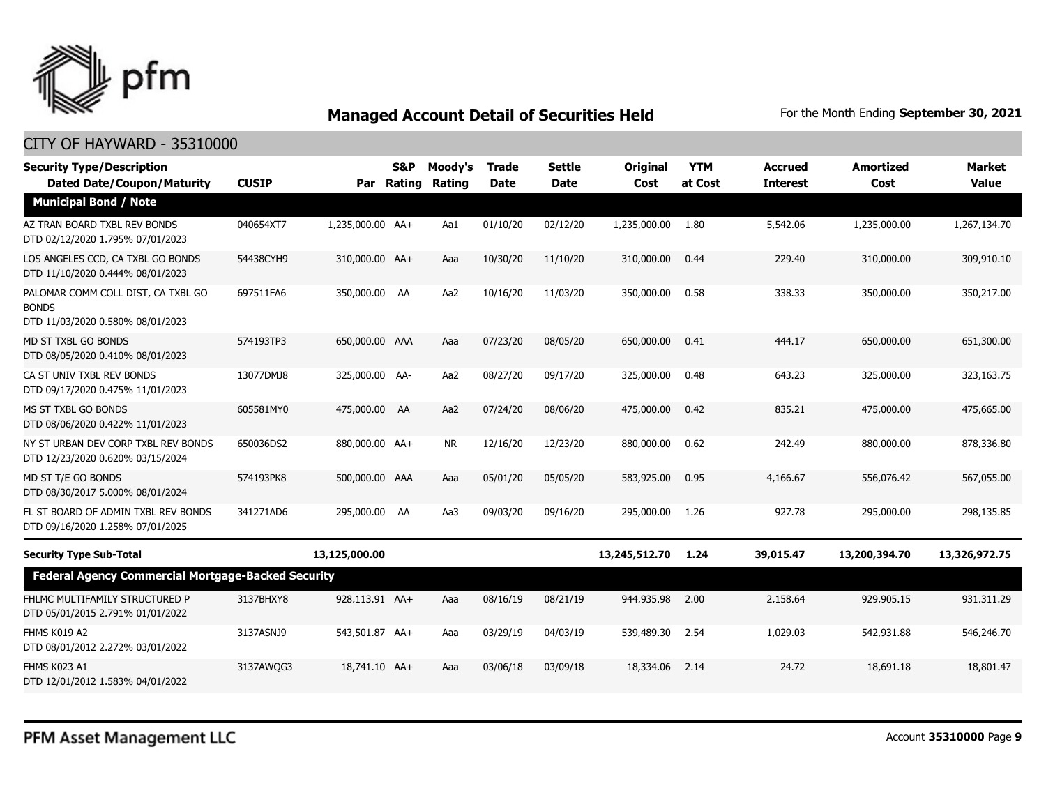## Managed Account Detail of Securities Held

For the Month Ending **September 30, 2021**

### CITY OF HAYWARD - 35310000

| Security Type/Description Dated Date/Coupon/Maturity | CUSIP | Par | S&P Rating | Moody's Rating | Trade Date | Settle Date | Original Cost | YTM at Cost | Accrued Interest | Amortized Cost | Market Value |
|---|---|---|---|---|---|---|---|---|---|---|---|
| **Municipal Bond / Note** | | | | | | | | | | | |
| AZ TRAN BOARD TXBL REV BONDS DTD 02/12/2020 1.795% 07/01/2023 | 040654XT7 | 1,235,000.00 | AA+ | Aa1 | 01/10/20 | 02/12/20 | 1,235,000.00 | 1.80 | 5,542.06 | 1,235,000.00 | 1,267,134.70 |
| LOS ANGELES CCD, CA TXBL GO BONDS DTD 11/10/2020 0.444% 08/01/2023 | 54438CYH9 | 310,000.00 | AA+ | Aaa | 10/30/20 | 11/10/20 | 310,000.00 | 0.44 | 229.40 | 310,000.00 | 309,910.10 |
| PALOMAR COMM COLL DIST, CA TXBL GO BONDS DTD 11/03/2020 0.580% 08/01/2023 | 697511FA6 | 350,000.00 | AA | Aa2 | 10/16/20 | 11/03/20 | 350,000.00 | 0.58 | 338.33 | 350,000.00 | 350,217.00 |
| MD ST TXBL GO BONDS DTD 08/05/2020 0.410% 08/01/2023 | 574193TP3 | 650,000.00 | AAA | Aaa | 07/23/20 | 08/05/20 | 650,000.00 | 0.41 | 444.17 | 650,000.00 | 651,300.00 |
| CA ST UNIV TXBL REV BONDS DTD 09/17/2020 0.475% 11/01/2023 | 13077DMJ8 | 325,000.00 | AA- | Aa2 | 08/27/20 | 09/17/20 | 325,000.00 | 0.48 | 643.23 | 325,000.00 | 323,163.75 |
| MS ST TXBL GO BONDS DTD 08/06/2020 0.422% 11/01/2023 | 605581MY0 | 475,000.00 | AA | Aa2 | 07/24/20 | 08/06/20 | 475,000.00 | 0.42 | 835.21 | 475,000.00 | 475,665.00 |
| NY ST URBAN DEV CORP TXBL REV BONDS DTD 12/23/2020 0.620% 03/15/2024 | 650036DS2 | 880,000.00 | AA+ | NR | 12/16/20 | 12/23/20 | 880,000.00 | 0.62 | 242.49 | 880,000.00 | 878,336.80 |
| MD ST T/E GO BONDS DTD 08/30/2017 5.000% 08/01/2024 | 574193PK8 | 500,000.00 | AAA | Aaa | 05/01/20 | 05/05/20 | 583,925.00 | 0.95 | 4,166.67 | 556,076.42 | 567,055.00 |
| FL ST BOARD OF ADMIN TXBL REV BONDS DTD 09/16/2020 1.258% 07/01/2025 | 341271AD6 | 295,000.00 | AA | Aa3 | 09/03/20 | 09/16/20 | 295,000.00 | 1.26 | 927.78 | 295,000.00 | 298,135.85 |
| **Security Type Sub-Total** | | **13,125,000.00** | | | | | **13,245,512.70** | **1.24** | **39,015.47** | **13,200,394.70** | **13,326,972.75** |
| **Federal Agency Commercial Mortgage-Backed Security** | | | | | | | | | | | |
| FHLMC MULTIFAMILY STRUCTURED P DTD 05/01/2015 2.791% 01/01/2022 | 3137BHXY8 | 928,113.91 | AA+ | Aaa | 08/16/19 | 08/21/19 | 944,935.98 | 2.00 | 2,158.64 | 929,905.15 | 931,311.29 |
| FHMS K019 A2 DTD 08/01/2012 2.272% 03/01/2022 | 3137ASNJ9 | 543,501.87 | AA+ | Aaa | 03/29/19 | 04/03/19 | 539,489.30 | 2.54 | 1,029.03 | 542,931.88 | 546,246.70 |
| FHMS K023 A1 DTD 12/01/2012 1.583% 04/01/2022 | 3137AWQG3 | 18,741.10 | AA+ | Aaa | 03/06/18 | 03/09/18 | 18,334.06 | 2.14 | 24.72 | 18,691.18 | 18,801.47 |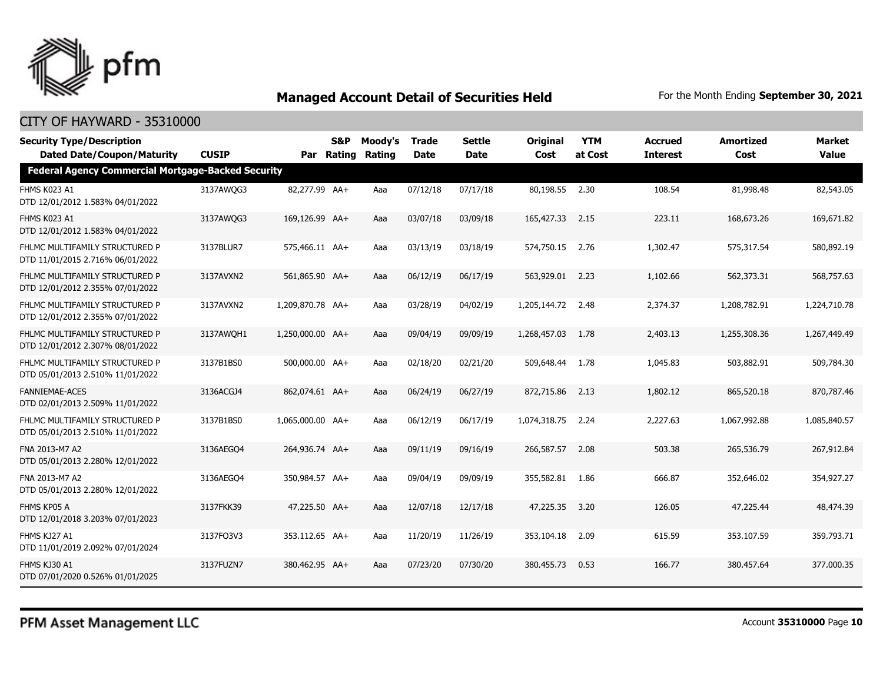## Managed Account Detail of Securities Held

For the Month Ending **September 30, 2021**

CITY OF HAYWARD - 35310000

| Security Type/Description Dated Date/Coupon/Maturity | CUSIP | Par | S&P Rating | Moody's Rating | Trade Date | Settle Date | Original Cost | YTM at Cost | Accrued Interest | Amortized Cost | Market Value |
|---|---|---|---|---|---|---|---|---|---|---|---|
| **Federal Agency Commercial Mortgage-Backed Security** | | | | | | | | | | | |
| FHMS K023 A1 DTD 12/01/2012 1.583% 04/01/2022 | 3137AWQG3 | 82,277.99 | AA+ | Aaa | 07/12/18 | 07/17/18 | 80,198.55 | 2.30 | 108.54 | 81,998.48 | 82,543.05 |
| FHMS K023 A1 DTD 12/01/2012 1.583% 04/01/2022 | 3137AWQG3 | 169,126.99 | AA+ | Aaa | 03/07/18 | 03/09/18 | 165,427.33 | 2.15 | 223.11 | 168,673.26 | 169,671.82 |
| FHLMC MULTIFAMILY STRUCTURED P DTD 11/01/2015 2.716% 06/01/2022 | 3137BLUR7 | 575,466.11 | AA+ | Aaa | 03/13/19 | 03/18/19 | 574,750.15 | 2.76 | 1,302.47 | 575,317.54 | 580,892.19 |
| FHLMC MULTIFAMILY STRUCTURED P DTD 12/01/2012 2.355% 07/01/2022 | 3137AVXN2 | 561,865.90 | AA+ | Aaa | 06/12/19 | 06/17/19 | 563,929.01 | 2.23 | 1,102.66 | 562,373.31 | 568,757.63 |
| FHLMC MULTIFAMILY STRUCTURED P DTD 12/01/2012 2.355% 07/01/2022 | 3137AVXN2 | 1,209,870.78 | AA+ | Aaa | 03/28/19 | 04/02/19 | 1,205,144.72 | 2.48 | 2,374.37 | 1,208,782.91 | 1,224,710.78 |
| FHLMC MULTIFAMILY STRUCTURED P DTD 12/01/2012 2.307% 08/01/2022 | 3137AWQH1 | 1,250,000.00 | AA+ | Aaa | 09/04/19 | 09/09/19 | 1,268,457.03 | 1.78 | 2,403.13 | 1,255,308.36 | 1,267,449.49 |
| FHLMC MULTIFAMILY STRUCTURED P DTD 05/01/2013 2.510% 11/01/2022 | 3137B1BS0 | 500,000.00 | AA+ | Aaa | 02/18/20 | 02/21/20 | 509,648.44 | 1.78 | 1,045.83 | 503,882.91 | 509,784.30 |
| FANNIEMAE-ACES DTD 02/01/2013 2.509% 11/01/2022 | 3136ACGJ4 | 862,074.61 | AA+ | Aaa | 06/24/19 | 06/27/19 | 872,715.86 | 2.13 | 1,802.12 | 865,520.18 | 870,787.46 |
| FHLMC MULTIFAMILY STRUCTURED P DTD 05/01/2013 2.510% 11/01/2022 | 3137B1BS0 | 1,065,000.00 | AA+ | Aaa | 06/12/19 | 06/17/19 | 1,074,318.75 | 2.24 | 2,227.63 | 1,067,992.88 | 1,085,840.57 |
| FNA 2013-M7 A2 DTD 05/01/2013 2.280% 12/01/2022 | 3136AEGO4 | 264,936.74 | AA+ | Aaa | 09/11/19 | 09/16/19 | 266,587.57 | 2.08 | 503.38 | 265,536.79 | 267,912.84 |
| FNA 2013-M7 A2 DTD 05/01/2013 2.280% 12/01/2022 | 3136AEGO4 | 350,984.57 | AA+ | Aaa | 09/04/19 | 09/09/19 | 355,582.81 | 1.86 | 666.87 | 352,646.02 | 354,927.27 |
| FHMS KP05 A DTD 12/01/2018 3.203% 07/01/2023 | 3137FKK39 | 47,225.50 | AA+ | Aaa | 12/07/18 | 12/17/18 | 47,225.35 | 3.20 | 126.05 | 47,225.44 | 48,474.39 |
| FHMS KJ27 A1 DTD 11/01/2019 2.092% 07/01/2024 | 3137FQ3V3 | 353,112.65 | AA+ | Aaa | 11/20/19 | 11/26/19 | 353,104.18 | 2.09 | 615.59 | 353,107.59 | 359,793.71 |
| FHMS KJ30 A1 DTD 07/01/2020 0.526% 01/01/2025 | 3137FUZN7 | 380,462.95 | AA+ | Aaa | 07/23/20 | 07/30/20 | 380,455.73 | 0.53 | 166.77 | 380,457.64 | 377,000.35 |

PFM Asset Management LLC

Account **35310000**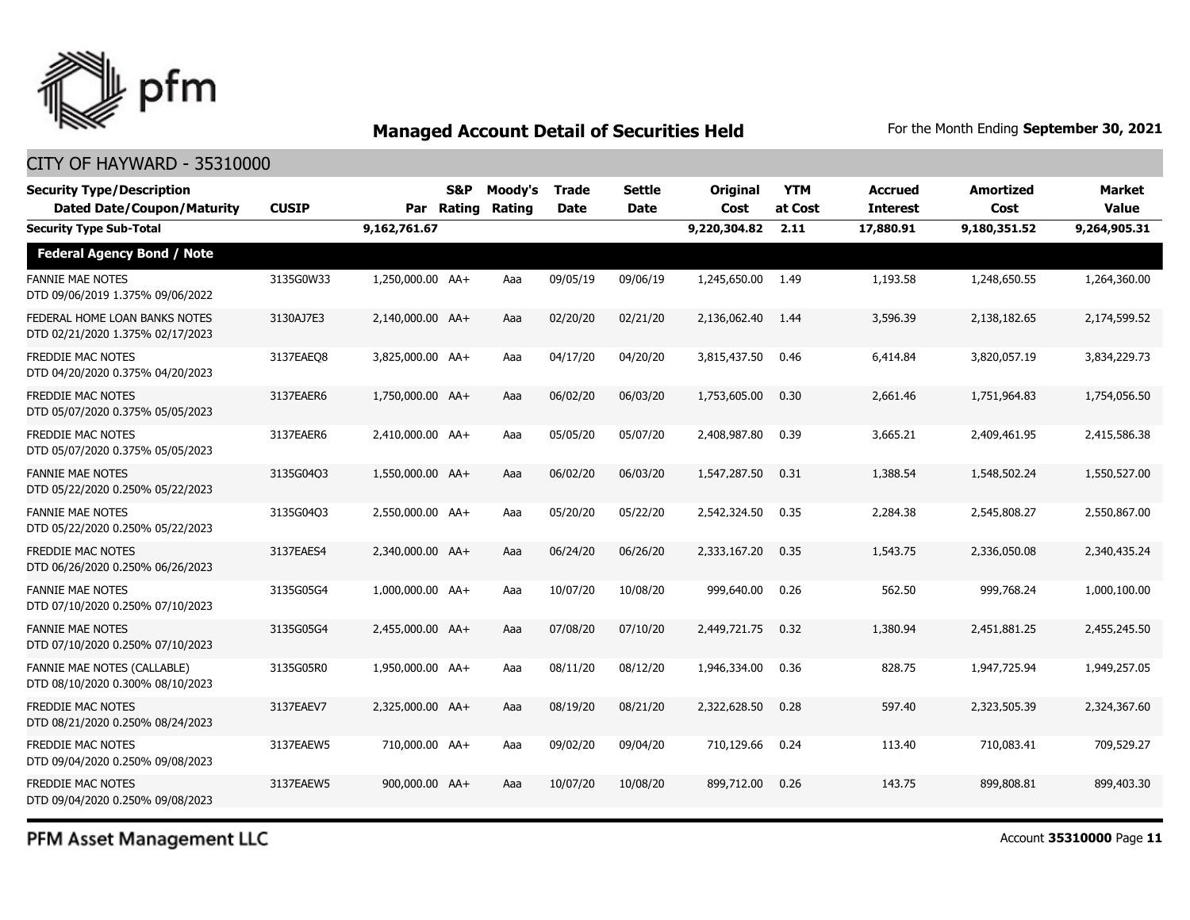## Managed Account Detail of Securities Held

For the Month Ending **September 30, 2021**

CITY OF HAYWARD - 35310000

| Security Type/Description Dated Date/Coupon/Maturity | CUSIP | Par | S&P Rating | Moody's Rating | Trade Date | Settle Date | Original Cost | YTM at Cost | Accrued Interest | Amortized Cost | Market Value |
|---|---|---|---|---|---|---|---|---|---|---|---|
| **Security Type Sub-Total** | | **9,162,761.67** | | | | | **9,220,304.82** | **2.11** | **17,880.91** | **9,180,351.52** | **9,264,905.31** |
| **Federal Agency Bond / Note** | | | | | | | | | | | |
| FANNIE MAE NOTES DTD 09/06/2019 1.375% 09/06/2022 | 3135G0W33 | 1,250,000.00 | AA+ | Aaa | 09/05/19 | 09/06/19 | 1,245,650.00 | 1.49 | 1,193.58 | 1,248,650.55 | 1,264,360.00 |
| FEDERAL HOME LOAN BANKS NOTES DTD 02/21/2020 1.375% 02/17/2023 | 3130AJ7E3 | 2,140,000.00 | AA+ | Aaa | 02/20/20 | 02/21/20 | 2,136,062.40 | 1.44 | 3,596.39 | 2,138,182.65 | 2,174,599.52 |
| FREDDIE MAC NOTES DTD 04/20/2020 0.375% 04/20/2023 | 3137EAEQ8 | 3,825,000.00 | AA+ | Aaa | 04/17/20 | 04/20/20 | 3,815,437.50 | 0.46 | 6,414.84 | 3,820,057.19 | 3,834,229.73 |
| FREDDIE MAC NOTES DTD 05/07/2020 0.375% 05/05/2023 | 3137EAER6 | 1,750,000.00 | AA+ | Aaa | 06/02/20 | 06/03/20 | 1,753,605.00 | 0.30 | 2,661.46 | 1,751,964.83 | 1,754,056.50 |
| FREDDIE MAC NOTES DTD 05/07/2020 0.375% 05/05/2023 | 3137EAER6 | 2,410,000.00 | AA+ | Aaa | 05/05/20 | 05/07/20 | 2,408,987.80 | 0.39 | 3,665.21 | 2,409,461.95 | 2,415,586.38 |
| FANNIE MAE NOTES DTD 05/22/2020 0.250% 05/22/2023 | 3135G04Q3 | 1,550,000.00 | AA+ | Aaa | 06/02/20 | 06/03/20 | 1,547,287.50 | 0.31 | 1,388.54 | 1,548,502.24 | 1,550,527.00 |
| FANNIE MAE NOTES DTD 05/22/2020 0.250% 05/22/2023 | 3135G04Q3 | 2,550,000.00 | AA+ | Aaa | 05/20/20 | 05/22/20 | 2,542,324.50 | 0.35 | 2,284.38 | 2,545,808.27 | 2,550,867.00 |
| FREDDIE MAC NOTES DTD 06/26/2020 0.250% 06/26/2023 | 3137EAES4 | 2,340,000.00 | AA+ | Aaa | 06/24/20 | 06/26/20 | 2,333,167.20 | 0.35 | 1,543.75 | 2,336,050.08 | 2,340,435.24 |
| FANNIE MAE NOTES DTD 07/10/2020 0.250% 07/10/2023 | 3135G05G4 | 1,000,000.00 | AA+ | Aaa | 10/07/20 | 10/08/20 | 999,640.00 | 0.26 | 562.50 | 999,768.24 | 1,000,100.00 |
| FANNIE MAE NOTES DTD 07/10/2020 0.250% 07/10/2023 | 3135G05G4 | 2,455,000.00 | AA+ | Aaa | 07/08/20 | 07/10/20 | 2,449,721.75 | 0.32 | 1,380.94 | 2,451,881.25 | 2,455,245.50 |
| FANNIE MAE NOTES (CALLABLE) DTD 08/10/2020 0.300% 08/10/2023 | 3135G05R0 | 1,950,000.00 | AA+ | Aaa | 08/11/20 | 08/12/20 | 1,946,334.00 | 0.36 | 828.75 | 1,947,725.94 | 1,949,257.05 |
| FREDDIE MAC NOTES DTD 08/21/2020 0.250% 08/24/2023 | 3137EAEV7 | 2,325,000.00 | AA+ | Aaa | 08/19/20 | 08/21/20 | 2,322,628.50 | 0.28 | 597.40 | 2,323,505.39 | 2,324,367.60 |
| FREDDIE MAC NOTES DTD 09/04/2020 0.250% 09/08/2023 | 3137EAEW5 | 710,000.00 | AA+ | Aaa | 09/02/20 | 09/04/20 | 710,129.66 | 0.24 | 113.40 | 710,083.41 | 709,529.27 |
| FREDDIE MAC NOTES DTD 09/04/2020 0.250% 09/08/2023 | 3137EAEW5 | 900,000.00 | AA+ | Aaa | 10/07/20 | 10/08/20 | 899,712.00 | 0.26 | 143.75 | 899,808.81 | 899,403.30 |

PFM Asset Management LLC

Account **35310000**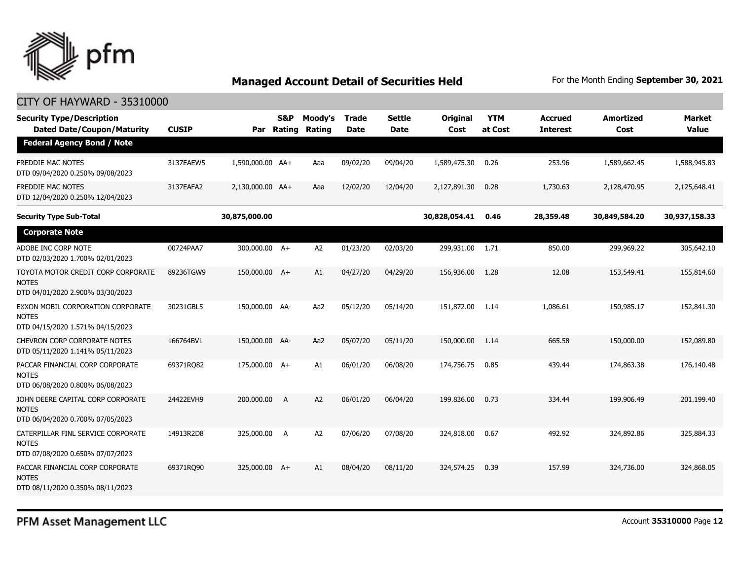## Managed Account Detail of Securities Held

For the Month Ending **September 30, 2021**

CITY OF HAYWARD - 35310000

| Security Type/Description Dated Date/Coupon/Maturity | CUSIP | Par | S&P Rating | Moody's Rating | Trade Date | Settle Date | Original Cost | YTM at Cost | Accrued Interest | Amortized Cost | Market Value |
|---|---|---|---|---|---|---|---|---|---|---|---|
| **Federal Agency Bond / Note** | | | | | | | | | | | |
| FREDDIE MAC NOTES DTD 09/04/2020 0.250% 09/08/2023 | 3137EAEW5 | 1,590,000.00 | AA+ | Aaa | 09/02/20 | 09/04/20 | 1,589,475.30 | 0.26 | 253.96 | 1,589,662.45 | 1,588,945.83 |
| FREDDIE MAC NOTES DTD 12/04/2020 0.250% 12/04/2023 | 3137EAFA2 | 2,130,000.00 | AA+ | Aaa | 12/02/20 | 12/04/20 | 2,127,891.30 | 0.28 | 1,730.63 | 2,128,470.95 | 2,125,648.41 |
| **Security Type Sub-Total** | | **30,875,000.00** | | | | | **30,828,054.41** | **0.46** | **28,359.48** | **30,849,584.20** | **30,937,158.33** |
| **Corporate Note** | | | | | | | | | | | |
| ADOBE INC CORP NOTE DTD 02/03/2020 1.700% 02/01/2023 | 00724PAA7 | 300,000.00 | A+ | A2 | 01/23/20 | 02/03/20 | 299,931.00 | 1.71 | 850.00 | 299,969.22 | 305,642.10 |
| TOYOTA MOTOR CREDIT CORP CORPORATE NOTES DTD 04/01/2020 2.900% 03/30/2023 | 89236TGW9 | 150,000.00 | A+ | A1 | 04/27/20 | 04/29/20 | 156,936.00 | 1.28 | 12.08 | 153,549.41 | 155,814.60 |
| EXXON MOBIL CORPORATION CORPORATE NOTES DTD 04/15/2020 1.571% 04/15/2023 | 30231GBL5 | 150,000.00 | AA- | Aa2 | 05/12/20 | 05/14/20 | 151,872.00 | 1.14 | 1,086.61 | 150,985.17 | 152,841.30 |
| CHEVRON CORP CORPORATE NOTES DTD 05/11/2020 1.141% 05/11/2023 | 166764BV1 | 150,000.00 | AA- | Aa2 | 05/07/20 | 05/11/20 | 150,000.00 | 1.14 | 665.58 | 150,000.00 | 152,089.80 |
| PACCAR FINANCIAL CORP CORPORATE NOTES DTD 06/08/2020 0.800% 06/08/2023 | 69371RQ82 | 175,000.00 | A+ | A1 | 06/01/20 | 06/08/20 | 174,756.75 | 0.85 | 439.44 | 174,863.38 | 176,140.48 |
| JOHN DEERE CAPITAL CORP CORPORATE NOTES DTD 06/04/2020 0.700% 07/05/2023 | 24422EVH9 | 200,000.00 | A | A2 | 06/01/20 | 06/04/20 | 199,836.00 | 0.73 | 334.44 | 199,906.49 | 201,199.40 |
| CATERPILLAR FINL SERVICE CORPORATE NOTES DTD 07/08/2020 0.650% 07/07/2023 | 14913R2D8 | 325,000.00 | A | A2 | 07/06/20 | 07/08/20 | 324,818.00 | 0.67 | 492.92 | 324,892.86 | 325,884.33 |
| PACCAR FINANCIAL CORP CORPORATE NOTES DTD 08/11/2020 0.350% 08/11/2023 | 69371RQ90 | 325,000.00 | A+ | A1 | 08/04/20 | 08/11/20 | 324,574.25 | 0.39 | 157.99 | 324,736.00 | 324,868.05 |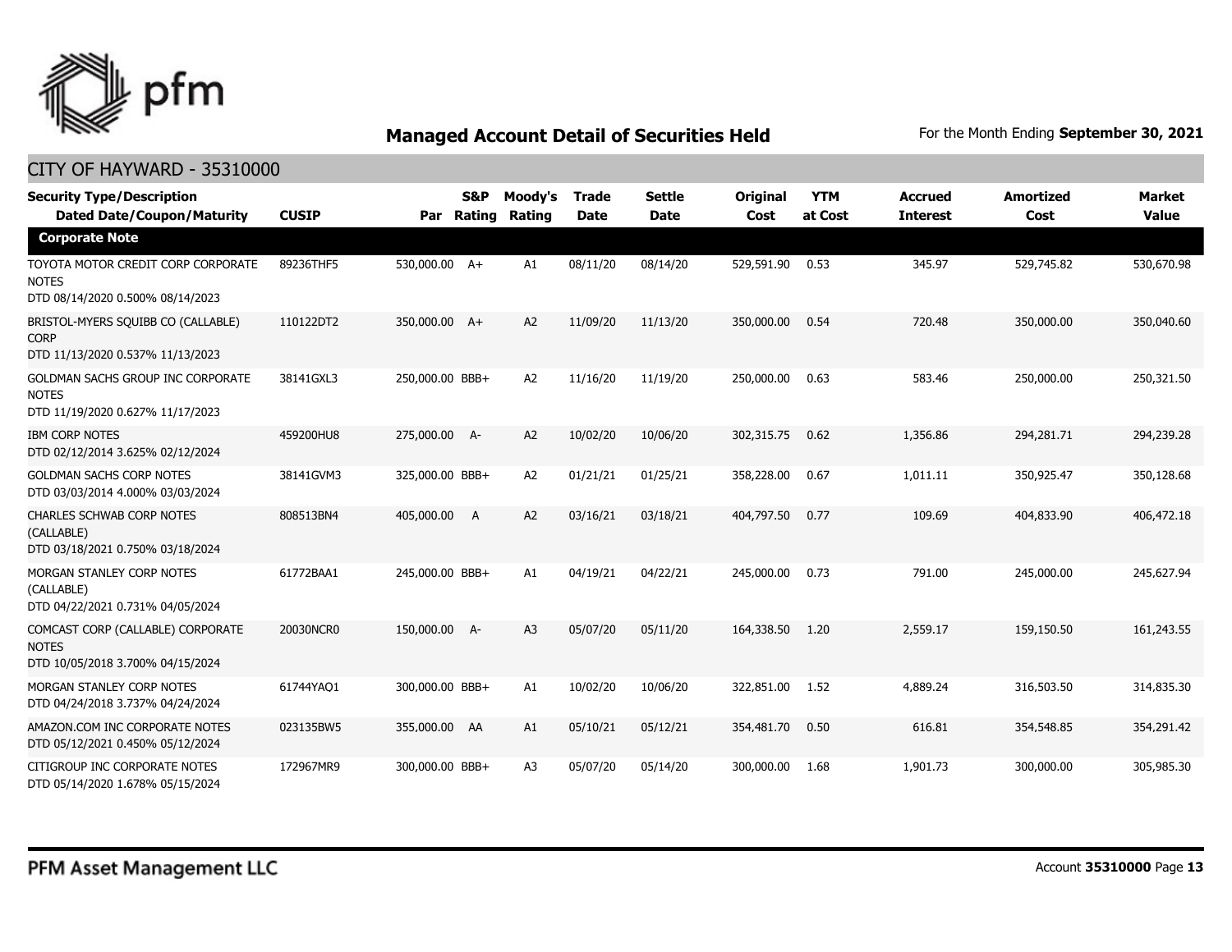## Managed Account Detail of Securities Held

For the Month Ending **September 30, 2021**

### CITY OF HAYWARD - 35310000

| Security Type/Description<br>Dated Date/Coupon/Maturity | CUSIP | Par | S&P Rating | Moody's Rating | Trade Date | Settle Date | Original Cost | YTM at Cost | Accrued Interest | Amortized Cost | Market Value |
|---|---|---|---|---|---|---|---|---|---|---|---|
| **Corporate Note** | | | | | | | | | | | |
| TOYOTA MOTOR CREDIT CORP CORPORATE NOTES<br>DTD 08/14/2020 0.500% 08/14/2023 | 89236THF5 | 530,000.00 | A+ | A1 | 08/11/20 | 08/14/20 | 529,591.90 | 0.53 | 345.97 | 529,745.82 | 530,670.98 |
| BRISTOL-MYERS SQUIBB CO (CALLABLE) CORP<br>DTD 11/13/2020 0.537% 11/13/2023 | 110122DT2 | 350,000.00 | A+ | A2 | 11/09/20 | 11/13/20 | 350,000.00 | 0.54 | 720.48 | 350,000.00 | 350,040.60 |
| GOLDMAN SACHS GROUP INC CORPORATE NOTES<br>DTD 11/19/2020 0.627% 11/17/2023 | 38141GXL3 | 250,000.00 | BBB+ | A2 | 11/16/20 | 11/19/20 | 250,000.00 | 0.63 | 583.46 | 250,000.00 | 250,321.50 |
| IBM CORP NOTES<br>DTD 02/12/2014 3.625% 02/12/2024 | 459200HU8 | 275,000.00 | A- | A2 | 10/02/20 | 10/06/20 | 302,315.75 | 0.62 | 1,356.86 | 294,281.71 | 294,239.28 |
| GOLDMAN SACHS CORP NOTES<br>DTD 03/03/2014 4.000% 03/03/2024 | 38141GVM3 | 325,000.00 | BBB+ | A2 | 01/21/21 | 01/25/21 | 358,228.00 | 0.67 | 1,011.11 | 350,925.47 | 350,128.68 |
| CHARLES SCHWAB CORP NOTES (CALLABLE)<br>DTD 03/18/2021 0.750% 03/18/2024 | 808513BN4 | 405,000.00 | A | A2 | 03/16/21 | 03/18/21 | 404,797.50 | 0.77 | 109.69 | 404,833.90 | 406,472.18 |
| MORGAN STANLEY CORP NOTES (CALLABLE)<br>DTD 04/22/2021 0.731% 04/05/2024 | 61772BAA1 | 245,000.00 | BBB+ | A1 | 04/19/21 | 04/22/21 | 245,000.00 | 0.73 | 791.00 | 245,000.00 | 245,627.94 |
| COMCAST CORP (CALLABLE) CORPORATE NOTES<br>DTD 10/05/2018 3.700% 04/15/2024 | 20030NCR0 | 150,000.00 | A- | A3 | 05/07/20 | 05/11/20 | 164,338.50 | 1.20 | 2,559.17 | 159,150.50 | 161,243.55 |
| MORGAN STANLEY CORP NOTES<br>DTD 04/24/2018 3.737% 04/24/2024 | 61744YAQ1 | 300,000.00 | BBB+ | A1 | 10/02/20 | 10/06/20 | 322,851.00 | 1.52 | 4,889.24 | 316,503.50 | 314,835.30 |
| AMAZON.COM INC CORPORATE NOTES<br>DTD 05/12/2021 0.450% 05/12/2024 | 023135BW5 | 355,000.00 | AA | A1 | 05/10/21 | 05/12/21 | 354,481.70 | 0.50 | 616.81 | 354,548.85 | 354,291.42 |
| CITIGROUP INC CORPORATE NOTES<br>DTD 05/14/2020 1.678% 05/15/2024 | 172967MR9 | 300,000.00 | BBB+ | A3 | 05/07/20 | 05/14/20 | 300,000.00 | 1.68 | 1,901.73 | 300,000.00 | 305,985.30 |

PFM Asset Management LLC

Account **35310000** Page **13**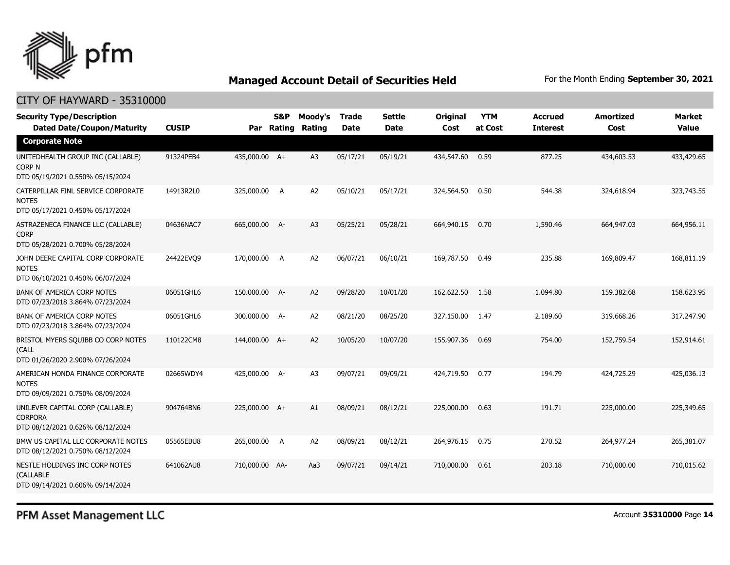## Managed Account Detail of Securities Held

For the Month Ending **September 30, 2021**

### CITY OF HAYWARD - 35310000

| Security Type/Description Dated Date/Coupon/Maturity | CUSIP | Par | S&P Rating | Moody's Rating | Trade Date | Settle Date | Original Cost | YTM at Cost | Accrued Interest | Amortized Cost | Market Value |
|---|---|---|---|---|---|---|---|---|---|---|---|
| **Corporate Note** | | | | | | | | | | | |
| UNITEDHEALTH GROUP INC (CALLABLE) CORP N DTD 05/19/2021 0.550% 05/15/2024 | 91324PEB4 | 435,000.00 | A+ | A3 | 05/17/21 | 05/19/21 | 434,547.60 | 0.59 | 877.25 | 434,603.53 | 433,429.65 |
| CATERPILLAR FINL SERVICE CORPORATE NOTES DTD 05/17/2021 0.450% 05/17/2024 | 14913R2L0 | 325,000.00 | A | A2 | 05/10/21 | 05/17/21 | 324,564.50 | 0.50 | 544.38 | 324,618.94 | 323,743.55 |
| ASTRAZENECA FINANCE LLC (CALLABLE) CORP DTD 05/28/2021 0.700% 05/28/2024 | 04636NAC7 | 665,000.00 | A- | A3 | 05/25/21 | 05/28/21 | 664,940.15 | 0.70 | 1,590.46 | 664,947.03 | 664,956.11 |
| JOHN DEERE CAPITAL CORP CORPORATE NOTES DTD 06/10/2021 0.450% 06/07/2024 | 24422EVQ9 | 170,000.00 | A | A2 | 06/07/21 | 06/10/21 | 169,787.50 | 0.49 | 235.88 | 169,809.47 | 168,811.19 |
| BANK OF AMERICA CORP NOTES DTD 07/23/2018 3.864% 07/23/2024 | 06051GHL6 | 150,000.00 | A- | A2 | 09/28/20 | 10/01/20 | 162,622.50 | 1.58 | 1,094.80 | 159,382.68 | 158,623.95 |
| BANK OF AMERICA CORP NOTES DTD 07/23/2018 3.864% 07/23/2024 | 06051GHL6 | 300,000.00 | A- | A2 | 08/21/20 | 08/25/20 | 327,150.00 | 1.47 | 2,189.60 | 319,668.26 | 317,247.90 |
| BRISTOL MYERS SQUIBB CO CORP NOTES (CALL DTD 01/26/2020 2.900% 07/26/2024 | 110122CM8 | 144,000.00 | A+ | A2 | 10/05/20 | 10/07/20 | 155,907.36 | 0.69 | 754.00 | 152,759.54 | 152,914.61 |
| AMERICAN HONDA FINANCE CORPORATE NOTES DTD 09/09/2021 0.750% 08/09/2024 | 02665WDY4 | 425,000.00 | A- | A3 | 09/07/21 | 09/09/21 | 424,719.50 | 0.77 | 194.79 | 424,725.29 | 425,036.13 |
| UNILEVER CAPITAL CORP (CALLABLE) CORPORA DTD 08/12/2021 0.626% 08/12/2024 | 904764BN6 | 225,000.00 | A+ | A1 | 08/09/21 | 08/12/21 | 225,000.00 | 0.63 | 191.71 | 225,000.00 | 225,349.65 |
| BMW US CAPITAL LLC CORPORATE NOTES DTD 08/12/2021 0.750% 08/12/2024 | 05565EBU8 | 265,000.00 | A | A2 | 08/09/21 | 08/12/21 | 264,976.15 | 0.75 | 270.52 | 264,977.24 | 265,381.07 |
| NESTLE HOLDINGS INC CORP NOTES (CALLABLE DTD 09/14/2021 0.606% 09/14/2024 | 641062AU8 | 710,000.00 | AA- | Aa3 | 09/07/21 | 09/14/21 | 710,000.00 | 0.61 | 203.18 | 710,000.00 | 710,015.62 |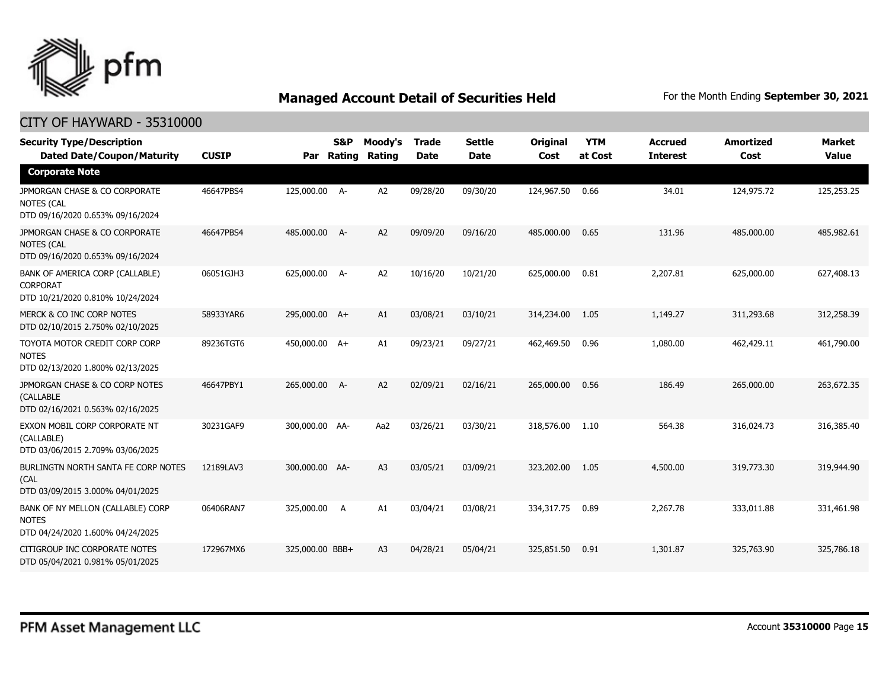## Managed Account Detail of Securities Held

For the Month Ending **September 30, 2021**

### CITY OF HAYWARD - 35310000

| Security Type/Description Dated Date/Coupon/Maturity | CUSIP | Par | S&P Rating | Moody's Rating | Trade Date | Settle Date | Original Cost | YTM at Cost | Accrued Interest | Amortized Cost | Market Value |
|---|---|---|---|---|---|---|---|---|---|---|---|
| **Corporate Note** | | | | | | | | | | | |
| JPMORGAN CHASE & CO CORPORATE NOTES (CAL DTD 09/16/2020 0.653% 09/16/2024 | 46647PBS4 | 125,000.00 | A- | A2 | 09/28/20 | 09/30/20 | 124,967.50 | 0.66 | 34.01 | 124,975.72 | 125,253.25 |
| JPMORGAN CHASE & CO CORPORATE NOTES (CAL DTD 09/16/2020 0.653% 09/16/2024 | 46647PBS4 | 485,000.00 | A- | A2 | 09/09/20 | 09/16/20 | 485,000.00 | 0.65 | 131.96 | 485,000.00 | 485,982.61 |
| BANK OF AMERICA CORP (CALLABLE) CORPORAT DTD 10/21/2020 0.810% 10/24/2024 | 06051GJH3 | 625,000.00 | A- | A2 | 10/16/20 | 10/21/20 | 625,000.00 | 0.81 | 2,207.81 | 625,000.00 | 627,408.13 |
| MERCK & CO INC CORP NOTES DTD 02/10/2015 2.750% 02/10/2025 | 58933YAR6 | 295,000.00 | A+ | A1 | 03/08/21 | 03/10/21 | 314,234.00 | 1.05 | 1,149.27 | 311,293.68 | 312,258.39 |
| TOYOTA MOTOR CREDIT CORP CORP NOTES DTD 02/13/2020 1.800% 02/13/2025 | 89236TGT6 | 450,000.00 | A+ | A1 | 09/23/21 | 09/27/21 | 462,469.50 | 0.96 | 1,080.00 | 462,429.11 | 461,790.00 |
| JPMORGAN CHASE & CO CORP NOTES (CALLABLE DTD 02/16/2021 0.563% 02/16/2025 | 46647PBY1 | 265,000.00 | A- | A2 | 02/09/21 | 02/16/21 | 265,000.00 | 0.56 | 186.49 | 265,000.00 | 263,672.35 |
| EXXON MOBIL CORP CORPORATE NT (CALLABLE) DTD 03/06/2015 2.709% 03/06/2025 | 30231GAF9 | 300,000.00 | AA- | Aa2 | 03/26/21 | 03/30/21 | 318,576.00 | 1.10 | 564.38 | 316,024.73 | 316,385.40 |
| BURLINGTN NORTH SANTA FE CORP NOTES (CAL DTD 03/09/2015 3.000% 04/01/2025 | 12189LAV3 | 300,000.00 | AA- | A3 | 03/05/21 | 03/09/21 | 323,202.00 | 1.05 | 4,500.00 | 319,773.30 | 319,944.90 |
| BANK OF NY MELLON (CALLABLE) CORP NOTES DTD 04/24/2020 1.600% 04/24/2025 | 06406RAN7 | 325,000.00 | A | A1 | 03/04/21 | 03/08/21 | 334,317.75 | 0.89 | 2,267.78 | 333,011.88 | 331,461.98 |
| CITIGROUP INC CORPORATE NOTES DTD 05/04/2021 0.981% 05/01/2025 | 172967MX6 | 325,000.00 | BBB+ | A3 | 04/28/21 | 05/04/21 | 325,851.50 | 0.91 | 1,301.87 | 325,763.90 | 325,786.18 |

PFM Asset Management LLC

Account **35310000**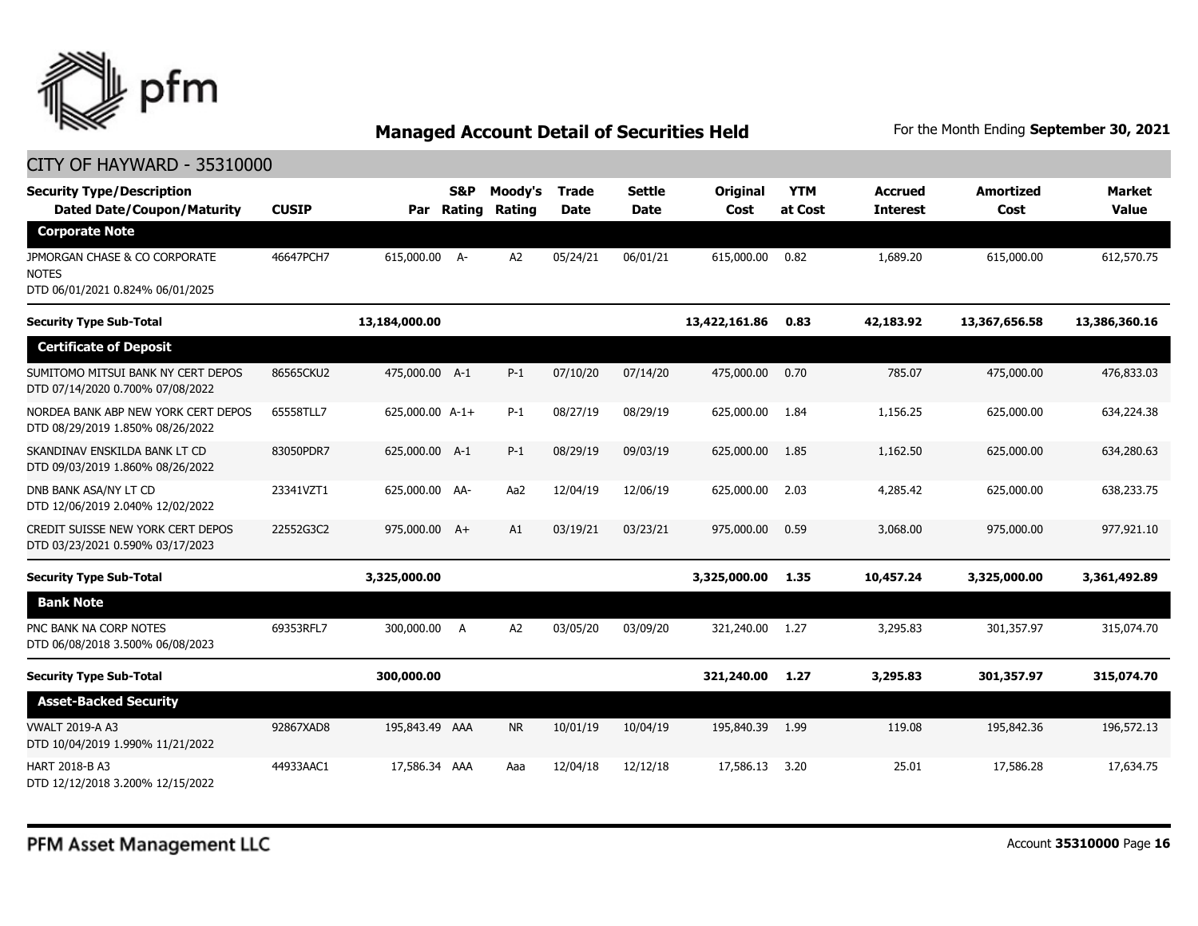## Managed Account Detail of Securities Held

For the Month Ending **September 30, 2021**

CITY OF HAYWARD - 35310000

| Security Type/Description Dated Date/Coupon/Maturity | CUSIP | Par | S&P Rating | Moody's Rating | Trade Date | Settle Date | Original Cost | YTM at Cost | Accrued Interest | Amortized Cost | Market Value |
|---|---|---|---|---|---|---|---|---|---|---|---|
| **Corporate Note** | | | | | | | | | | | |
| JPMORGAN CHASE & CO CORPORATE NOTES DTD 06/01/2021 0.824% 06/01/2025 | 46647PCH7 | 615,000.00 | A- | A2 | 05/24/21 | 06/01/21 | 615,000.00 | 0.82 | 1,689.20 | 615,000.00 | 612,570.75 |
| **Security Type Sub-Total** | | **13,184,000.00** | | | | | **13,422,161.86** | **0.83** | **42,183.92** | **13,367,656.58** | **13,386,360.16** |
| **Certificate of Deposit** | | | | | | | | | | | |
| SUMITOMO MITSUI BANK NY CERT DEPOS DTD 07/14/2020 0.700% 07/08/2022 | 86565CKU2 | 475,000.00 | A-1 | P-1 | 07/10/20 | 07/14/20 | 475,000.00 | 0.70 | 785.07 | 475,000.00 | 476,833.03 |
| NORDEA BANK ABP NEW YORK CERT DEPOS DTD 08/29/2019 1.850% 08/26/2022 | 65558TLL7 | 625,000.00 | A-1+ | P-1 | 08/27/19 | 08/29/19 | 625,000.00 | 1.84 | 1,156.25 | 625,000.00 | 634,224.38 |
| SKANDINAV ENSKILDA BANK LT CD DTD 09/03/2019 1.860% 08/26/2022 | 83050PDR7 | 625,000.00 | A-1 | P-1 | 08/29/19 | 09/03/19 | 625,000.00 | 1.85 | 1,162.50 | 625,000.00 | 634,280.63 |
| DNB BANK ASA/NY LT CD DTD 12/06/2019 2.040% 12/02/2022 | 23341VZT1 | 625,000.00 | AA- | Aa2 | 12/04/19 | 12/06/19 | 625,000.00 | 2.03 | 4,285.42 | 625,000.00 | 638,233.75 |
| CREDIT SUISSE NEW YORK CERT DEPOS DTD 03/23/2021 0.590% 03/17/2023 | 22552G3C2 | 975,000.00 | A+ | A1 | 03/19/21 | 03/23/21 | 975,000.00 | 0.59 | 3,068.00 | 975,000.00 | 977,921.10 |
| **Security Type Sub-Total** | | **3,325,000.00** | | | | | **3,325,000.00** | **1.35** | **10,457.24** | **3,325,000.00** | **3,361,492.89** |
| **Bank Note** | | | | | | | | | | | |
| PNC BANK NA CORP NOTES DTD 06/08/2018 3.500% 06/08/2023 | 69353RFL7 | 300,000.00 | A | A2 | 03/05/20 | 03/09/20 | 321,240.00 | 1.27 | 3,295.83 | 301,357.97 | 315,074.70 |
| **Security Type Sub-Total** | | **300,000.00** | | | | | **321,240.00** | **1.27** | **3,295.83** | **301,357.97** | **315,074.70** |
| **Asset-Backed Security** | | | | | | | | | | | |
| VWALT 2019-A A3 DTD 10/04/2019 1.990% 11/21/2022 | 92867XAD8 | 195,843.49 | AAA | NR | 10/01/19 | 10/04/19 | 195,840.39 | 1.99 | 119.08 | 195,842.36 | 196,572.13 |
| HART 2018-B A3 DTD 12/12/2018 3.200% 12/15/2022 | 44933AAC1 | 17,586.34 | AAA | Aaa | 12/04/18 | 12/12/18 | 17,586.13 | 3.20 | 25.01 | 17,586.28 | 17,634.75 |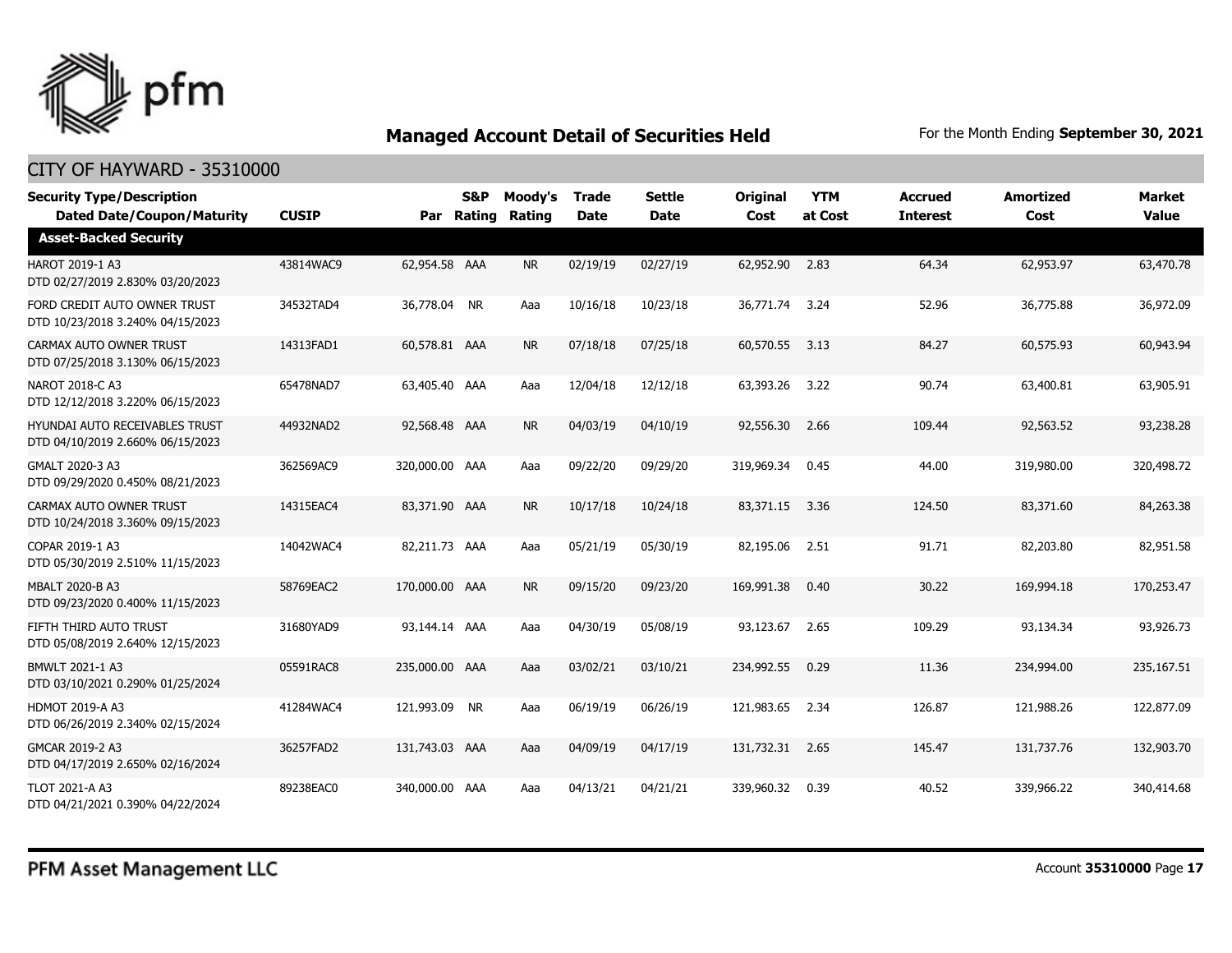## Managed Account Detail of Securities Held

For the Month Ending **September 30, 2021**

### CITY OF HAYWARD - 35310000

| Security Type/Description<br>Dated Date/Coupon/Maturity | CUSIP | Par | S&P Rating | Moody's Rating | Trade Date | Settle Date | Original Cost | YTM at Cost | Accrued Interest | Amortized Cost | Market Value |
|---|---|---|---|---|---|---|---|---|---|---|---|
| **Asset-Backed Security** | | | | | | | | | | | |
| HAROT 2019-1 A3<br>DTD 02/27/2019 2.830% 03/20/2023 | 43814WAC9 | 62,954.58 | AAA | NR | 02/19/19 | 02/27/19 | 62,952.90 | 2.83 | 64.34 | 62,953.97 | 63,470.78 |
| FORD CREDIT AUTO OWNER TRUST<br>DTD 10/23/2018 3.240% 04/15/2023 | 34532TAD4 | 36,778.04 | NR | Aaa | 10/16/18 | 10/23/18 | 36,771.74 | 3.24 | 52.96 | 36,775.88 | 36,972.09 |
| CARMAX AUTO OWNER TRUST<br>DTD 07/25/2018 3.130% 06/15/2023 | 14313FAD1 | 60,578.81 | AAA | NR | 07/18/18 | 07/25/18 | 60,570.55 | 3.13 | 84.27 | 60,575.93 | 60,943.94 |
| NAROT 2018-C A3<br>DTD 12/12/2018 3.220% 06/15/2023 | 65478NAD7 | 63,405.40 | AAA | Aaa | 12/04/18 | 12/12/18 | 63,393.26 | 3.22 | 90.74 | 63,400.81 | 63,905.91 |
| HYUNDAI AUTO RECEIVABLES TRUST<br>DTD 04/10/2019 2.660% 06/15/2023 | 44932NAD2 | 92,568.48 | AAA | NR | 04/03/19 | 04/10/19 | 92,556.30 | 2.66 | 109.44 | 92,563.52 | 93,238.28 |
| GMALT 2020-3 A3<br>DTD 09/29/2020 0.450% 08/21/2023 | 362569AC9 | 320,000.00 | AAA | Aaa | 09/22/20 | 09/29/20 | 319,969.34 | 0.45 | 44.00 | 319,980.00 | 320,498.72 |
| CARMAX AUTO OWNER TRUST<br>DTD 10/24/2018 3.360% 09/15/2023 | 14315EAC4 | 83,371.90 | AAA | NR | 10/17/18 | 10/24/18 | 83,371.15 | 3.36 | 124.50 | 83,371.60 | 84,263.38 |
| COPAR 2019-1 A3<br>DTD 05/30/2019 2.510% 11/15/2023 | 14042WAC4 | 82,211.73 | AAA | Aaa | 05/21/19 | 05/30/19 | 82,195.06 | 2.51 | 91.71 | 82,203.80 | 82,951.58 |
| MBALT 2020-B A3<br>DTD 09/23/2020 0.400% 11/15/2023 | 58769EAC2 | 170,000.00 | AAA | NR | 09/15/20 | 09/23/20 | 169,991.38 | 0.40 | 30.22 | 169,994.18 | 170,253.47 |
| FIFTH THIRD AUTO TRUST<br>DTD 05/08/2019 2.640% 12/15/2023 | 31680YAD9 | 93,144.14 | AAA | Aaa | 04/30/19 | 05/08/19 | 93,123.67 | 2.65 | 109.29 | 93,134.34 | 93,926.73 |
| BMWLT 2021-1 A3<br>DTD 03/10/2021 0.290% 01/25/2024 | 05591RAC8 | 235,000.00 | AAA | Aaa | 03/02/21 | 03/10/21 | 234,992.55 | 0.29 | 11.36 | 234,994.00 | 235,167.51 |
| HDMOT 2019-A A3<br>DTD 06/26/2019 2.340% 02/15/2024 | 41284WAC4 | 121,993.09 | NR | Aaa | 06/19/19 | 06/26/19 | 121,983.65 | 2.34 | 126.87 | 121,988.26 | 122,877.09 |
| GMCAR 2019-2 A3<br>DTD 04/17/2019 2.650% 02/16/2024 | 36257FAD2 | 131,743.03 | AAA | Aaa | 04/09/19 | 04/17/19 | 131,732.31 | 2.65 | 145.47 | 131,737.76 | 132,903.70 |
| TLOT 2021-A A3<br>DTD 04/21/2021 0.390% 04/22/2024 | 89238EAC0 | 340,000.00 | AAA | Aaa | 04/13/21 | 04/21/21 | 339,960.32 | 0.39 | 40.52 | 339,966.22 | 340,414.68 |

PFM Asset Management LLC

Account **35310000**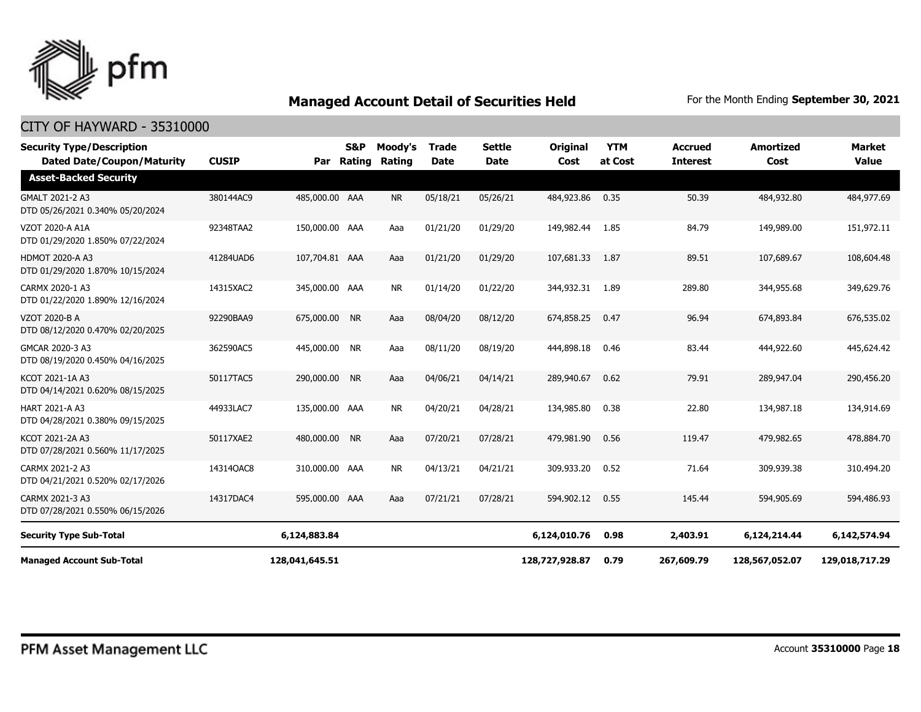## Managed Account Detail of Securities Held

For the Month Ending **September 30, 2021**

### CITY OF HAYWARD - 35310000

| Security Type/Description Dated Date/Coupon/Maturity | CUSIP | Par | S&P Rating | Moody's Rating | Trade Date | Settle Date | Original Cost | YTM at Cost | Accrued Interest | Amortized Cost | Market Value |
|---|---|---|---|---|---|---|---|---|---|---|---|
| **Asset-Backed Security** | | | | | | | | | | | |
| GMALT 2021-2 A3<br>DTD 05/26/2021 0.340% 05/20/2024 | 380144AC9 | 485,000.00 | AAA | NR | 05/18/21 | 05/26/21 | 484,923.86 | 0.35 | 50.39 | 484,932.80 | 484,977.69 |
| VZOT 2020-A A1A<br>DTD 01/29/2020 1.850% 07/22/2024 | 92348TAA2 | 150,000.00 | AAA | Aaa | 01/21/20 | 01/29/20 | 149,982.44 | 1.85 | 84.79 | 149,989.00 | 151,972.11 |
| HDMOT 2020-A A3<br>DTD 01/29/2020 1.870% 10/15/2024 | 41284UAD6 | 107,704.81 | AAA | Aaa | 01/21/20 | 01/29/20 | 107,681.33 | 1.87 | 89.51 | 107,689.67 | 108,604.48 |
| CARMX 2020-1 A3<br>DTD 01/22/2020 1.890% 12/16/2024 | 14315XAC2 | 345,000.00 | AAA | NR | 01/14/20 | 01/22/20 | 344,932.31 | 1.89 | 289.80 | 344,955.68 | 349,629.76 |
| VZOT 2020-B A<br>DTD 08/12/2020 0.470% 02/20/2025 | 92290BAA9 | 675,000.00 | NR | Aaa | 08/04/20 | 08/12/20 | 674,858.25 | 0.47 | 96.94 | 674,893.84 | 676,535.02 |
| GMCAR 2020-3 A3<br>DTD 08/19/2020 0.450% 04/16/2025 | 362590AC5 | 445,000.00 | NR | Aaa | 08/11/20 | 08/19/20 | 444,898.18 | 0.46 | 83.44 | 444,922.60 | 445,624.42 |
| KCOT 2021-1A A3<br>DTD 04/14/2021 0.620% 08/15/2025 | 50117TAC5 | 290,000.00 | NR | Aaa | 04/06/21 | 04/14/21 | 289,940.67 | 0.62 | 79.91 | 289,947.04 | 290,456.20 |
| HART 2021-A A3<br>DTD 04/28/2021 0.380% 09/15/2025 | 44933LAC7 | 135,000.00 | AAA | NR | 04/20/21 | 04/28/21 | 134,985.80 | 0.38 | 22.80 | 134,987.18 | 134,914.69 |
| KCOT 2021-2A A3<br>DTD 07/28/2021 0.560% 11/17/2025 | 50117XAE2 | 480,000.00 | NR | Aaa | 07/20/21 | 07/28/21 | 479,981.90 | 0.56 | 119.47 | 479,982.65 | 478,884.70 |
| CARMX 2021-2 A3<br>DTD 04/21/2021 0.520% 02/17/2026 | 14314QAC8 | 310,000.00 | AAA | NR | 04/13/21 | 04/21/21 | 309,933.20 | 0.52 | 71.64 | 309,939.38 | 310,494.20 |
| CARMX 2021-3 A3<br>DTD 07/28/2021 0.550% 06/15/2026 | 14317DAC4 | 595,000.00 | AAA | Aaa | 07/21/21 | 07/28/21 | 594,902.12 | 0.55 | 145.44 | 594,905.69 | 594,486.93 |
| **Security Type Sub-Total** | | **6,124,883.84** | | | | | **6,124,010.76** | **0.98** | **2,403.91** | **6,124,214.44** | **6,142,574.94** |
| **Managed Account Sub-Total** | | **128,041,645.51** | | | | | **128,727,928.87** | **0.79** | **267,609.79** | **128,567,052.07** | **129,018,717.29** |

PFM Asset Management LLC

Account **35310000**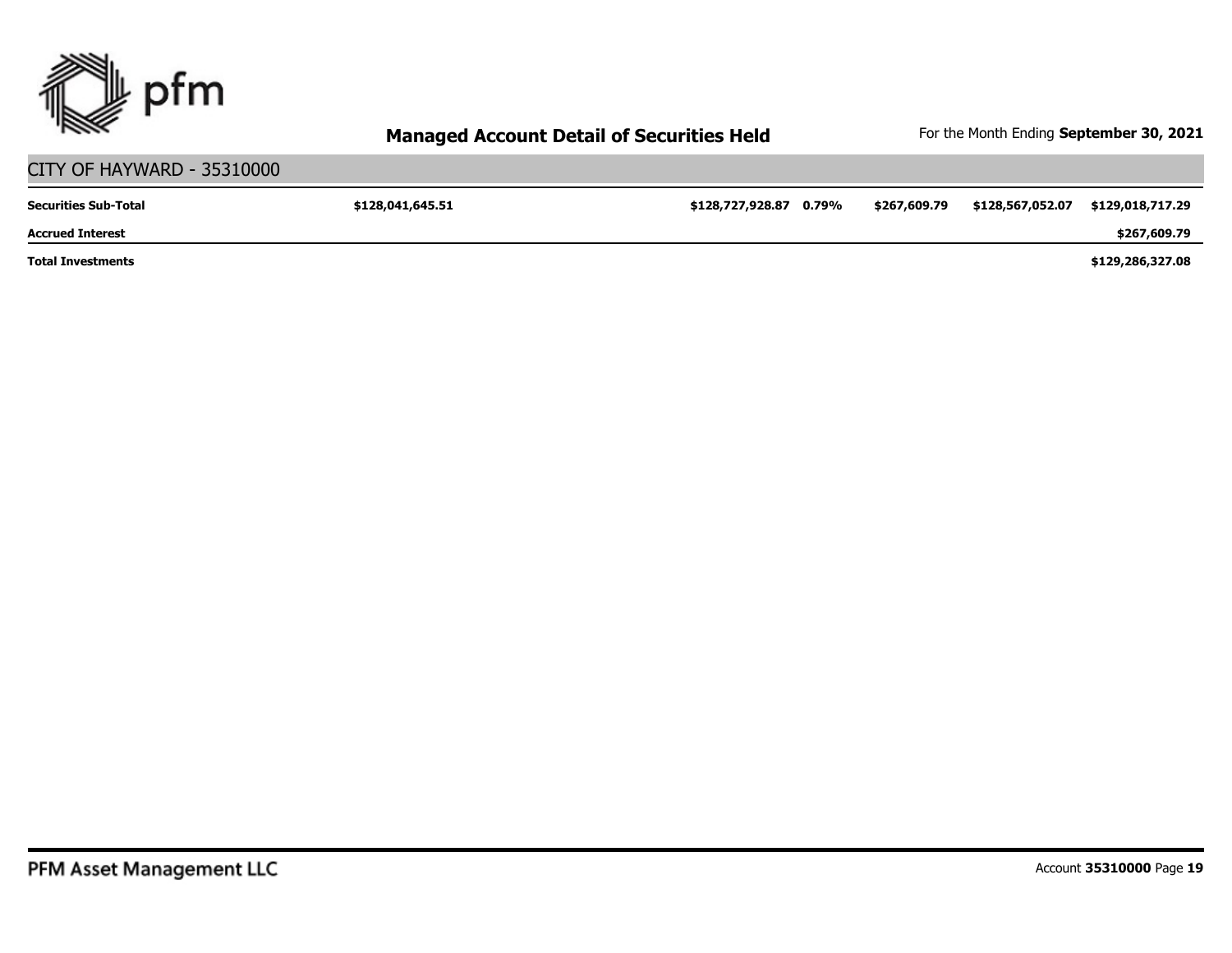## Managed Account Detail of Securities Held

For the Month Ending **September 30, 2021**

## CITY OF HAYWARD - 35310000

| | | | | | | |
|---|---|---|---|---|---|---|
| **Securities Sub-Total** | **$128,041,645.51** | **$128,727,928.87** | **0.79%** | **$267,609.79** | **$128,567,052.07** | **$129,018,717.29** |
| **Accrued Interest** | | | | | | **$267,609.79** |
| **Total Investments** | | | | | | **$129,286,327.08** |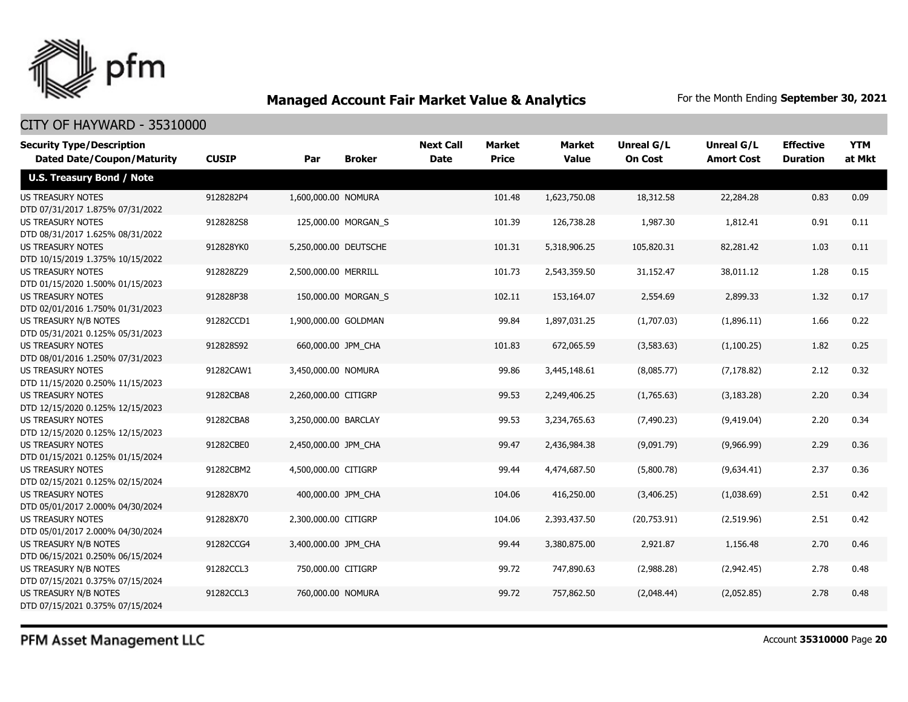## Managed Account Fair Market Value & Analytics

For the Month Ending **September 30, 2021**

CITY OF HAYWARD - 35310000

| Security Type/Description Dated Date/Coupon/Maturity | CUSIP | Par | Broker | Next Call Date | Market Price | Market Value | Unreal G/L On Cost | Unreal G/L Amort Cost | Effective Duration | YTM at Mkt |
|---|---|---|---|---|---|---|---|---|---|---|
| **U.S. Treasury Bond / Note** | | | | | | | | | | |
| US TREASURY NOTES DTD 07/31/2017 1.875% 07/31/2022 | 9128282P4 | 1,600,000.00 | NOMURA | | 101.48 | 1,623,750.08 | 18,312.58 | 22,284.28 | 0.83 | 0.09 |
| US TREASURY NOTES DTD 08/31/2017 1.625% 08/31/2022 | 9128282S8 | 125,000.00 | MORGAN_S | | 101.39 | 126,738.28 | 1,987.30 | 1,812.41 | 0.91 | 0.11 |
| US TREASURY NOTES DTD 10/15/2019 1.375% 10/15/2022 | 912828YK0 | 5,250,000.00 | DEUTSCHE | | 101.31 | 5,318,906.25 | 105,820.31 | 82,281.42 | 1.03 | 0.11 |
| US TREASURY NOTES DTD 01/15/2020 1.500% 01/15/2023 | 912828Z29 | 2,500,000.00 | MERRILL | | 101.73 | 2,543,359.50 | 31,152.47 | 38,011.12 | 1.28 | 0.15 |
| US TREASURY NOTES DTD 02/01/2016 1.750% 01/31/2023 | 912828P38 | 150,000.00 | MORGAN_S | | 102.11 | 153,164.07 | 2,554.69 | 2,899.33 | 1.32 | 0.17 |
| US TREASURY N/B NOTES DTD 05/31/2021 0.125% 05/31/2023 | 91282CCD1 | 1,900,000.00 | GOLDMAN | | 99.84 | 1,897,031.25 | (1,707.03) | (1,896.11) | 1.66 | 0.22 |
| US TREASURY NOTES DTD 08/01/2016 1.250% 07/31/2023 | 912828S92 | 660,000.00 | JPM_CHA | | 101.83 | 672,065.59 | (3,583.63) | (1,100.25) | 1.82 | 0.25 |
| US TREASURY NOTES DTD 11/15/2020 0.250% 11/15/2023 | 91282CAW1 | 3,450,000.00 | NOMURA | | 99.86 | 3,445,148.61 | (8,085.77) | (7,178.82) | 2.12 | 0.32 |
| US TREASURY NOTES DTD 12/15/2020 0.125% 12/15/2023 | 91282CBA8 | 2,260,000.00 | CITIGRP | | 99.53 | 2,249,406.25 | (1,765.63) | (3,183.28) | 2.20 | 0.34 |
| US TREASURY NOTES DTD 12/15/2020 0.125% 12/15/2023 | 91282CBA8 | 3,250,000.00 | BARCLAY | | 99.53 | 3,234,765.63 | (7,490.23) | (9,419.04) | 2.20 | 0.34 |
| US TREASURY NOTES DTD 01/15/2021 0.125% 01/15/2024 | 91282CBE0 | 2,450,000.00 | JPM_CHA | | 99.47 | 2,436,984.38 | (9,091.79) | (9,966.99) | 2.29 | 0.36 |
| US TREASURY NOTES DTD 02/15/2021 0.125% 02/15/2024 | 91282CBM2 | 4,500,000.00 | CITIGRP | | 99.44 | 4,474,687.50 | (5,800.78) | (9,634.41) | 2.37 | 0.36 |
| US TREASURY NOTES DTD 05/01/2017 2.000% 04/30/2024 | 912828X70 | 400,000.00 | JPM_CHA | | 104.06 | 416,250.00 | (3,406.25) | (1,038.69) | 2.51 | 0.42 |
| US TREASURY NOTES DTD 05/01/2017 2.000% 04/30/2024 | 912828X70 | 2,300,000.00 | CITIGRP | | 104.06 | 2,393,437.50 | (20,753.91) | (2,519.96) | 2.51 | 0.42 |
| US TREASURY N/B NOTES DTD 06/15/2021 0.250% 06/15/2024 | 91282CCG4 | 3,400,000.00 | JPM_CHA | | 99.44 | 3,380,875.00 | 2,921.87 | 1,156.48 | 2.70 | 0.46 |
| US TREASURY N/B NOTES DTD 07/15/2021 0.375% 07/15/2024 | 91282CCL3 | 750,000.00 | CITIGRP | | 99.72 | 747,890.63 | (2,988.28) | (2,942.45) | 2.78 | 0.48 |
| US TREASURY N/B NOTES DTD 07/15/2021 0.375% 07/15/2024 | 91282CCL3 | 760,000.00 | NOMURA | | 99.72 | 757,862.50 | (2,048.44) | (2,052.85) | 2.78 | 0.48 |

PFM Asset Management LLC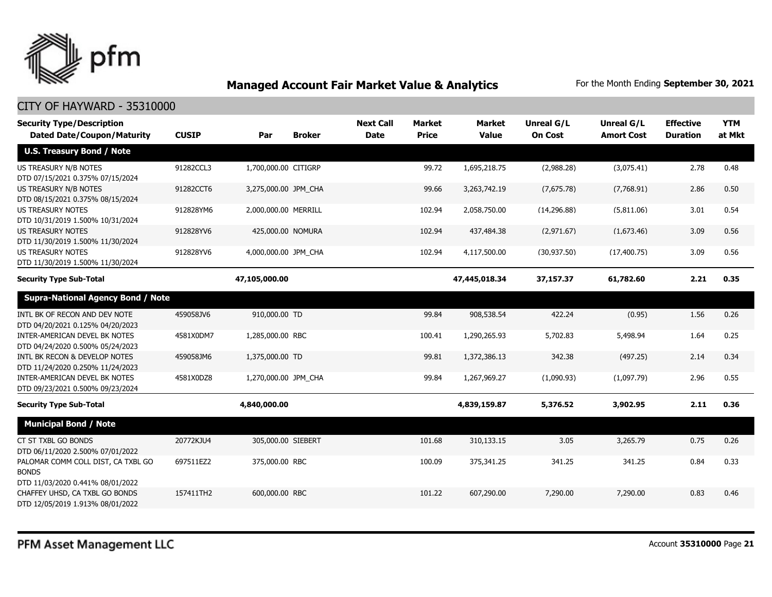## Managed Account Fair Market Value & Analytics

For the Month Ending **September 30, 2021**

CITY OF HAYWARD - 35310000

| Security Type/Description Dated Date/Coupon/Maturity | CUSIP | Par | Broker | Next Call Date | Market Price | Market Value | Unreal G/L On Cost | Unreal G/L Amort Cost | Effective Duration | YTM at Mkt |
|---|---|---|---|---|---|---|---|---|---|---|
| **U.S. Treasury Bond / Note** | | | | | | | | | | |
| US TREASURY N/B NOTES DTD 07/15/2021 0.375% 07/15/2024 | 91282CCL3 | 1,700,000.00 | CITIGRP | | 99.72 | 1,695,218.75 | (2,988.28) | (3,075.41) | 2.78 | 0.48 |
| US TREASURY N/B NOTES DTD 08/15/2021 0.375% 08/15/2024 | 91282CCT6 | 3,275,000.00 | JPM_CHA | | 99.66 | 3,263,742.19 | (7,675.78) | (7,768.91) | 2.86 | 0.50 |
| US TREASURY NOTES DTD 10/31/2019 1.500% 10/31/2024 | 912828YM6 | 2,000,000.00 | MERRILL | | 102.94 | 2,058,750.00 | (14,296.88) | (5,811.06) | 3.01 | 0.54 |
| US TREASURY NOTES DTD 11/30/2019 1.500% 11/30/2024 | 912828YV6 | 425,000.00 | NOMURA | | 102.94 | 437,484.38 | (2,971.67) | (1,673.46) | 3.09 | 0.56 |
| US TREASURY NOTES DTD 11/30/2019 1.500% 11/30/2024 | 912828YV6 | 4,000,000.00 | JPM_CHA | | 102.94 | 4,117,500.00 | (30,937.50) | (17,400.75) | 3.09 | 0.56 |
| **Security Type Sub-Total** | | **47,105,000.00** | | | | **47,445,018.34** | **37,157.37** | **61,782.60** | **2.21** | **0.35** |
| **Supra-National Agency Bond / Note** | | | | | | | | | | |
| INTL BK OF RECON AND DEV NOTE DTD 04/20/2021 0.125% 04/20/2023 | 459058JV6 | 910,000.00 | TD | | 99.84 | 908,538.54 | 422.24 | (0.95) | 1.56 | 0.26 |
| INTER-AMERICAN DEVEL BK NOTES DTD 04/24/2020 0.500% 05/24/2023 | 4581X0DM7 | 1,285,000.00 | RBC | | 100.41 | 1,290,265.93 | 5,702.83 | 5,498.94 | 1.64 | 0.25 |
| INTL BK RECON & DEVELOP NOTES DTD 11/24/2020 0.250% 11/24/2023 | 459058JM6 | 1,375,000.00 | TD | | 99.81 | 1,372,386.13 | 342.38 | (497.25) | 2.14 | 0.34 |
| INTER-AMERICAN DEVEL BK NOTES DTD 09/23/2021 0.500% 09/23/2024 | 4581X0DZ8 | 1,270,000.00 | JPM_CHA | | 99.84 | 1,267,969.27 | (1,090.93) | (1,097.79) | 2.96 | 0.55 |
| **Security Type Sub-Total** | | **4,840,000.00** | | | | **4,839,159.87** | **5,376.52** | **3,902.95** | **2.11** | **0.36** |
| **Municipal Bond / Note** | | | | | | | | | | |
| CT ST TXBL GO BONDS DTD 06/11/2020 2.500% 07/01/2022 | 20772KJU4 | 305,000.00 | SIEBERT | | 101.68 | 310,133.15 | 3.05 | 3,265.79 | 0.75 | 0.26 |
| PALOMAR COMM COLL DIST, CA TXBL GO BONDS DTD 11/03/2020 0.441% 08/01/2022 | 697511EZ2 | 375,000.00 | RBC | | 100.09 | 375,341.25 | 341.25 | 341.25 | 0.84 | 0.33 |
| CHAFFEY UHSD, CA TXBL GO BONDS DTD 12/05/2019 1.913% 08/01/2022 | 157411TH2 | 600,000.00 | RBC | | 101.22 | 607,290.00 | 7,290.00 | 7,290.00 | 0.83 | 0.46 |

PFM Asset Management LLC

Account **35310000** Page **21**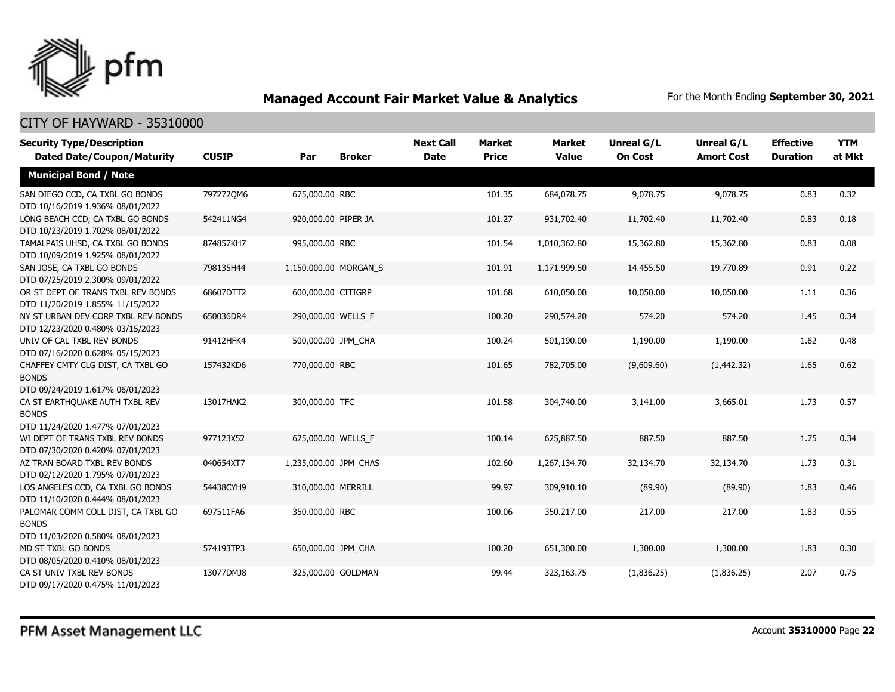# Managed Account Fair Market Value & Analytics

For the Month Ending **September 30, 2021**

## CITY OF HAYWARD - 35310000

| Security Type/Description Dated Date/Coupon/Maturity | CUSIP | Par | Broker | Next Call Date | Market Price | Market Value | Unreal G/L On Cost | Unreal G/L Amort Cost | Effective Duration | YTM at Mkt |
|---|---|---|---|---|---|---|---|---|---|---|
| **Municipal Bond / Note** | | | | | | | | | | |
| SAN DIEGO CCD, CA TXBL GO BONDS DTD 10/16/2019 1.936% 08/01/2022 | 797272QM6 | 675,000.00 | RBC | | 101.35 | 684,078.75 | 9,078.75 | 9,078.75 | 0.83 | 0.32 |
| LONG BEACH CCD, CA TXBL GO BONDS DTD 10/23/2019 1.702% 08/01/2022 | 542411NG4 | 920,000.00 | PIPER JA | | 101.27 | 931,702.40 | 11,702.40 | 11,702.40 | 0.83 | 0.18 |
| TAMALPAIS UHSD, CA TXBL GO BONDS DTD 10/09/2019 1.925% 08/01/2022 | 874857KH7 | 995,000.00 | RBC | | 101.54 | 1,010,362.80 | 15,362.80 | 15,362.80 | 0.83 | 0.08 |
| SAN JOSE, CA TXBL GO BONDS DTD 07/25/2019 2.300% 09/01/2022 | 798135H44 | 1,150,000.00 | MORGAN_S | | 101.91 | 1,171,999.50 | 14,455.50 | 19,770.89 | 0.91 | 0.22 |
| OR ST DEPT OF TRANS TXBL REV BONDS DTD 11/20/2019 1.855% 11/15/2022 | 68607DTT2 | 600,000.00 | CITIGRP | | 101.68 | 610,050.00 | 10,050.00 | 10,050.00 | 1.11 | 0.36 |
| NY ST URBAN DEV CORP TXBL REV BONDS DTD 12/23/2020 0.480% 03/15/2023 | 650036DR4 | 290,000.00 | WELLS_F | | 100.20 | 290,574.20 | 574.20 | 574.20 | 1.45 | 0.34 |
| UNIV OF CAL TXBL REV BONDS DTD 07/16/2020 0.628% 05/15/2023 | 91412HFK4 | 500,000.00 | JPM_CHA | | 100.24 | 501,190.00 | 1,190.00 | 1,190.00 | 1.62 | 0.48 |
| CHAFFEY CMTY CLG DIST, CA TXBL GO BONDS DTD 09/24/2019 1.617% 06/01/2023 | 157432KD6 | 770,000.00 | RBC | | 101.65 | 782,705.00 | (9,609.60) | (1,442.32) | 1.65 | 0.62 |
| CA ST EARTHQUAKE AUTH TXBL REV BONDS DTD 11/24/2020 1.477% 07/01/2023 | 13017HAK2 | 300,000.00 | TFC | | 101.58 | 304,740.00 | 3,141.00 | 3,665.01 | 1.73 | 0.57 |
| WI DEPT OF TRANS TXBL REV BONDS DTD 07/30/2020 0.420% 07/01/2023 | 977123X52 | 625,000.00 | WELLS_F | | 100.14 | 625,887.50 | 887.50 | 887.50 | 1.75 | 0.34 |
| AZ TRAN BOARD TXBL REV BONDS DTD 02/12/2020 1.795% 07/01/2023 | 040654XT7 | 1,235,000.00 | JPM_CHAS | | 102.60 | 1,267,134.70 | 32,134.70 | 32,134.70 | 1.73 | 0.31 |
| LOS ANGELES CCD, CA TXBL GO BONDS DTD 11/10/2020 0.444% 08/01/2023 | 54438CYH9 | 310,000.00 | MERRILL | | 99.97 | 309,910.10 | (89.90) | (89.90) | 1.83 | 0.46 |
| PALOMAR COMM COLL DIST, CA TXBL GO BONDS DTD 11/03/2020 0.580% 08/01/2023 | 697511FA6 | 350,000.00 | RBC | | 100.06 | 350,217.00 | 217.00 | 217.00 | 1.83 | 0.55 |
| MD ST TXBL GO BONDS DTD 08/05/2020 0.410% 08/01/2023 | 574193TP3 | 650,000.00 | JPM_CHA | | 100.20 | 651,300.00 | 1,300.00 | 1,300.00 | 1.83 | 0.30 |
| CA ST UNIV TXBL REV BONDS DTD 09/17/2020 0.475% 11/01/2023 | 13077DMJ8 | 325,000.00 | GOLDMAN | | 99.44 | 323,163.75 | (1,836.25) | (1,836.25) | 2.07 | 0.75 |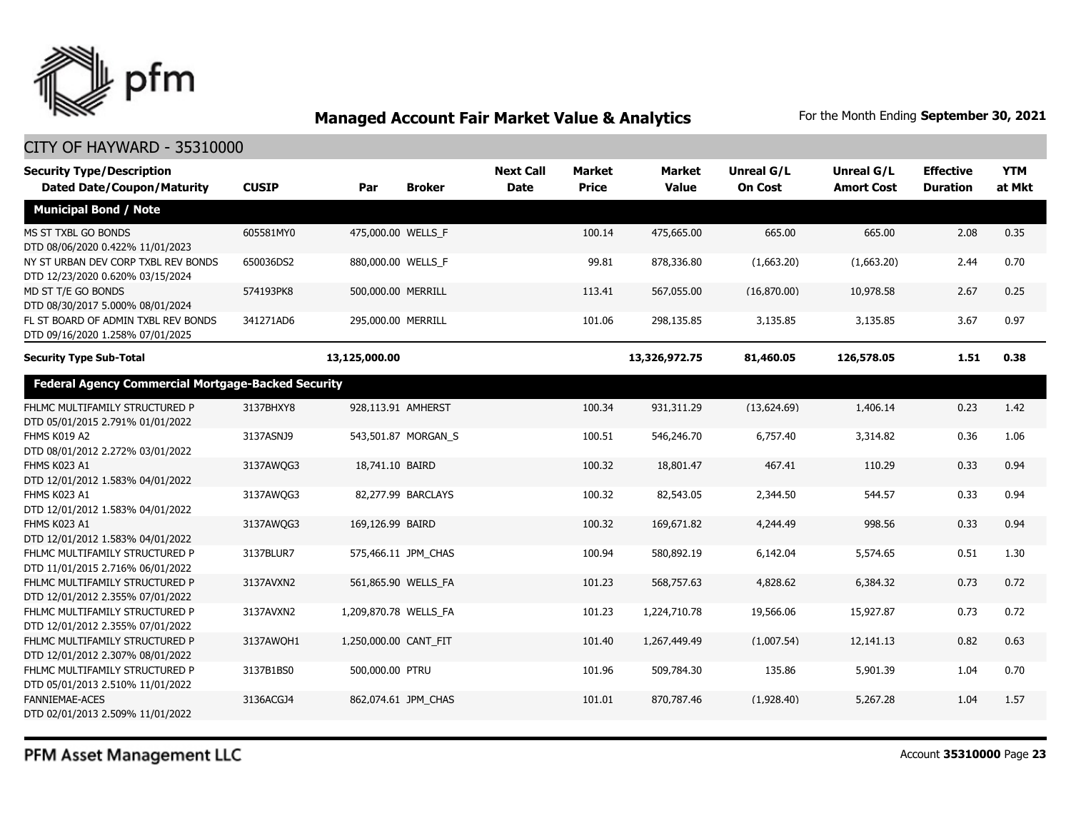## Managed Account Fair Market Value & Analytics

For the Month Ending **September 30, 2021**

CITY OF HAYWARD - 35310000

| Security Type/Description Dated Date/Coupon/Maturity | CUSIP | Par | Broker | Next Call Date | Market Price | Market Value | Unreal G/L On Cost | Unreal G/L Amort Cost | Effective Duration | YTM at Mkt |
|---|---|---|---|---|---|---|---|---|---|---|
| **Municipal Bond / Note** | | | | | | | | | | |
| MS ST TXBL GO BONDS DTD 08/06/2020 0.422% 11/01/2023 | 605581MY0 | 475,000.00 | WELLS_F | | 100.14 | 475,665.00 | 665.00 | 665.00 | 2.08 | 0.35 |
| NY ST URBAN DEV CORP TXBL REV BONDS DTD 12/23/2020 0.620% 03/15/2024 | 650036DS2 | 880,000.00 | WELLS_F | | 99.81 | 878,336.80 | (1,663.20) | (1,663.20) | 2.44 | 0.70 |
| MD ST T/E GO BONDS DTD 08/30/2017 5.000% 08/01/2024 | 574193PK8 | 500,000.00 | MERRILL | | 113.41 | 567,055.00 | (16,870.00) | 10,978.58 | 2.67 | 0.25 |
| FL ST BOARD OF ADMIN TXBL REV BONDS DTD 09/16/2020 1.258% 07/01/2025 | 341271AD6 | 295,000.00 | MERRILL | | 101.06 | 298,135.85 | 3,135.85 | 3,135.85 | 3.67 | 0.97 |
| **Security Type Sub-Total** | | **13,125,000.00** | | | | **13,326,972.75** | **81,460.05** | **126,578.05** | **1.51** | **0.38** |
| **Federal Agency Commercial Mortgage-Backed Security** | | | | | | | | | | |
| FHLMC MULTIFAMILY STRUCTURED P DTD 05/01/2015 2.791% 01/01/2022 | 3137BHXY8 | 928,113.91 | AMHERST | | 100.34 | 931,311.29 | (13,624.69) | 1,406.14 | 0.23 | 1.42 |
| FHMS K019 A2 DTD 08/01/2012 2.272% 03/01/2022 | 3137ASNJ9 | 543,501.87 | MORGAN_S | | 100.51 | 546,246.70 | 6,757.40 | 3,314.82 | 0.36 | 1.06 |
| FHMS K023 A1 DTD 12/01/2012 1.583% 04/01/2022 | 3137AWQG3 | 18,741.10 | BAIRD | | 100.32 | 18,801.47 | 467.41 | 110.29 | 0.33 | 0.94 |
| FHMS K023 A1 DTD 12/01/2012 1.583% 04/01/2022 | 3137AWQG3 | 82,277.99 | BARCLAYS | | 100.32 | 82,543.05 | 2,344.50 | 544.57 | 0.33 | 0.94 |
| FHMS K023 A1 DTD 12/01/2012 1.583% 04/01/2022 | 3137AWQG3 | 169,126.99 | BAIRD | | 100.32 | 169,671.82 | 4,244.49 | 998.56 | 0.33 | 0.94 |
| FHLMC MULTIFAMILY STRUCTURED P DTD 11/01/2015 2.716% 06/01/2022 | 3137BLUR7 | 575,466.11 | JPM_CHAS | | 100.94 | 580,892.19 | 6,142.04 | 5,574.65 | 0.51 | 1.30 |
| FHLMC MULTIFAMILY STRUCTURED P DTD 12/01/2012 2.355% 07/01/2022 | 3137AVXN2 | 561,865.90 | WELLS_FA | | 101.23 | 568,757.63 | 4,828.62 | 6,384.32 | 0.73 | 0.72 |
| FHLMC MULTIFAMILY STRUCTURED P DTD 12/01/2012 2.355% 07/01/2022 | 3137AVXN2 | 1,209,870.78 | WELLS_FA | | 101.23 | 1,224,710.78 | 19,566.06 | 15,927.87 | 0.73 | 0.72 |
| FHLMC MULTIFAMILY STRUCTURED P DTD 12/01/2012 2.307% 08/01/2022 | 3137AWQH1 | 1,250,000.00 | CANT_FIT | | 101.40 | 1,267,449.49 | (1,007.54) | 12,141.13 | 0.82 | 0.63 |
| FHLMC MULTIFAMILY STRUCTURED P DTD 05/01/2013 2.510% 11/01/2022 | 3137B1BS0 | 500,000.00 | PTRU | | 101.96 | 509,784.30 | 135.86 | 5,901.39 | 1.04 | 0.70 |
| FANNIEMAE-ACES DTD 02/01/2013 2.509% 11/01/2022 | 3136ACGJ4 | 862,074.61 | JPM_CHAS | | 101.01 | 870,787.46 | (1,928.40) | 5,267.28 | 1.04 | 1.57 |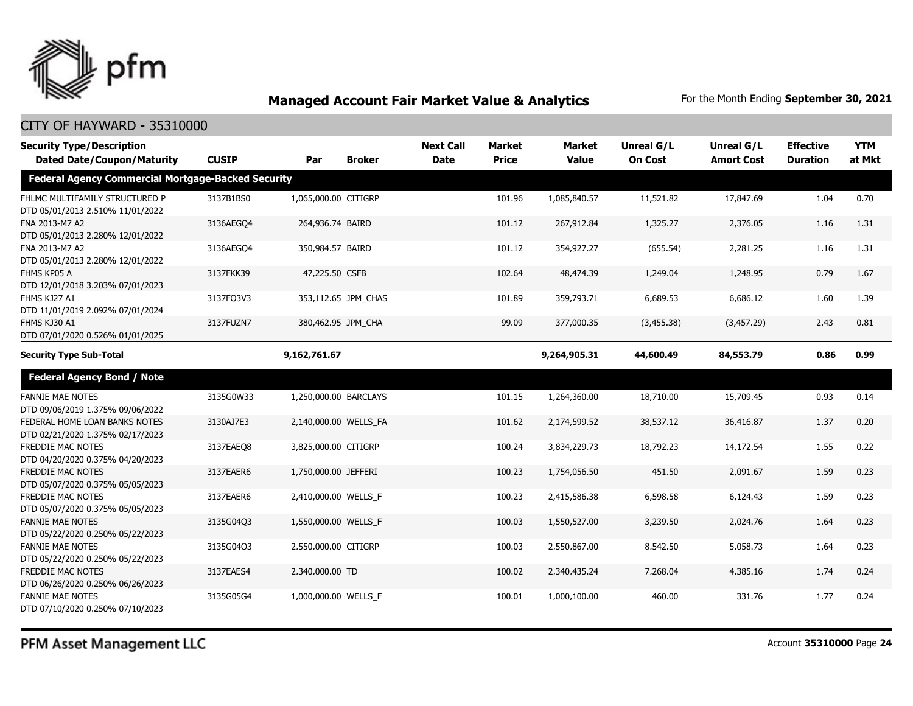# Managed Account Fair Market Value & Analytics

For the Month Ending **September 30, 2021**

## CITY OF HAYWARD - 35310000

| Security Type/Description<br>Dated Date/Coupon/Maturity | CUSIP | Par | Broker | Next Call Date | Market Price | Market Value | Unreal G/L On Cost | Unreal G/L Amort Cost | Effective Duration | YTM at Mkt |
|---|---|---|---|---|---|---|---|---|---|---|
| **Federal Agency Commercial Mortgage-Backed Security** | | | | | | | | | | |
| FHLMC MULTIFAMILY STRUCTURED P<br>DTD 05/01/2013 2.510% 11/01/2022 | 3137B1BS0 | 1,065,000.00 | CITIGRP | | 101.96 | 1,085,840.57 | 11,521.82 | 17,847.69 | 1.04 | 0.70 |
| FNA 2013-M7 A2<br>DTD 05/01/2013 2.280% 12/01/2022 | 3136AEGQ4 | 264,936.74 | BAIRD | | 101.12 | 267,912.84 | 1,325.27 | 2,376.05 | 1.16 | 1.31 |
| FNA 2013-M7 A2<br>DTD 05/01/2013 2.280% 12/01/2022 | 3136AEGQ4 | 350,984.57 | BAIRD | | 101.12 | 354,927.27 | (655.54) | 2,281.25 | 1.16 | 1.31 |
| FHMS KP05 A<br>DTD 12/01/2018 3.203% 07/01/2023 | 3137FKK39 | 47,225.50 | CSFB | | 102.64 | 48,474.39 | 1,249.04 | 1,248.95 | 0.79 | 1.67 |
| FHMS KJ27 A1<br>DTD 11/01/2019 2.092% 07/01/2024 | 3137FQ3V3 | 353,112.65 | JPM_CHAS | | 101.89 | 359,793.71 | 6,689.53 | 6,686.12 | 1.60 | 1.39 |
| FHMS KJ30 A1<br>DTD 07/01/2020 0.526% 01/01/2025 | 3137FUZN7 | 380,462.95 | JPM_CHA | | 99.09 | 377,000.35 | (3,455.38) | (3,457.29) | 2.43 | 0.81 |
| **Security Type Sub-Total** | | **9,162,761.67** | | | | **9,264,905.31** | **44,600.49** | **84,553.79** | **0.86** | **0.99** |
| **Federal Agency Bond / Note** | | | | | | | | | | |
| FANNIE MAE NOTES<br>DTD 09/06/2019 1.375% 09/06/2022 | 3135G0W33 | 1,250,000.00 | BARCLAYS | | 101.15 | 1,264,360.00 | 18,710.00 | 15,709.45 | 0.93 | 0.14 |
| FEDERAL HOME LOAN BANKS NOTES<br>DTD 02/21/2020 1.375% 02/17/2023 | 3130AJ7E3 | 2,140,000.00 | WELLS_FA | | 101.62 | 2,174,599.52 | 38,537.12 | 36,416.87 | 1.37 | 0.20 |
| FREDDIE MAC NOTES<br>DTD 04/20/2020 0.375% 04/20/2023 | 3137EAEQ8 | 3,825,000.00 | CITIGRP | | 100.24 | 3,834,229.73 | 18,792.23 | 14,172.54 | 1.55 | 0.22 |
| FREDDIE MAC NOTES<br>DTD 05/07/2020 0.375% 05/05/2023 | 3137EAER6 | 1,750,000.00 | JEFFERI | | 100.23 | 1,754,056.50 | 451.50 | 2,091.67 | 1.59 | 0.23 |
| FREDDIE MAC NOTES<br>DTD 05/07/2020 0.375% 05/05/2023 | 3137EAER6 | 2,410,000.00 | WELLS_F | | 100.23 | 2,415,586.38 | 6,598.58 | 6,124.43 | 1.59 | 0.23 |
| FANNIE MAE NOTES<br>DTD 05/22/2020 0.250% 05/22/2023 | 3135G04Q3 | 1,550,000.00 | WELLS_F | | 100.03 | 1,550,527.00 | 3,239.50 | 2,024.76 | 1.64 | 0.23 |
| FANNIE MAE NOTES<br>DTD 05/22/2020 0.250% 05/22/2023 | 3135G04Q3 | 2,550,000.00 | CITIGRP | | 100.03 | 2,550,867.00 | 8,542.50 | 5,058.73 | 1.64 | 0.23 |
| FREDDIE MAC NOTES<br>DTD 06/26/2020 0.250% 06/26/2023 | 3137EAES4 | 2,340,000.00 | TD | | 100.02 | 2,340,435.24 | 7,268.04 | 4,385.16 | 1.74 | 0.24 |
| FANNIE MAE NOTES<br>DTD 07/10/2020 0.250% 07/10/2023 | 3135G05G4 | 1,000,000.00 | WELLS_F | | 100.01 | 1,000,100.00 | 460.00 | 331.76 | 1.77 | 0.24 |

PFM Asset Management LLC

Account **35310000**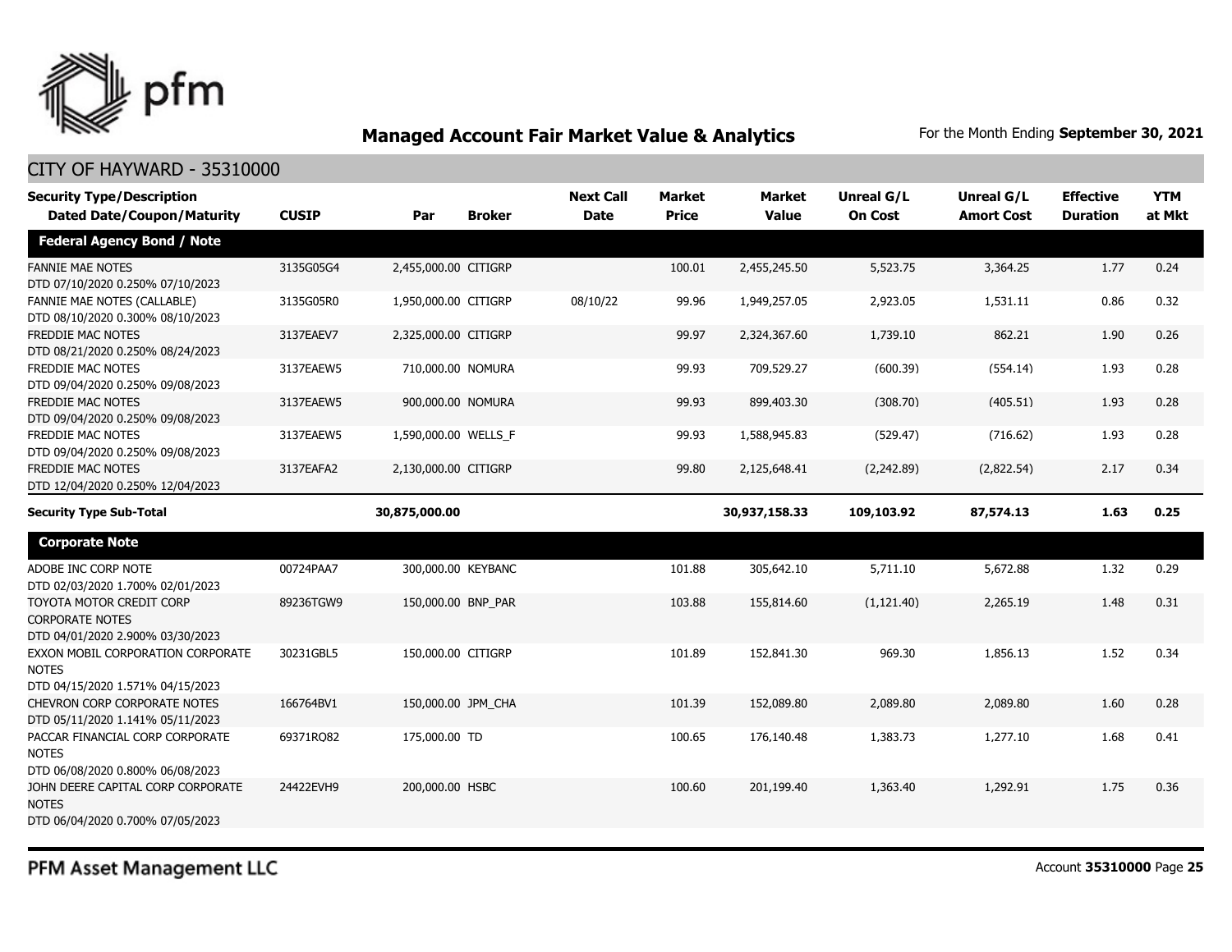## Managed Account Fair Market Value & Analytics

For the Month Ending **September 30, 2021**

CITY OF HAYWARD - 35310000

| Security Type/Description Dated Date/Coupon/Maturity | CUSIP | Par | Broker | Next Call Date | Market Price | Market Value | Unreal G/L On Cost | Unreal G/L Amort Cost | Effective Duration | YTM at Mkt |
|---|---|---|---|---|---|---|---|---|---|---|
| **Federal Agency Bond / Note** | | | | | | | | | | |
| FANNIE MAE NOTES DTD 07/10/2020 0.250% 07/10/2023 | 3135G05G4 | 2,455,000.00 | CITIGRP | | 100.01 | 2,455,245.50 | 5,523.75 | 3,364.25 | 1.77 | 0.24 |
| FANNIE MAE NOTES (CALLABLE) DTD 08/10/2020 0.300% 08/10/2023 | 3135G05R0 | 1,950,000.00 | CITIGRP | 08/10/22 | 99.96 | 1,949,257.05 | 2,923.05 | 1,531.11 | 0.86 | 0.32 |
| FREDDIE MAC NOTES DTD 08/21/2020 0.250% 08/24/2023 | 3137EAEV7 | 2,325,000.00 | CITIGRP | | 99.97 | 2,324,367.60 | 1,739.10 | 862.21 | 1.90 | 0.26 |
| FREDDIE MAC NOTES DTD 09/04/2020 0.250% 09/08/2023 | 3137EAEW5 | 710,000.00 | NOMURA | | 99.93 | 709,529.27 | (600.39) | (554.14) | 1.93 | 0.28 |
| FREDDIE MAC NOTES DTD 09/04/2020 0.250% 09/08/2023 | 3137EAEW5 | 900,000.00 | NOMURA | | 99.93 | 899,403.30 | (308.70) | (405.51) | 1.93 | 0.28 |
| FREDDIE MAC NOTES DTD 09/04/2020 0.250% 09/08/2023 | 3137EAEW5 | 1,590,000.00 | WELLS_F | | 99.93 | 1,588,945.83 | (529.47) | (716.62) | 1.93 | 0.28 |
| FREDDIE MAC NOTES DTD 12/04/2020 0.250% 12/04/2023 | 3137EAFA2 | 2,130,000.00 | CITIGRP | | 99.80 | 2,125,648.41 | (2,242.89) | (2,822.54) | 2.17 | 0.34 |
| **Security Type Sub-Total** | | **30,875,000.00** | | | | **30,937,158.33** | **109,103.92** | **87,574.13** | **1.63** | **0.25** |
| **Corporate Note** | | | | | | | | | | |
| ADOBE INC CORP NOTE DTD 02/03/2020 1.700% 02/01/2023 | 00724PAA7 | 300,000.00 | KEYBANC | | 101.88 | 305,642.10 | 5,711.10 | 5,672.88 | 1.32 | 0.29 |
| TOYOTA MOTOR CREDIT CORP CORPORATE NOTES DTD 04/01/2020 2.900% 03/30/2023 | 89236TGW9 | 150,000.00 | BNP_PAR | | 103.88 | 155,814.60 | (1,121.40) | 2,265.19 | 1.48 | 0.31 |
| EXXON MOBIL CORPORATION CORPORATE NOTES DTD 04/15/2020 1.571% 04/15/2023 | 30231GBL5 | 150,000.00 | CITIGRP | | 101.89 | 152,841.30 | 969.30 | 1,856.13 | 1.52 | 0.34 |
| CHEVRON CORP CORPORATE NOTES DTD 05/11/2020 1.141% 05/11/2023 | 166764BV1 | 150,000.00 | JPM_CHA | | 101.39 | 152,089.80 | 2,089.80 | 2,089.80 | 1.60 | 0.28 |
| PACCAR FINANCIAL CORP CORPORATE NOTES DTD 06/08/2020 0.800% 06/08/2023 | 69371RQ82 | 175,000.00 | TD | | 100.65 | 176,140.48 | 1,383.73 | 1,277.10 | 1.68 | 0.41 |
| JOHN DEERE CAPITAL CORP CORPORATE NOTES DTD 06/04/2020 0.700% 07/05/2023 | 24422EVH9 | 200,000.00 | HSBC | | 100.60 | 201,199.40 | 1,363.40 | 1,292.91 | 1.75 | 0.36 |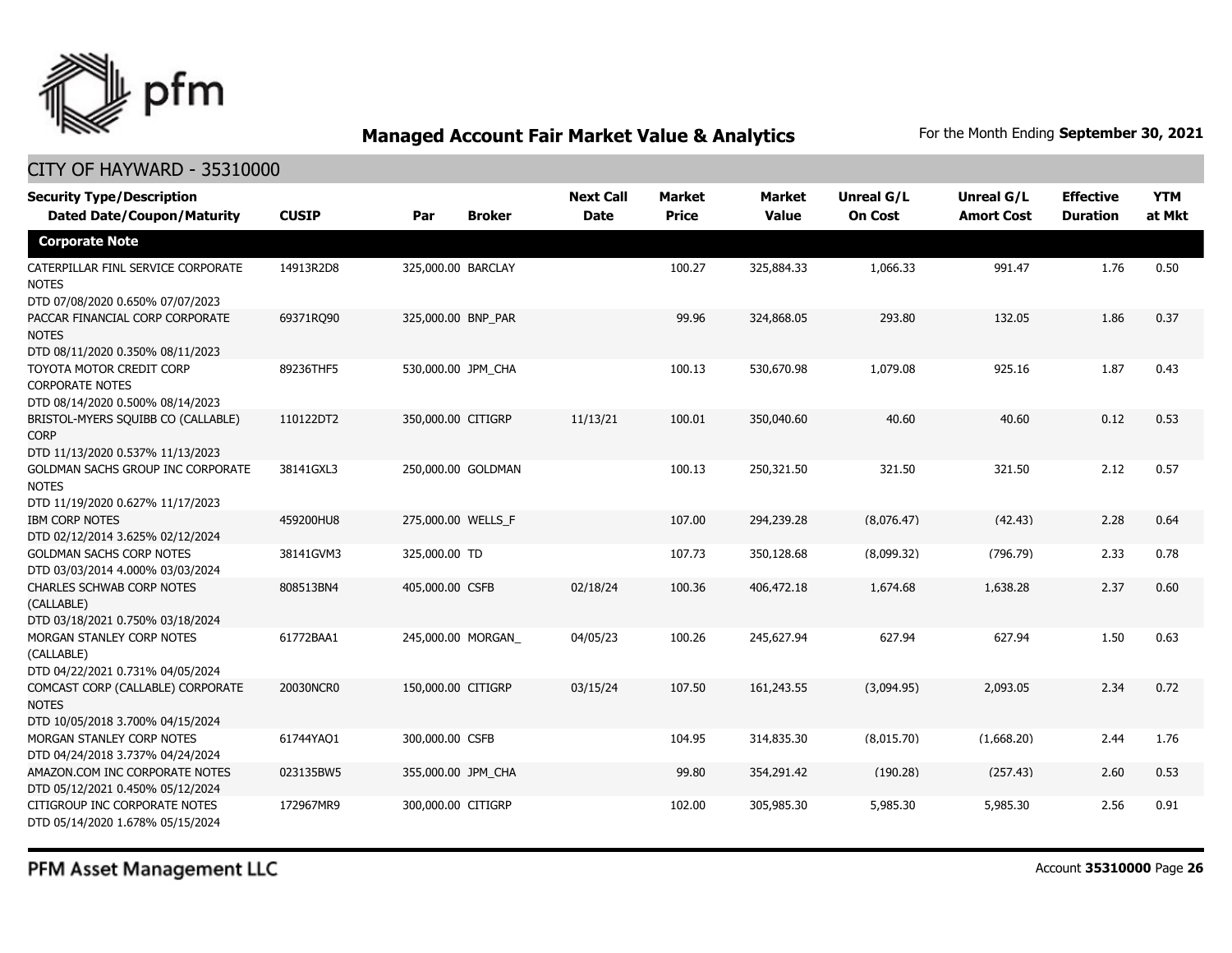## Managed Account Fair Market Value & Analytics

For the Month Ending **September 30, 2021**

CITY OF HAYWARD - 35310000

| Security Type/Description Dated Date/Coupon/Maturity | CUSIP | Par | Broker | Next Call Date | Market Price | Market Value | Unreal G/L On Cost | Unreal G/L Amort Cost | Effective Duration | YTM at Mkt |
|---|---|---|---|---|---|---|---|---|---|---|
| **Corporate Note** | | | | | | | | | | |
| CATERPILLAR FINL SERVICE CORPORATE NOTES DTD 07/08/2020 0.650% 07/07/2023 | 14913R2D8 | 325,000.00 | BARCLAY | | 100.27 | 325,884.33 | 1,066.33 | 991.47 | 1.76 | 0.50 |
| PACCAR FINANCIAL CORP CORPORATE NOTES DTD 08/11/2020 0.350% 08/11/2023 | 69371RQ90 | 325,000.00 | BNP_PAR | | 99.96 | 324,868.05 | 293.80 | 132.05 | 1.86 | 0.37 |
| TOYOTA MOTOR CREDIT CORP CORPORATE NOTES DTD 08/14/2020 0.500% 08/14/2023 | 89236THF5 | 530,000.00 | JPM_CHA | | 100.13 | 530,670.98 | 1,079.08 | 925.16 | 1.87 | 0.43 |
| BRISTOL-MYERS SQUIBB CO (CALLABLE) CORP DTD 11/13/2020 0.537% 11/13/2023 | 110122DT2 | 350,000.00 | CITIGRP | 11/13/21 | 100.01 | 350,040.60 | 40.60 | 40.60 | 0.12 | 0.53 |
| GOLDMAN SACHS GROUP INC CORPORATE NOTES DTD 11/19/2020 0.627% 11/17/2023 | 38141GXL3 | 250,000.00 | GOLDMAN | | 100.13 | 250,321.50 | 321.50 | 321.50 | 2.12 | 0.57 |
| IBM CORP NOTES DTD 02/12/2014 3.625% 02/12/2024 | 459200HU8 | 275,000.00 | WELLS_F | | 107.00 | 294,239.28 | (8,076.47) | (42.43) | 2.28 | 0.64 |
| GOLDMAN SACHS CORP NOTES DTD 03/03/2014 4.000% 03/03/2024 | 38141GVM3 | 325,000.00 | TD | | 107.73 | 350,128.68 | (8,099.32) | (796.79) | 2.33 | 0.78 |
| CHARLES SCHWAB CORP NOTES (CALLABLE) DTD 03/18/2021 0.750% 03/18/2024 | 808513BN4 | 405,000.00 | CSFB | 02/18/24 | 100.36 | 406,472.18 | 1,674.68 | 1,638.28 | 2.37 | 0.60 |
| MORGAN STANLEY CORP NOTES (CALLABLE) DTD 04/22/2021 0.731% 04/05/2024 | 61772BAA1 | 245,000.00 | MORGAN_ | 04/05/23 | 100.26 | 245,627.94 | 627.94 | 627.94 | 1.50 | 0.63 |
| COMCAST CORP (CALLABLE) CORPORATE NOTES DTD 10/05/2018 3.700% 04/15/2024 | 20030NCR0 | 150,000.00 | CITIGRP | 03/15/24 | 107.50 | 161,243.55 | (3,094.95) | 2,093.05 | 2.34 | 0.72 |
| MORGAN STANLEY CORP NOTES DTD 04/24/2018 3.737% 04/24/2024 | 61744YAQ1 | 300,000.00 | CSFB | | 104.95 | 314,835.30 | (8,015.70) | (1,668.20) | 2.44 | 1.76 |
| AMAZON.COM INC CORPORATE NOTES DTD 05/12/2021 0.450% 05/12/2024 | 023135BW5 | 355,000.00 | JPM_CHA | | 99.80 | 354,291.42 | (190.28) | (257.43) | 2.60 | 0.53 |
| CITIGROUP INC CORPORATE NOTES DTD 05/14/2020 1.678% 05/15/2024 | 172967MR9 | 300,000.00 | CITIGRP | | 102.00 | 305,985.30 | 5,985.30 | 5,985.30 | 2.56 | 0.91 |

PFM Asset Management LLC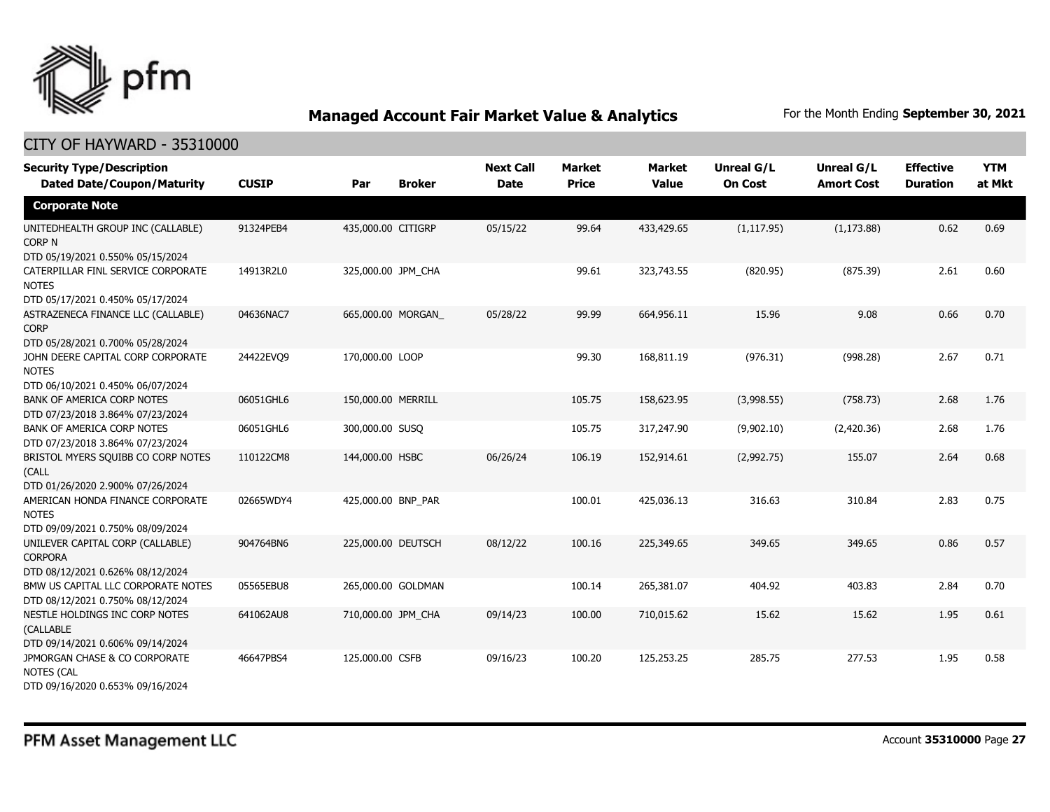## Managed Account Fair Market Value & Analytics

For the Month Ending **September 30, 2021**

CITY OF HAYWARD - 35310000

| Security Type/Description Dated Date/Coupon/Maturity | CUSIP | Par | Broker | Next Call Date | Market Price | Market Value | Unreal G/L On Cost | Unreal G/L Amort Cost | Effective Duration | YTM at Mkt |
|---|---|---|---|---|---|---|---|---|---|---|
| **Corporate Note** | | | | | | | | | | |
| UNITEDHEALTH GROUP INC (CALLABLE) CORP N DTD 05/19/2021 0.550% 05/15/2024 | 91324PEB4 | 435,000.00 | CITIGRP | 05/15/22 | 99.64 | 433,429.65 | (1,117.95) | (1,173.88) | 0.62 | 0.69 |
| CATERPILLAR FINL SERVICE CORPORATE NOTES DTD 05/17/2021 0.450% 05/17/2024 | 14913R2L0 | 325,000.00 | JPM_CHA | | 99.61 | 323,743.55 | (820.95) | (875.39) | 2.61 | 0.60 |
| ASTRAZENECA FINANCE LLC (CALLABLE) CORP DTD 05/28/2021 0.700% 05/28/2024 | 04636NAC7 | 665,000.00 | MORGAN_ | 05/28/22 | 99.99 | 664,956.11 | 15.96 | 9.08 | 0.66 | 0.70 |
| JOHN DEERE CAPITAL CORP CORPORATE NOTES DTD 06/10/2021 0.450% 06/07/2024 | 24422EVQ9 | 170,000.00 | LOOP | | 99.30 | 168,811.19 | (976.31) | (998.28) | 2.67 | 0.71 |
| BANK OF AMERICA CORP NOTES DTD 07/23/2018 3.864% 07/23/2024 | 06051GHL6 | 150,000.00 | MERRILL | | 105.75 | 158,623.95 | (3,998.55) | (758.73) | 2.68 | 1.76 |
| BANK OF AMERICA CORP NOTES DTD 07/23/2018 3.864% 07/23/2024 | 06051GHL6 | 300,000.00 | SUSQ | | 105.75 | 317,247.90 | (9,902.10) | (2,420.36) | 2.68 | 1.76 |
| BRISTOL MYERS SQUIBB CO CORP NOTES (CALL DTD 01/26/2020 2.900% 07/26/2024 | 110122CM8 | 144,000.00 | HSBC | 06/26/24 | 106.19 | 152,914.61 | (2,992.75) | 155.07 | 2.64 | 0.68 |
| AMERICAN HONDA FINANCE CORPORATE NOTES DTD 09/09/2021 0.750% 08/09/2024 | 02665WDY4 | 425,000.00 | BNP_PAR | | 100.01 | 425,036.13 | 316.63 | 310.84 | 2.83 | 0.75 |
| UNILEVER CAPITAL CORP (CALLABLE) CORPORA DTD 08/12/2021 0.626% 08/12/2024 | 904764BN6 | 225,000.00 | DEUTSCH | 08/12/22 | 100.16 | 225,349.65 | 349.65 | 349.65 | 0.86 | 0.57 |
| BMW US CAPITAL LLC CORPORATE NOTES DTD 08/12/2021 0.750% 08/12/2024 | 05565EBU8 | 265,000.00 | GOLDMAN | | 100.14 | 265,381.07 | 404.92 | 403.83 | 2.84 | 0.70 |
| NESTLE HOLDINGS INC CORP NOTES (CALLABLE DTD 09/14/2021 0.606% 09/14/2024 | 641062AU8 | 710,000.00 | JPM_CHA | 09/14/23 | 100.00 | 710,015.62 | 15.62 | 15.62 | 1.95 | 0.61 |
| JPMORGAN CHASE & CO CORPORATE NOTES (CAL DTD 09/16/2020 0.653% 09/16/2024 | 46647PBS4 | 125,000.00 | CSFB | 09/16/23 | 100.20 | 125,253.25 | 285.75 | 277.53 | 1.95 | 0.58 |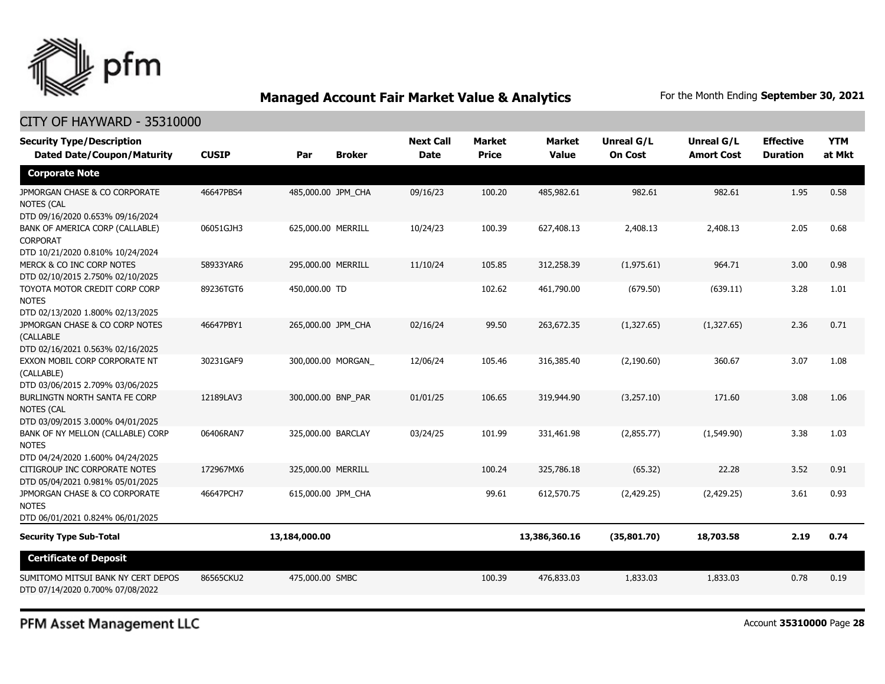## Managed Account Fair Market Value & Analytics

For the Month Ending **September 30, 2021**

CITY OF HAYWARD - 35310000

| Security Type/Description Dated Date/Coupon/Maturity | CUSIP | Par | Broker | Next Call Date | Market Price | Market Value | Unreal G/L On Cost | Unreal G/L Amort Cost | Effective Duration | YTM at Mkt |
|---|---|---|---|---|---|---|---|---|---|---|
| **Corporate Note** | | | | | | | | | | |
| JPMORGAN CHASE & CO CORPORATE NOTES (CAL DTD 09/16/2020 0.653% 09/16/2024 | 46647PBS4 | 485,000.00 | JPM_CHA | 09/16/23 | 100.20 | 485,982.61 | 982.61 | 982.61 | 1.95 | 0.58 |
| BANK OF AMERICA CORP (CALLABLE) CORPORAT DTD 10/21/2020 0.810% 10/24/2024 | 06051GJH3 | 625,000.00 | MERRILL | 10/24/23 | 100.39 | 627,408.13 | 2,408.13 | 2,408.13 | 2.05 | 0.68 |
| MERCK & CO INC CORP NOTES DTD 02/10/2015 2.750% 02/10/2025 | 58933YAR6 | 295,000.00 | MERRILL | 11/10/24 | 105.85 | 312,258.39 | (1,975.61) | 964.71 | 3.00 | 0.98 |
| TOYOTA MOTOR CREDIT CORP CORP NOTES DTD 02/13/2020 1.800% 02/13/2025 | 89236TGT6 | 450,000.00 | TD | | 102.62 | 461,790.00 | (679.50) | (639.11) | 3.28 | 1.01 |
| JPMORGAN CHASE & CO CORP NOTES (CALLABLE DTD 02/16/2021 0.563% 02/16/2025 | 46647PBY1 | 265,000.00 | JPM_CHA | 02/16/24 | 99.50 | 263,672.35 | (1,327.65) | (1,327.65) | 2.36 | 0.71 |
| EXXON MOBIL CORP CORPORATE NT (CALLABLE) DTD 03/06/2015 2.709% 03/06/2025 | 30231GAF9 | 300,000.00 | MORGAN_ | 12/06/24 | 105.46 | 316,385.40 | (2,190.60) | 360.67 | 3.07 | 1.08 |
| BURLINGTN NORTH SANTA FE CORP NOTES (CAL DTD 03/09/2015 3.000% 04/01/2025 | 12189LAV3 | 300,000.00 | BNP_PAR | 01/01/25 | 106.65 | 319,944.90 | (3,257.10) | 171.60 | 3.08 | 1.06 |
| BANK OF NY MELLON (CALLABLE) CORP NOTES DTD 04/24/2020 1.600% 04/24/2025 | 06406RAN7 | 325,000.00 | BARCLAY | 03/24/25 | 101.99 | 331,461.98 | (2,855.77) | (1,549.90) | 3.38 | 1.03 |
| CITIGROUP INC CORPORATE NOTES DTD 05/04/2021 0.981% 05/01/2025 | 172967MX6 | 325,000.00 | MERRILL | | 100.24 | 325,786.18 | (65.32) | 22.28 | 3.52 | 0.91 |
| JPMORGAN CHASE & CO CORPORATE NOTES DTD 06/01/2021 0.824% 06/01/2025 | 46647PCH7 | 615,000.00 | JPM_CHA | | 99.61 | 612,570.75 | (2,429.25) | (2,429.25) | 3.61 | 0.93 |
| **Security Type Sub-Total** | | **13,184,000.00** | | | | **13,386,360.16** | **(35,801.70)** | **18,703.58** | **2.19** | **0.74** |
| **Certificate of Deposit** | | | | | | | | | | |
| SUMITOMO MITSUI BANK NY CERT DEPOS DTD 07/14/2020 0.700% 07/08/2022 | 86565CKU2 | 475,000.00 | SMBC | | 100.39 | 476,833.03 | 1,833.03 | 1,833.03 | 0.78 | 0.19 |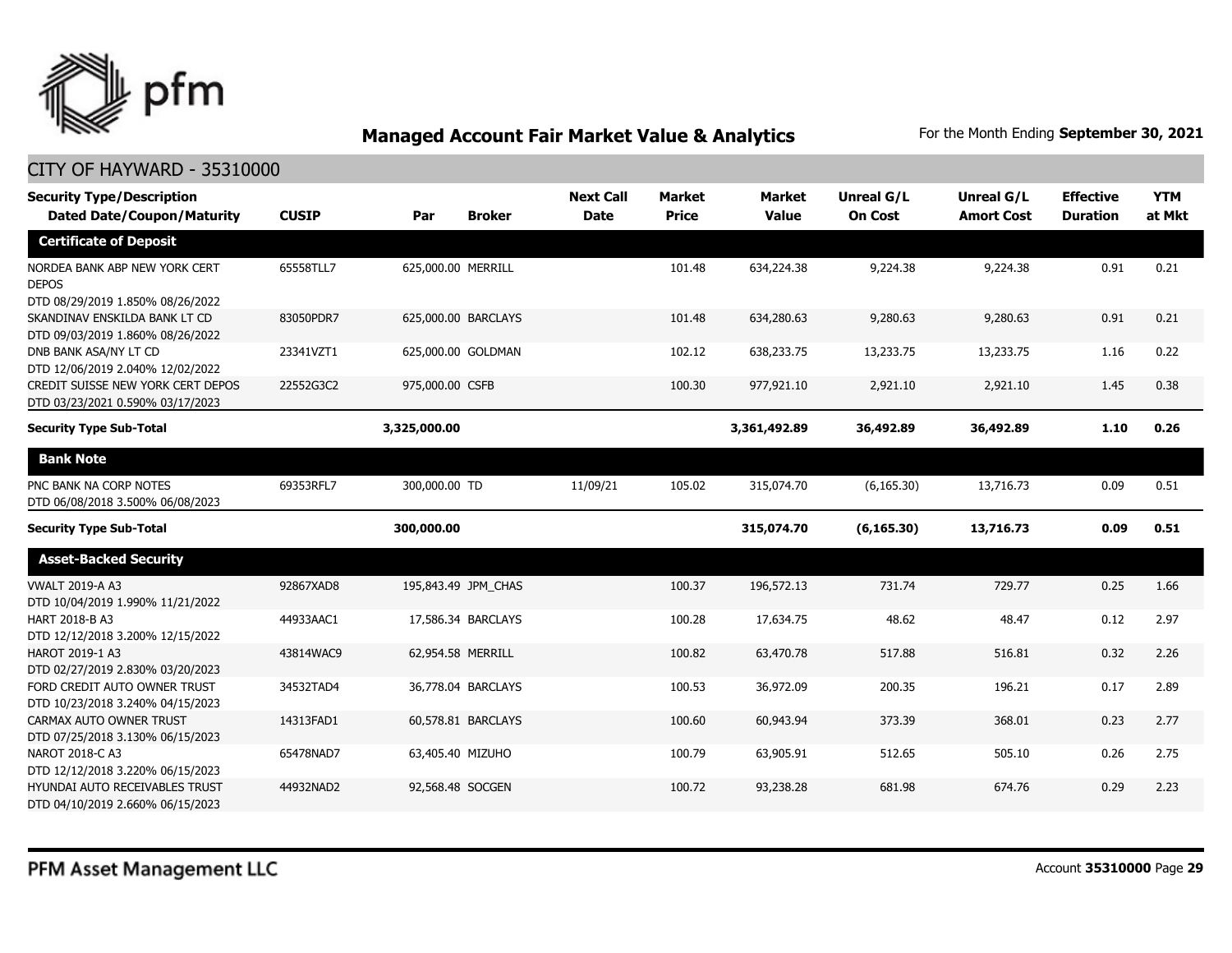## Managed Account Fair Market Value & Analytics

For the Month Ending **September 30, 2021**

### CITY OF HAYWARD - 35310000

| Security Type/Description Dated Date/Coupon/Maturity | CUSIP | Par | Broker | Next Call Date | Market Price | Market Value | Unreal G/L On Cost | Unreal G/L Amort Cost | Effective Duration | YTM at Mkt |
|---|---|---|---|---|---|---|---|---|---|---|
| **Certificate of Deposit** | | | | | | | | | | |
| NORDEA BANK ABP NEW YORK CERT DEPOS DTD 08/29/2019 1.850% 08/26/2022 | 65558TLL7 | 625,000.00 | MERRILL | | 101.48 | 634,224.38 | 9,224.38 | 9,224.38 | 0.91 | 0.21 |
| SKANDINAV ENSKILDA BANK LT CD DTD 09/03/2019 1.860% 08/26/2022 | 83050PDR7 | 625,000.00 | BARCLAYS | | 101.48 | 634,280.63 | 9,280.63 | 9,280.63 | 0.91 | 0.21 |
| DNB BANK ASA/NY LT CD DTD 12/06/2019 2.040% 12/02/2022 | 23341VZT1 | 625,000.00 | GOLDMAN | | 102.12 | 638,233.75 | 13,233.75 | 13,233.75 | 1.16 | 0.22 |
| CREDIT SUISSE NEW YORK CERT DEPOS DTD 03/23/2021 0.590% 03/17/2023 | 22552G3C2 | 975,000.00 | CSFB | | 100.30 | 977,921.10 | 2,921.10 | 2,921.10 | 1.45 | 0.38 |
| **Security Type Sub-Total** | | **3,325,000.00** | | | | **3,361,492.89** | **36,492.89** | **36,492.89** | **1.10** | **0.26** |
| **Bank Note** | | | | | | | | | | |
| PNC BANK NA CORP NOTES DTD 06/08/2018 3.500% 06/08/2023 | 69353RFL7 | 300,000.00 | TD | 11/09/21 | 105.02 | 315,074.70 | (6,165.30) | 13,716.73 | 0.09 | 0.51 |
| **Security Type Sub-Total** | | **300,000.00** | | | | **315,074.70** | **(6,165.30)** | **13,716.73** | **0.09** | **0.51** |
| **Asset-Backed Security** | | | | | | | | | | |
| VWALT 2019-A A3 DTD 10/04/2019 1.990% 11/21/2022 | 92867XAD8 | 195,843.49 | JPM_CHAS | | 100.37 | 196,572.13 | 731.74 | 729.77 | 0.25 | 1.66 |
| HART 2018-B A3 DTD 12/12/2018 3.200% 12/15/2022 | 44933AAC1 | 17,586.34 | BARCLAYS | | 100.28 | 17,634.75 | 48.62 | 48.47 | 0.12 | 2.97 |
| HAROT 2019-1 A3 DTD 02/27/2019 2.830% 03/20/2023 | 43814WAC9 | 62,954.58 | MERRILL | | 100.82 | 63,470.78 | 517.88 | 516.81 | 0.32 | 2.26 |
| FORD CREDIT AUTO OWNER TRUST DTD 10/23/2018 3.240% 04/15/2023 | 34532TAD4 | 36,778.04 | BARCLAYS | | 100.53 | 36,972.09 | 200.35 | 196.21 | 0.17 | 2.89 |
| CARMAX AUTO OWNER TRUST DTD 07/25/2018 3.130% 06/15/2023 | 14313FAD1 | 60,578.81 | BARCLAYS | | 100.60 | 60,943.94 | 373.39 | 368.01 | 0.23 | 2.77 |
| NAROT 2018-C A3 DTD 12/12/2018 3.220% 06/15/2023 | 65478NAD7 | 63,405.40 | MIZUHO | | 100.79 | 63,905.91 | 512.65 | 505.10 | 0.26 | 2.75 |
| HYUNDAI AUTO RECEIVABLES TRUST DTD 04/10/2019 2.660% 06/15/2023 | 44932NAD2 | 92,568.48 | SOCGEN | | 100.72 | 93,238.28 | 681.98 | 674.76 | 0.29 | 2.23 |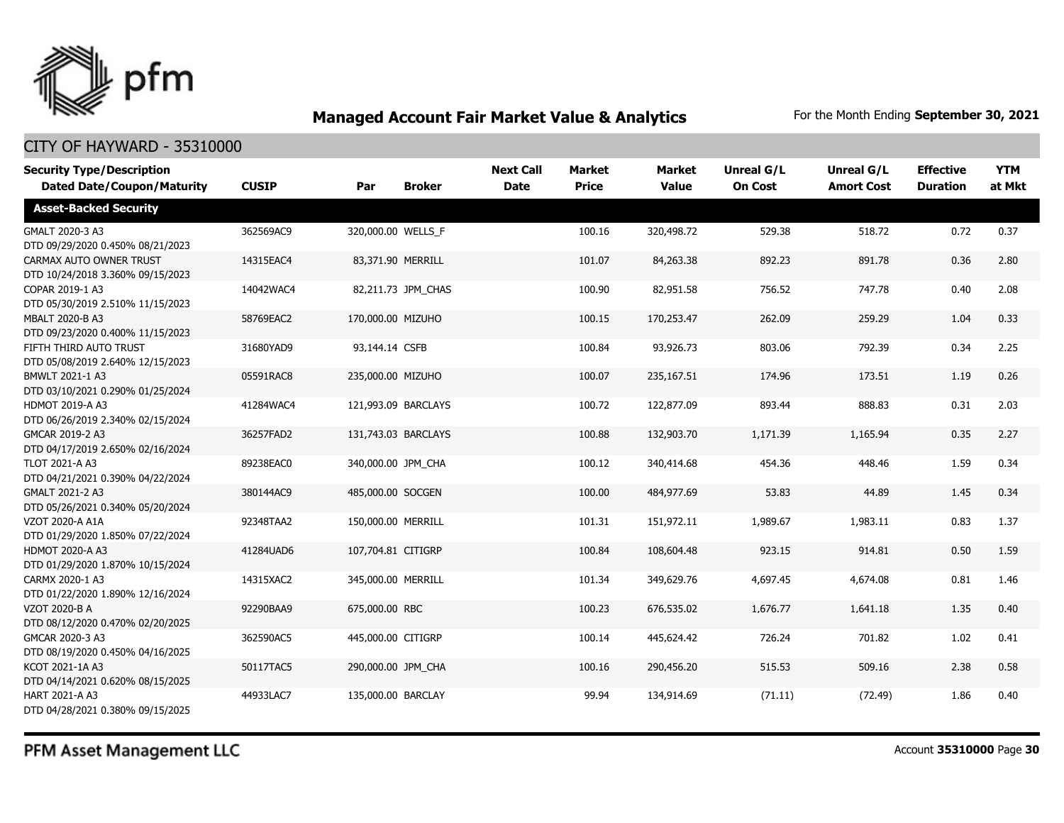# Managed Account Fair Market Value & Analytics

For the Month Ending **September 30, 2021**

## CITY OF HAYWARD - 35310000

| Security Type/Description Dated Date/Coupon/Maturity | CUSIP | Par | Broker | Next Call Date | Market Price | Market Value | Unreal G/L On Cost | Unreal G/L Amort Cost | Effective Duration | YTM at Mkt |
|---|---|---|---|---|---|---|---|---|---|---|
| **Asset-Backed Security** | | | | | | | | | | |
| GMALT 2020-3 A3 DTD 09/29/2020 0.450% 08/21/2023 | 362569AC9 | 320,000.00 | WELLS_F | | 100.16 | 320,498.72 | 529.38 | 518.72 | 0.72 | 0.37 |
| CARMAX AUTO OWNER TRUST DTD 10/24/2018 3.360% 09/15/2023 | 14315EAC4 | 83,371.90 | MERRILL | | 101.07 | 84,263.38 | 892.23 | 891.78 | 0.36 | 2.80 |
| COPAR 2019-1 A3 DTD 05/30/2019 2.510% 11/15/2023 | 14042WAC4 | 82,211.73 | JPM_CHAS | | 100.90 | 82,951.58 | 756.52 | 747.78 | 0.40 | 2.08 |
| MBALT 2020-B A3 DTD 09/23/2020 0.400% 11/15/2023 | 58769EAC2 | 170,000.00 | MIZUHO | | 100.15 | 170,253.47 | 262.09 | 259.29 | 1.04 | 0.33 |
| FIFTH THIRD AUTO TRUST DTD 05/08/2019 2.640% 12/15/2023 | 31680YAD9 | 93,144.14 | CSFB | | 100.84 | 93,926.73 | 803.06 | 792.39 | 0.34 | 2.25 |
| BMWLT 2021-1 A3 DTD 03/10/2021 0.290% 01/25/2024 | 05591RAC8 | 235,000.00 | MIZUHO | | 100.07 | 235,167.51 | 174.96 | 173.51 | 1.19 | 0.26 |
| HDMOT 2019-A A3 DTD 06/26/2019 2.340% 02/15/2024 | 41284WAC4 | 121,993.09 | BARCLAYS | | 100.72 | 122,877.09 | 893.44 | 888.83 | 0.31 | 2.03 |
| GMCAR 2019-2 A3 DTD 04/17/2019 2.650% 02/16/2024 | 36257FAD2 | 131,743.03 | BARCLAYS | | 100.88 | 132,903.70 | 1,171.39 | 1,165.94 | 0.35 | 2.27 |
| TLOT 2021-A A3 DTD 04/21/2021 0.390% 04/22/2024 | 89238EAC0 | 340,000.00 | JPM_CHA | | 100.12 | 340,414.68 | 454.36 | 448.46 | 1.59 | 0.34 |
| GMALT 2021-2 A3 DTD 05/26/2021 0.340% 05/20/2024 | 380144AC9 | 485,000.00 | SOCGEN | | 100.00 | 484,977.69 | 53.83 | 44.89 | 1.45 | 0.34 |
| VZOT 2020-A A1A DTD 01/29/2020 1.850% 07/22/2024 | 92348TAA2 | 150,000.00 | MERRILL | | 101.31 | 151,972.11 | 1,989.67 | 1,983.11 | 0.83 | 1.37 |
| HDMOT 2020-A A3 DTD 01/29/2020 1.870% 10/15/2024 | 41284UAD6 | 107,704.81 | CITIGRP | | 100.84 | 108,604.48 | 923.15 | 914.81 | 0.50 | 1.59 |
| CARMX 2020-1 A3 DTD 01/22/2020 1.890% 12/16/2024 | 14315XAC2 | 345,000.00 | MERRILL | | 101.34 | 349,629.76 | 4,697.45 | 4,674.08 | 0.81 | 1.46 |
| VZOT 2020-B A DTD 08/12/2020 0.470% 02/20/2025 | 92290BAA9 | 675,000.00 | RBC | | 100.23 | 676,535.02 | 1,676.77 | 1,641.18 | 1.35 | 0.40 |
| GMCAR 2020-3 A3 DTD 08/19/2020 0.450% 04/16/2025 | 362590AC5 | 445,000.00 | CITIGRP | | 100.14 | 445,624.42 | 726.24 | 701.82 | 1.02 | 0.41 |
| KCOT 2021-1A A3 DTD 04/14/2021 0.620% 08/15/2025 | 50117TAC5 | 290,000.00 | JPM_CHA | | 100.16 | 290,456.20 | 515.53 | 509.16 | 2.38 | 0.58 |
| HART 2021-A A3 DTD 04/28/2021 0.380% 09/15/2025 | 44933LAC7 | 135,000.00 | BARCLAY | | 99.94 | 134,914.69 | (71.11) | (72.49) | 1.86 | 0.40 |

PFM Asset Management LLC

Account **35310000**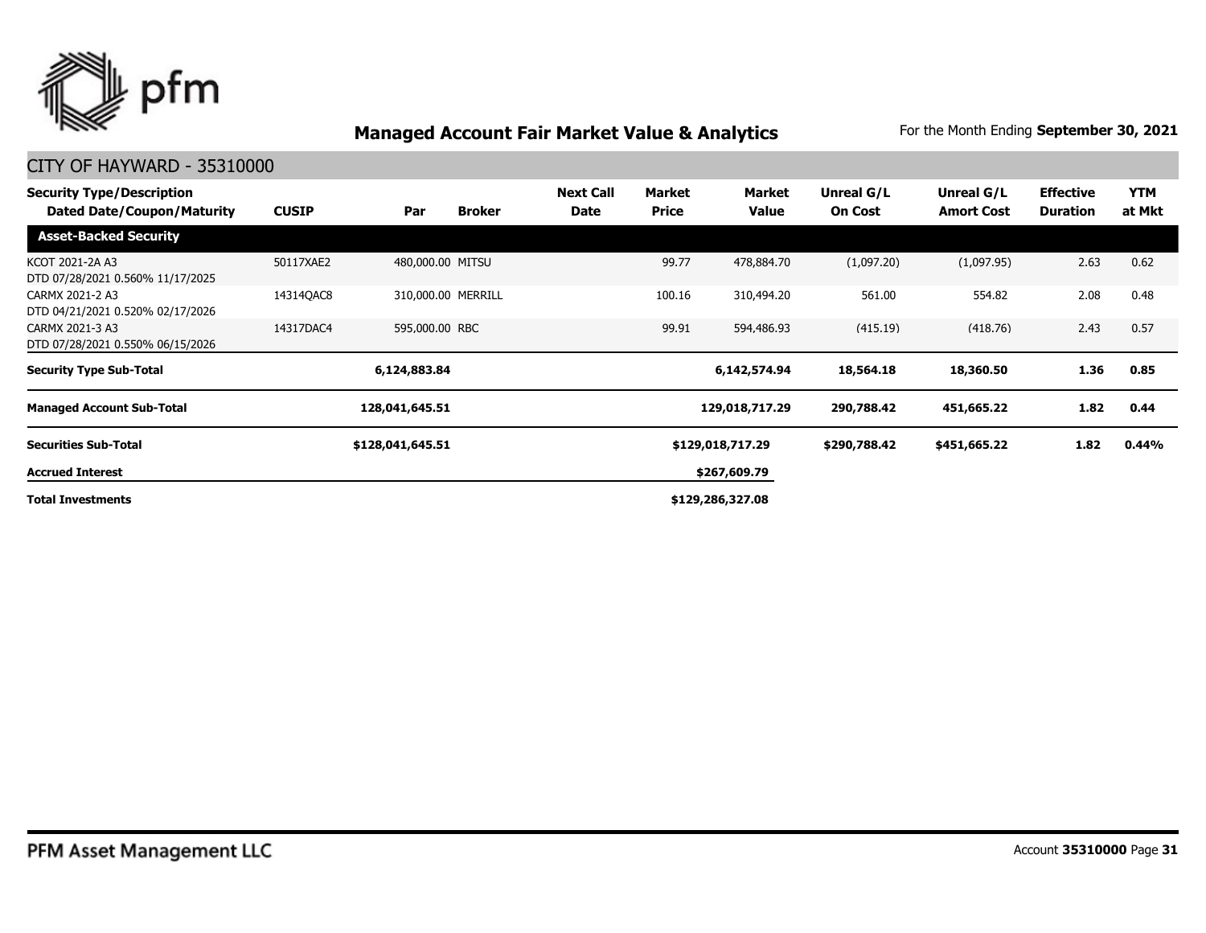## Managed Account Fair Market Value & Analytics

For the Month Ending **September 30, 2021**

### CITY OF HAYWARD - 35310000

| Security Type/Description Dated Date/Coupon/Maturity | CUSIP | Par | Broker | Next Call Date | Market Price | Market Value | Unreal G/L On Cost | Unreal G/L Amort Cost | Effective Duration | YTM at Mkt |
|---|---|---|---|---|---|---|---|---|---|---|
| **Asset-Backed Security** | | | | | | | | | | |
| KCOT 2021-2A A3 DTD 07/28/2021 0.560% 11/17/2025 | 50117XAE2 | 480,000.00 | MITSU | | 99.77 | 478,884.70 | (1,097.20) | (1,097.95) | 2.63 | 0.62 |
| CARMX 2021-2 A3 DTD 04/21/2021 0.520% 02/17/2026 | 14314QAC8 | 310,000.00 | MERRILL | | 100.16 | 310,494.20 | 561.00 | 554.82 | 2.08 | 0.48 |
| CARMX 2021-3 A3 DTD 07/28/2021 0.550% 06/15/2026 | 14317DAC4 | 595,000.00 | RBC | | 99.91 | 594,486.93 | (415.19) | (418.76) | 2.43 | 0.57 |
| **Security Type Sub-Total** | | **6,124,883.84** | | | | **6,142,574.94** | **18,564.18** | **18,360.50** | **1.36** | **0.85** |
| **Managed Account Sub-Total** | | **128,041,645.51** | | | | **129,018,717.29** | **290,788.42** | **451,665.22** | **1.82** | **0.44** |
| **Securities Sub-Total** | | **$128,041,645.51** | | | | **$129,018,717.29** | **$290,788.42** | **$451,665.22** | **1.82** | **0.44%** |
| **Accrued Interest** | | | | | | **$267,609.79** | | | | |
| **Total Investments** | | | | | | **$129,286,327.08** | | | | |

PFM Asset Management LLC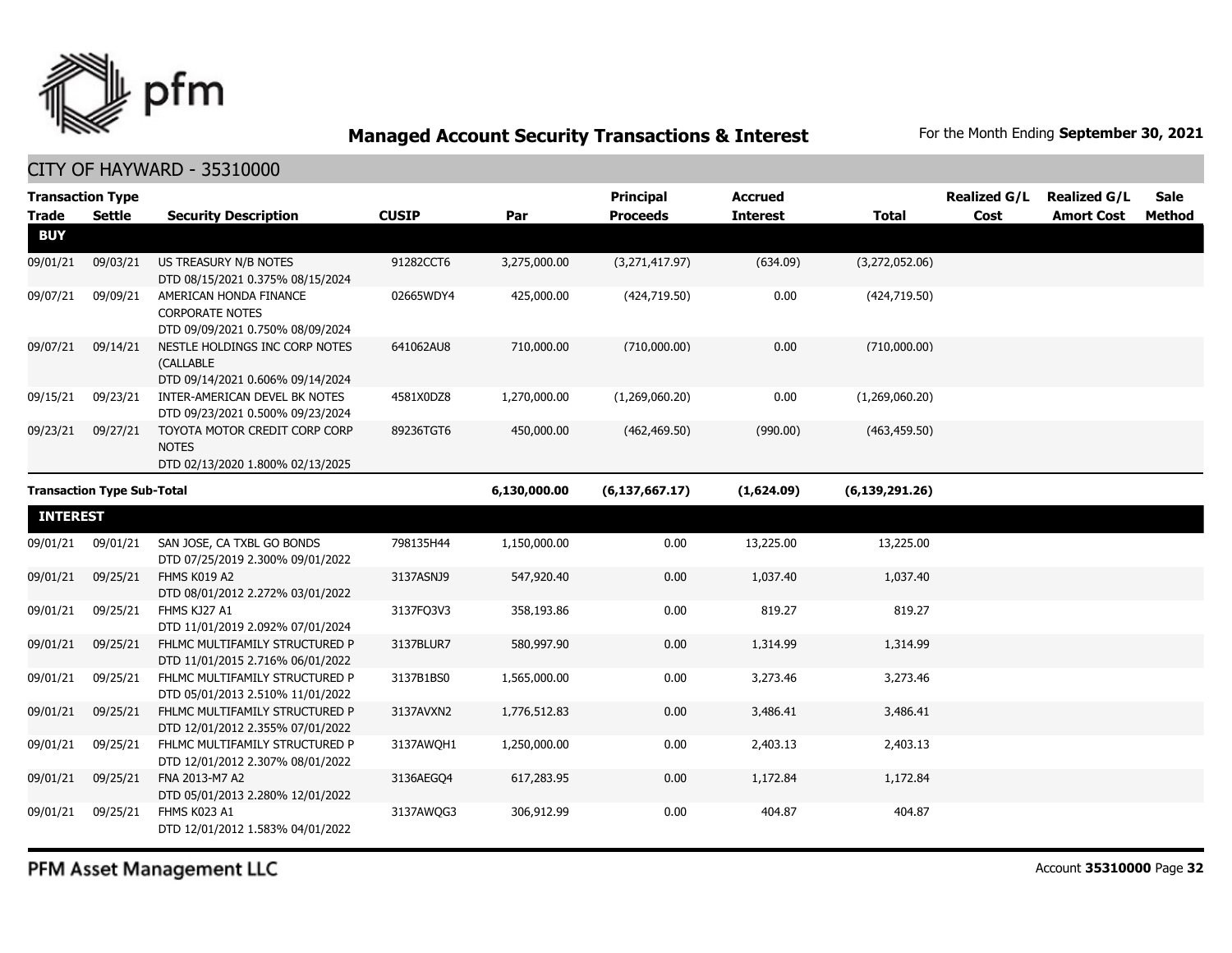## Managed Account Security Transactions & Interest

For the Month Ending **September 30, 2021**

CITY OF HAYWARD - 35310000

| Transaction Type Trade | Settle | Security Description | CUSIP | Par | Principal Proceeds | Accrued Interest | Total | Realized G/L Cost | Realized G/L Amort Cost | Sale Method |
|---|---|---|---|---|---|---|---|---|---|---|
| **BUY** | | | | | | | | | | |
| 09/01/21 | 09/03/21 | US TREASURY N/B NOTES DTD 08/15/2021 0.375% 08/15/2024 | 91282CCT6 | 3,275,000.00 | (3,271,417.97) | (634.09) | (3,272,052.06) | | | |
| 09/07/21 | 09/09/21 | AMERICAN HONDA FINANCE CORPORATE NOTES DTD 09/09/2021 0.750% 08/09/2024 | 02665WDY4 | 425,000.00 | (424,719.50) | 0.00 | (424,719.50) | | | |
| 09/07/21 | 09/14/21 | NESTLE HOLDINGS INC CORP NOTES (CALLABLE DTD 09/14/2021 0.606% 09/14/2024 | 641062AU8 | 710,000.00 | (710,000.00) | 0.00 | (710,000.00) | | | |
| 09/15/21 | 09/23/21 | INTER-AMERICAN DEVEL BK NOTES DTD 09/23/2021 0.500% 09/23/2024 | 4581X0DZ8 | 1,270,000.00 | (1,269,060.20) | 0.00 | (1,269,060.20) | | | |
| 09/23/21 | 09/27/21 | TOYOTA MOTOR CREDIT CORP CORP NOTES DTD 02/13/2020 1.800% 02/13/2025 | 89236TGT6 | 450,000.00 | (462,469.50) | (990.00) | (463,459.50) | | | |
| **Transaction Type Sub-Total** | | | | **6,130,000.00** | **(6,137,667.17)** | **(1,624.09)** | **(6,139,291.26)** | | | |
| **INTEREST** | | | | | | | | | | |
| 09/01/21 | 09/01/21 | SAN JOSE, CA TXBL GO BONDS DTD 07/25/2019 2.300% 09/01/2022 | 798135H44 | 1,150,000.00 | 0.00 | 13,225.00 | 13,225.00 | | | |
| 09/01/21 | 09/25/21 | FHMS K019 A2 DTD 08/01/2012 2.272% 03/01/2022 | 3137ASNJ9 | 547,920.40 | 0.00 | 1,037.40 | 1,037.40 | | | |
| 09/01/21 | 09/25/21 | FHMS KJ27 A1 DTD 11/01/2019 2.092% 07/01/2024 | 3137FQ3V3 | 358,193.86 | 0.00 | 819.27 | 819.27 | | | |
| 09/01/21 | 09/25/21 | FHLMC MULTIFAMILY STRUCTURED P DTD 11/01/2015 2.716% 06/01/2022 | 3137BLUR7 | 580,997.90 | 0.00 | 1,314.99 | 1,314.99 | | | |
| 09/01/21 | 09/25/21 | FHLMC MULTIFAMILY STRUCTURED P DTD 05/01/2013 2.510% 11/01/2022 | 3137B1BS0 | 1,565,000.00 | 0.00 | 3,273.46 | 3,273.46 | | | |
| 09/01/21 | 09/25/21 | FHLMC MULTIFAMILY STRUCTURED P DTD 12/01/2012 2.355% 07/01/2022 | 3137AVXN2 | 1,776,512.83 | 0.00 | 3,486.41 | 3,486.41 | | | |
| 09/01/21 | 09/25/21 | FHLMC MULTIFAMILY STRUCTURED P DTD 12/01/2012 2.307% 08/01/2022 | 3137AWQH1 | 1,250,000.00 | 0.00 | 2,403.13 | 2,403.13 | | | |
| 09/01/21 | 09/25/21 | FNA 2013-M7 A2 DTD 05/01/2013 2.280% 12/01/2022 | 3136AEGQ4 | 617,283.95 | 0.00 | 1,172.84 | 1,172.84 | | | |
| 09/01/21 | 09/25/21 | FHMS K023 A1 DTD 12/01/2012 1.583% 04/01/2022 | 3137AWQG3 | 306,912.99 | 0.00 | 404.87 | 404.87 | | | |

PFM Asset Management LLC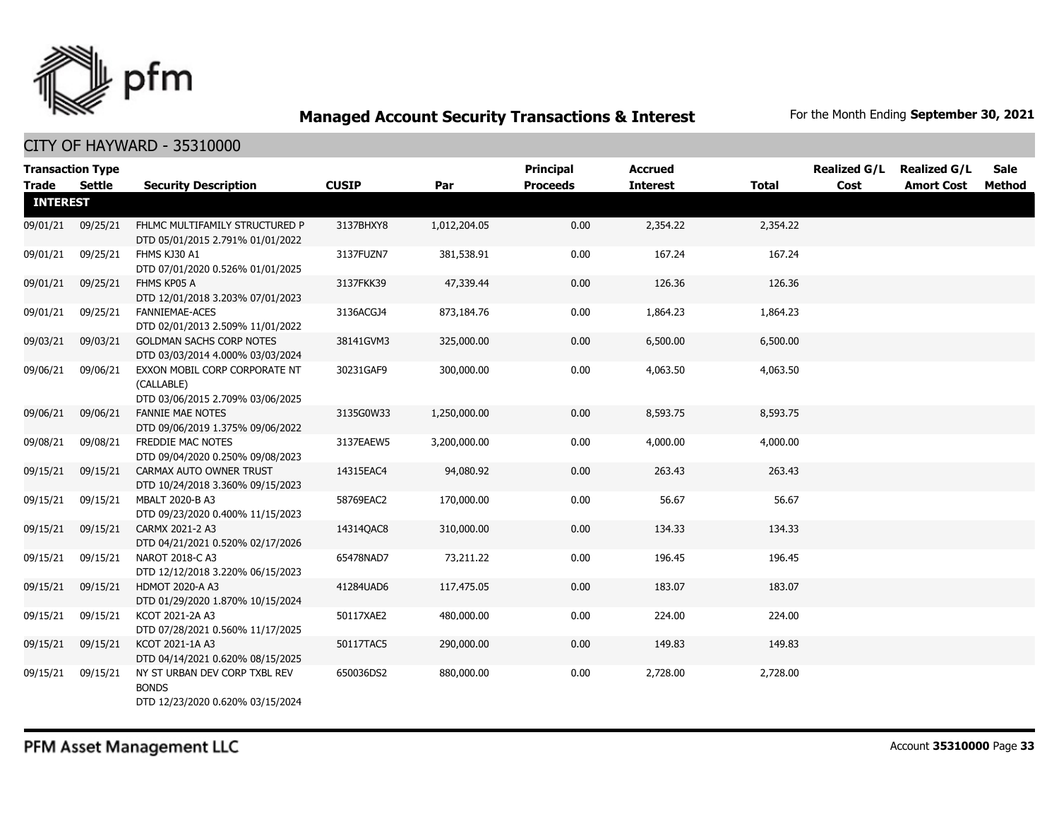## Managed Account Security Transactions & Interest

For the Month Ending **September 30, 2021**

CITY OF HAYWARD - 35310000

| Transaction Type | | | | | Principal | Accrued | | Realized G/L | Realized G/L | Sale |
|---|---|---|---|---|---|---|---|---|---|---|
| Trade | Settle | Security Description | CUSIP | Par | Proceeds | Interest | Total | Cost | Amort Cost | Method |
| **INTEREST** | | | | | | | | | | |
| 09/01/21 | 09/25/21 | FHLMC MULTIFAMILY STRUCTURED P DTD 05/01/2015 2.791% 01/01/2022 | 3137BHXY8 | 1,012,204.05 | 0.00 | 2,354.22 | 2,354.22 | | | |
| 09/01/21 | 09/25/21 | FHMS KJ30 A1 DTD 07/01/2020 0.526% 01/01/2025 | 3137FUZN7 | 381,538.91 | 0.00 | 167.24 | 167.24 | | | |
| 09/01/21 | 09/25/21 | FHMS KP05 A DTD 12/01/2018 3.203% 07/01/2023 | 3137FKK39 | 47,339.44 | 0.00 | 126.36 | 126.36 | | | |
| 09/01/21 | 09/25/21 | FANNIEMAE-ACES DTD 02/01/2013 2.509% 11/01/2022 | 3136ACGJ4 | 873,184.76 | 0.00 | 1,864.23 | 1,864.23 | | | |
| 09/03/21 | 09/03/21 | GOLDMAN SACHS CORP NOTES DTD 03/03/2014 4.000% 03/03/2024 | 38141GVM3 | 325,000.00 | 0.00 | 6,500.00 | 6,500.00 | | | |
| 09/06/21 | 09/06/21 | EXXON MOBIL CORP CORPORATE NT (CALLABLE) DTD 03/06/2015 2.709% 03/06/2025 | 30231GAF9 | 300,000.00 | 0.00 | 4,063.50 | 4,063.50 | | | |
| 09/06/21 | 09/06/21 | FANNIE MAE NOTES DTD 09/06/2019 1.375% 09/06/2022 | 3135G0W33 | 1,250,000.00 | 0.00 | 8,593.75 | 8,593.75 | | | |
| 09/08/21 | 09/08/21 | FREDDIE MAC NOTES DTD 09/04/2020 0.250% 09/08/2023 | 3137EAEW5 | 3,200,000.00 | 0.00 | 4,000.00 | 4,000.00 | | | |
| 09/15/21 | 09/15/21 | CARMAX AUTO OWNER TRUST DTD 10/24/2018 3.360% 09/15/2023 | 14315EAC4 | 94,080.92 | 0.00 | 263.43 | 263.43 | | | |
| 09/15/21 | 09/15/21 | MBALT 2020-B A3 DTD 09/23/2020 0.400% 11/15/2023 | 58769EAC2 | 170,000.00 | 0.00 | 56.67 | 56.67 | | | |
| 09/15/21 | 09/15/21 | CARMX 2021-2 A3 DTD 04/21/2021 0.520% 02/17/2026 | 14314QAC8 | 310,000.00 | 0.00 | 134.33 | 134.33 | | | |
| 09/15/21 | 09/15/21 | NAROT 2018-C A3 DTD 12/12/2018 3.220% 06/15/2023 | 65478NAD7 | 73,211.22 | 0.00 | 196.45 | 196.45 | | | |
| 09/15/21 | 09/15/21 | HDMOT 2020-A A3 DTD 01/29/2020 1.870% 10/15/2024 | 41284UAD6 | 117,475.05 | 0.00 | 183.07 | 183.07 | | | |
| 09/15/21 | 09/15/21 | KCOT 2021-2A A3 DTD 07/28/2021 0.560% 11/17/2025 | 50117XAE2 | 480,000.00 | 0.00 | 224.00 | 224.00 | | | |
| 09/15/21 | 09/15/21 | KCOT 2021-1A A3 DTD 04/14/2021 0.620% 08/15/2025 | 50117TAC5 | 290,000.00 | 0.00 | 149.83 | 149.83 | | | |
| 09/15/21 | 09/15/21 | NY ST URBAN DEV CORP TXBL REV BONDS DTD 12/23/2020 0.620% 03/15/2024 | 650036DS2 | 880,000.00 | 0.00 | 2,728.00 | 2,728.00 | | | |

PFM Asset Management LLC

Account **35310000**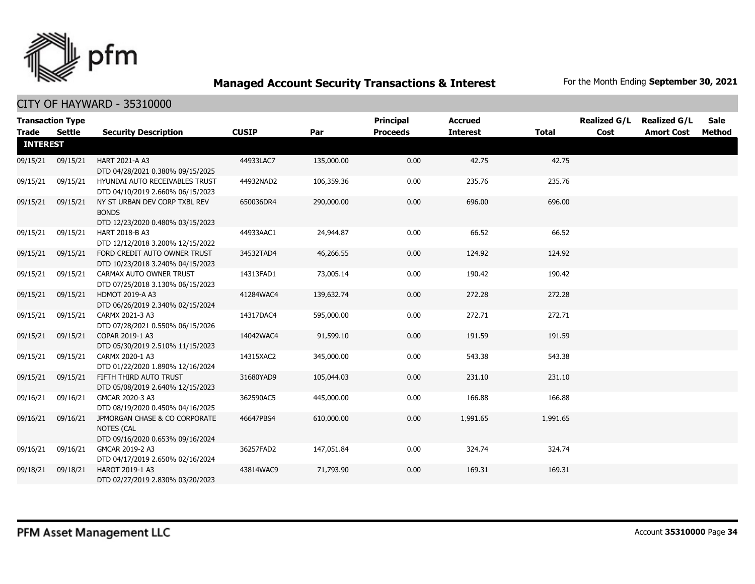## Managed Account Security Transactions & Interest

For the Month Ending **September 30, 2021**

### CITY OF HAYWARD - 35310000

| Transaction Type Trade | Settle | Security Description | CUSIP | Par | Principal Proceeds | Accrued Interest | Total | Realized G/L Cost | Realized G/L Amort Cost | Sale Method |
|---|---|---|---|---|---|---|---|---|---|---|
| **INTEREST** | | | | | | | | | | |
| 09/15/21 | 09/15/21 | HART 2021-A A3 DTD 04/28/2021 0.380% 09/15/2025 | 44933LAC7 | 135,000.00 | 0.00 | 42.75 | 42.75 | | | |
| 09/15/21 | 09/15/21 | HYUNDAI AUTO RECEIVABLES TRUST DTD 04/10/2019 2.660% 06/15/2023 | 44932NAD2 | 106,359.36 | 0.00 | 235.76 | 235.76 | | | |
| 09/15/21 | 09/15/21 | NY ST URBAN DEV CORP TXBL REV BONDS DTD 12/23/2020 0.480% 03/15/2023 | 650036DR4 | 290,000.00 | 0.00 | 696.00 | 696.00 | | | |
| 09/15/21 | 09/15/21 | HART 2018-B A3 DTD 12/12/2018 3.200% 12/15/2022 | 44933AAC1 | 24,944.87 | 0.00 | 66.52 | 66.52 | | | |
| 09/15/21 | 09/15/21 | FORD CREDIT AUTO OWNER TRUST DTD 10/23/2018 3.240% 04/15/2023 | 34532TAD4 | 46,266.55 | 0.00 | 124.92 | 124.92 | | | |
| 09/15/21 | 09/15/21 | CARMAX AUTO OWNER TRUST DTD 07/25/2018 3.130% 06/15/2023 | 14313FAD1 | 73,005.14 | 0.00 | 190.42 | 190.42 | | | |
| 09/15/21 | 09/15/21 | HDMOT 2019-A A3 DTD 06/26/2019 2.340% 02/15/2024 | 41284WAC4 | 139,632.74 | 0.00 | 272.28 | 272.28 | | | |
| 09/15/21 | 09/15/21 | CARMX 2021-3 A3 DTD 07/28/2021 0.550% 06/15/2026 | 14317DAC4 | 595,000.00 | 0.00 | 272.71 | 272.71 | | | |
| 09/15/21 | 09/15/21 | COPAR 2019-1 A3 DTD 05/30/2019 2.510% 11/15/2023 | 14042WAC4 | 91,599.10 | 0.00 | 191.59 | 191.59 | | | |
| 09/15/21 | 09/15/21 | CARMX 2020-1 A3 DTD 01/22/2020 1.890% 12/16/2024 | 14315XAC2 | 345,000.00 | 0.00 | 543.38 | 543.38 | | | |
| 09/15/21 | 09/15/21 | FIFTH THIRD AUTO TRUST DTD 05/08/2019 2.640% 12/15/2023 | 31680YAD9 | 105,044.03 | 0.00 | 231.10 | 231.10 | | | |
| 09/16/21 | 09/16/21 | GMCAR 2020-3 A3 DTD 08/19/2020 0.450% 04/16/2025 | 362590AC5 | 445,000.00 | 0.00 | 166.88 | 166.88 | | | |
| 09/16/21 | 09/16/21 | JPMORGAN CHASE & CO CORPORATE NOTES (CAL DTD 09/16/2020 0.653% 09/16/2024 | 46647PBS4 | 610,000.00 | 0.00 | 1,991.65 | 1,991.65 | | | |
| 09/16/21 | 09/16/21 | GMCAR 2019-2 A3 DTD 04/17/2019 2.650% 02/16/2024 | 36257FAD2 | 147,051.84 | 0.00 | 324.74 | 324.74 | | | |
| 09/18/21 | 09/18/21 | HAROT 2019-1 A3 DTD 02/27/2019 2.830% 03/20/2023 | 43814WAC9 | 71,793.90 | 0.00 | 169.31 | 169.31 | | | |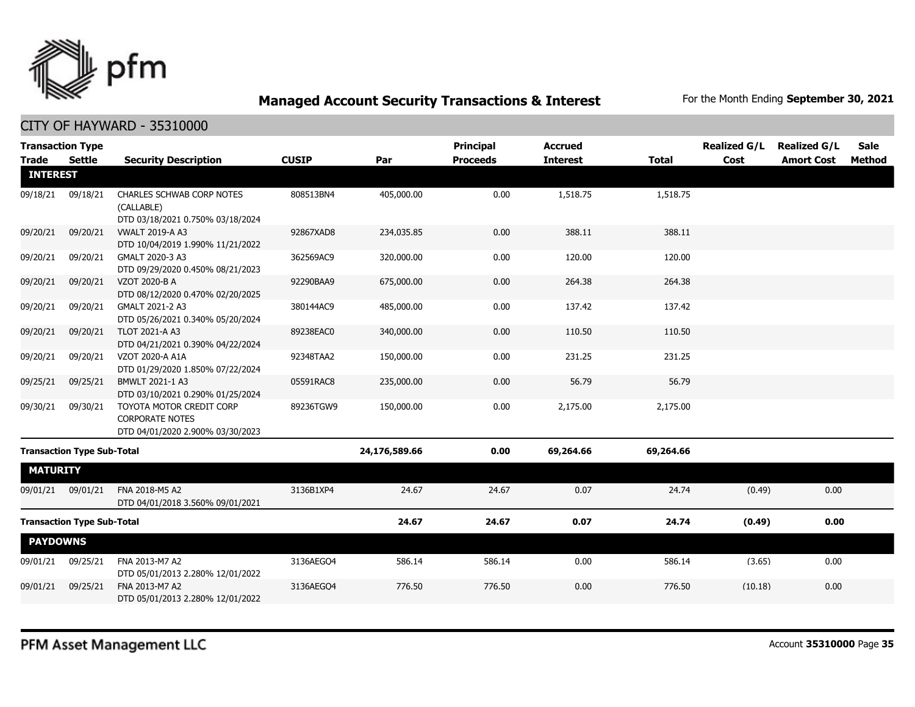# Managed Account Security Transactions & Interest

For the Month Ending **September 30, 2021**

## CITY OF HAYWARD - 35310000

| Transaction Type Trade | Settle | Security Description | CUSIP | Par | Principal Proceeds | Accrued Interest | Total | Realized G/L Cost | Realized G/L Amort Cost | Sale Method |
|---|---|---|---|---|---|---|---|---|---|---|
| **INTEREST** | | | | | | | | | | |
| 09/18/21 | 09/18/21 | CHARLES SCHWAB CORP NOTES (CALLABLE) DTD 03/18/2021 0.750% 03/18/2024 | 808513BN4 | 405,000.00 | 0.00 | 1,518.75 | 1,518.75 | | | |
| 09/20/21 | 09/20/21 | VWALT 2019-A A3 DTD 10/04/2019 1.990% 11/21/2022 | 92867XAD8 | 234,035.85 | 0.00 | 388.11 | 388.11 | | | |
| 09/20/21 | 09/20/21 | GMALT 2020-3 A3 DTD 09/29/2020 0.450% 08/21/2023 | 362569AC9 | 320,000.00 | 0.00 | 120.00 | 120.00 | | | |
| 09/20/21 | 09/20/21 | VZOT 2020-B A DTD 08/12/2020 0.470% 02/20/2025 | 92290BAA9 | 675,000.00 | 0.00 | 264.38 | 264.38 | | | |
| 09/20/21 | 09/20/21 | GMALT 2021-2 A3 DTD 05/26/2021 0.340% 05/20/2024 | 380144AC9 | 485,000.00 | 0.00 | 137.42 | 137.42 | | | |
| 09/20/21 | 09/20/21 | TLOT 2021-A A3 DTD 04/21/2021 0.390% 04/22/2024 | 89238EAC0 | 340,000.00 | 0.00 | 110.50 | 110.50 | | | |
| 09/20/21 | 09/20/21 | VZOT 2020-A A1A DTD 01/29/2020 1.850% 07/22/2024 | 92348TAA2 | 150,000.00 | 0.00 | 231.25 | 231.25 | | | |
| 09/25/21 | 09/25/21 | BMWLT 2021-1 A3 DTD 03/10/2021 0.290% 01/25/2024 | 05591RAC8 | 235,000.00 | 0.00 | 56.79 | 56.79 | | | |
| 09/30/21 | 09/30/21 | TOYOTA MOTOR CREDIT CORP CORPORATE NOTES DTD 04/01/2020 2.900% 03/30/2023 | 89236TGW9 | 150,000.00 | 0.00 | 2,175.00 | 2,175.00 | | | |
| **Transaction Type Sub-Total** | | | | **24,176,589.66** | **0.00** | **69,264.66** | **69,264.66** | | | |
| **MATURITY** | | | | | | | | | | |
| 09/01/21 | 09/01/21 | FNA 2018-M5 A2 DTD 04/01/2018 3.560% 09/01/2021 | 3136B1XP4 | 24.67 | 24.67 | 0.07 | 24.74 | (0.49) | 0.00 | |
| **Transaction Type Sub-Total** | | | | **24.67** | **24.67** | **0.07** | **24.74** | **(0.49)** | **0.00** | |
| **PAYDOWNS** | | | | | | | | | | |
| 09/01/21 | 09/25/21 | FNA 2013-M7 A2 DTD 05/01/2013 2.280% 12/01/2022 | 3136AEGQ4 | 586.14 | 586.14 | 0.00 | 586.14 | (3.65) | 0.00 | |
| 09/01/21 | 09/25/21 | FNA 2013-M7 A2 DTD 05/01/2013 2.280% 12/01/2022 | 3136AEGQ4 | 776.50 | 776.50 | 0.00 | 776.50 | (10.18) | 0.00 | |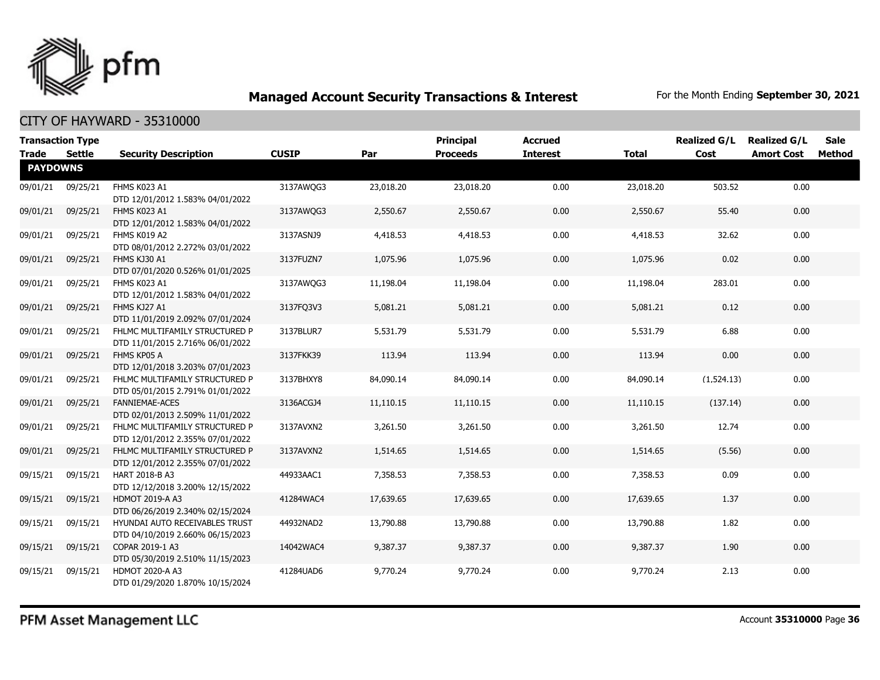## Managed Account Security Transactions & Interest

For the Month Ending **September 30, 2021**

### CITY OF HAYWARD - 35310000

| Transaction Type Trade | Settle | Security Description | CUSIP | Par | Principal Proceeds | Accrued Interest | Total | Realized G/L Cost | Realized G/L Amort Cost | Sale Method |
|---|---|---|---|---|---|---|---|---|---|---|
| **PAYDOWNS** | | | | | | | | | | |
| 09/01/21 | 09/25/21 | FHMS K023 A1 DTD 12/01/2012 1.583% 04/01/2022 | 3137AWQG3 | 23,018.20 | 23,018.20 | 0.00 | 23,018.20 | 503.52 | 0.00 | |
| 09/01/21 | 09/25/21 | FHMS K023 A1 DTD 12/01/2012 1.583% 04/01/2022 | 3137AWQG3 | 2,550.67 | 2,550.67 | 0.00 | 2,550.67 | 55.40 | 0.00 | |
| 09/01/21 | 09/25/21 | FHMS K019 A2 DTD 08/01/2012 2.272% 03/01/2022 | 3137ASNJ9 | 4,418.53 | 4,418.53 | 0.00 | 4,418.53 | 32.62 | 0.00 | |
| 09/01/21 | 09/25/21 | FHMS KJ30 A1 DTD 07/01/2020 0.526% 01/01/2025 | 3137FUZN7 | 1,075.96 | 1,075.96 | 0.00 | 1,075.96 | 0.02 | 0.00 | |
| 09/01/21 | 09/25/21 | FHMS K023 A1 DTD 12/01/2012 1.583% 04/01/2022 | 3137AWQG3 | 11,198.04 | 11,198.04 | 0.00 | 11,198.04 | 283.01 | 0.00 | |
| 09/01/21 | 09/25/21 | FHMS KJ27 A1 DTD 11/01/2019 2.092% 07/01/2024 | 3137FQ3V3 | 5,081.21 | 5,081.21 | 0.00 | 5,081.21 | 0.12 | 0.00 | |
| 09/01/21 | 09/25/21 | FHLMC MULTIFAMILY STRUCTURED P DTD 11/01/2015 2.716% 06/01/2022 | 3137BLUR7 | 5,531.79 | 5,531.79 | 0.00 | 5,531.79 | 6.88 | 0.00 | |
| 09/01/21 | 09/25/21 | FHMS KP05 A DTD 12/01/2018 3.203% 07/01/2023 | 3137FKK39 | 113.94 | 113.94 | 0.00 | 113.94 | 0.00 | 0.00 | |
| 09/01/21 | 09/25/21 | FHLMC MULTIFAMILY STRUCTURED P DTD 05/01/2015 2.791% 01/01/2022 | 3137BHXY8 | 84,090.14 | 84,090.14 | 0.00 | 84,090.14 | (1,524.13) | 0.00 | |
| 09/01/21 | 09/25/21 | FANNIEMAE-ACES DTD 02/01/2013 2.509% 11/01/2022 | 3136ACGJ4 | 11,110.15 | 11,110.15 | 0.00 | 11,110.15 | (137.14) | 0.00 | |
| 09/01/21 | 09/25/21 | FHLMC MULTIFAMILY STRUCTURED P DTD 12/01/2012 2.355% 07/01/2022 | 3137AVXN2 | 3,261.50 | 3,261.50 | 0.00 | 3,261.50 | 12.74 | 0.00 | |
| 09/01/21 | 09/25/21 | FHLMC MULTIFAMILY STRUCTURED P DTD 12/01/2012 2.355% 07/01/2022 | 3137AVXN2 | 1,514.65 | 1,514.65 | 0.00 | 1,514.65 | (5.56) | 0.00 | |
| 09/15/21 | 09/15/21 | HART 2018-B A3 DTD 12/12/2018 3.200% 12/15/2022 | 44933AAC1 | 7,358.53 | 7,358.53 | 0.00 | 7,358.53 | 0.09 | 0.00 | |
| 09/15/21 | 09/15/21 | HDMOT 2019-A A3 DTD 06/26/2019 2.340% 02/15/2024 | 41284WAC4 | 17,639.65 | 17,639.65 | 0.00 | 17,639.65 | 1.37 | 0.00 | |
| 09/15/21 | 09/15/21 | HYUNDAI AUTO RECEIVABLES TRUST DTD 04/10/2019 2.660% 06/15/2023 | 44932NAD2 | 13,790.88 | 13,790.88 | 0.00 | 13,790.88 | 1.82 | 0.00 | |
| 09/15/21 | 09/15/21 | COPAR 2019-1 A3 DTD 05/30/2019 2.510% 11/15/2023 | 14042WAC4 | 9,387.37 | 9,387.37 | 0.00 | 9,387.37 | 1.90 | 0.00 | |
| 09/15/21 | 09/15/21 | HDMOT 2020-A A3 DTD 01/29/2020 1.870% 10/15/2024 | 41284UAD6 | 9,770.24 | 9,770.24 | 0.00 | 9,770.24 | 2.13 | 0.00 | |

PFM Asset Management LLC

Account **35310000** Page **36**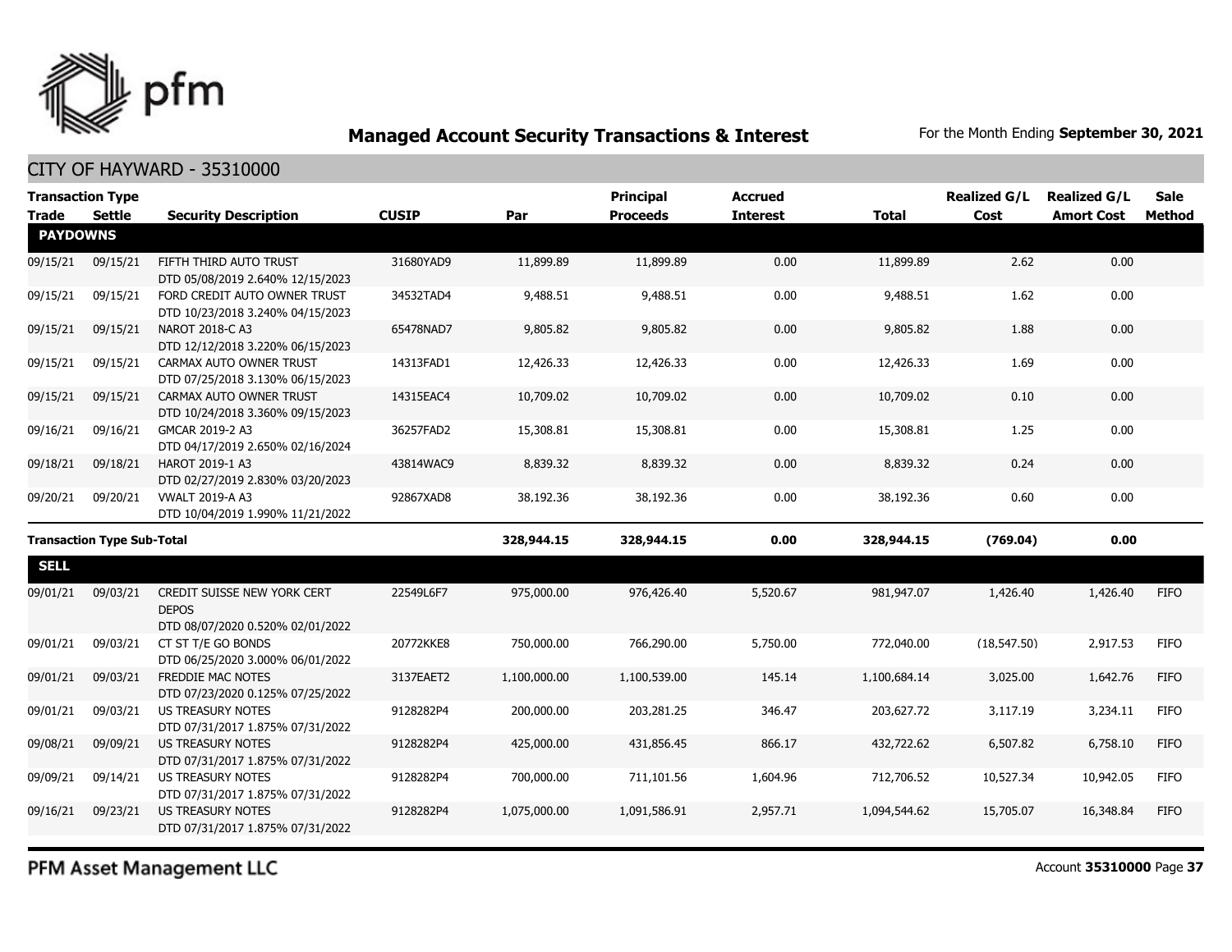## Managed Account Security Transactions & Interest

For the Month Ending **September 30, 2021**

CITY OF HAYWARD - 35310000

| Transaction Type Trade | Settle | Security Description | CUSIP | Par | Principal Proceeds | Accrued Interest | Total | Realized G/L Cost | Realized G/L Amort Cost | Sale Method |
|---|---|---|---|---|---|---|---|---|---|---|
| **PAYDOWNS** | | | | | | | | | | |
| 09/15/21 | 09/15/21 | FIFTH THIRD AUTO TRUST DTD 05/08/2019 2.640% 12/15/2023 | 31680YAD9 | 11,899.89 | 11,899.89 | 0.00 | 11,899.89 | 2.62 | 0.00 | |
| 09/15/21 | 09/15/21 | FORD CREDIT AUTO OWNER TRUST DTD 10/23/2018 3.240% 04/15/2023 | 34532TAD4 | 9,488.51 | 9,488.51 | 0.00 | 9,488.51 | 1.62 | 0.00 | |
| 09/15/21 | 09/15/21 | NAROT 2018-C A3 DTD 12/12/2018 3.220% 06/15/2023 | 65478NAD7 | 9,805.82 | 9,805.82 | 0.00 | 9,805.82 | 1.88 | 0.00 | |
| 09/15/21 | 09/15/21 | CARMAX AUTO OWNER TRUST DTD 07/25/2018 3.130% 06/15/2023 | 14313FAD1 | 12,426.33 | 12,426.33 | 0.00 | 12,426.33 | 1.69 | 0.00 | |
| 09/15/21 | 09/15/21 | CARMAX AUTO OWNER TRUST DTD 10/24/2018 3.360% 09/15/2023 | 14315EAC4 | 10,709.02 | 10,709.02 | 0.00 | 10,709.02 | 0.10 | 0.00 | |
| 09/16/21 | 09/16/21 | GMCAR 2019-2 A3 DTD 04/17/2019 2.650% 02/16/2024 | 36257FAD2 | 15,308.81 | 15,308.81 | 0.00 | 15,308.81 | 1.25 | 0.00 | |
| 09/18/21 | 09/18/21 | HAROT 2019-1 A3 DTD 02/27/2019 2.830% 03/20/2023 | 43814WAC9 | 8,839.32 | 8,839.32 | 0.00 | 8,839.32 | 0.24 | 0.00 | |
| 09/20/21 | 09/20/21 | VWALT 2019-A A3 DTD 10/04/2019 1.990% 11/21/2022 | 92867XAD8 | 38,192.36 | 38,192.36 | 0.00 | 38,192.36 | 0.60 | 0.00 | |
| **Transaction Type Sub-Total** | | | | **328,944.15** | **328,944.15** | **0.00** | **328,944.15** | **(769.04)** | **0.00** | |
| **SELL** | | | | | | | | | | |
| 09/01/21 | 09/03/21 | CREDIT SUISSE NEW YORK CERT DEPOS DTD 08/07/2020 0.520% 02/01/2022 | 22549L6F7 | 975,000.00 | 976,426.40 | 5,520.67 | 981,947.07 | 1,426.40 | 1,426.40 | FIFO |
| 09/01/21 | 09/03/21 | CT ST T/E GO BONDS DTD 06/25/2020 3.000% 06/01/2022 | 20772KKE8 | 750,000.00 | 766,290.00 | 5,750.00 | 772,040.00 | (18,547.50) | 2,917.53 | FIFO |
| 09/01/21 | 09/03/21 | FREDDIE MAC NOTES DTD 07/23/2020 0.125% 07/25/2022 | 3137EAET2 | 1,100,000.00 | 1,100,539.00 | 145.14 | 1,100,684.14 | 3,025.00 | 1,642.76 | FIFO |
| 09/01/21 | 09/03/21 | US TREASURY NOTES DTD 07/31/2017 1.875% 07/31/2022 | 9128282P4 | 200,000.00 | 203,281.25 | 346.47 | 203,627.72 | 3,117.19 | 3,234.11 | FIFO |
| 09/08/21 | 09/09/21 | US TREASURY NOTES DTD 07/31/2017 1.875% 07/31/2022 | 9128282P4 | 425,000.00 | 431,856.45 | 866.17 | 432,722.62 | 6,507.82 | 6,758.10 | FIFO |
| 09/09/21 | 09/14/21 | US TREASURY NOTES DTD 07/31/2017 1.875% 07/31/2022 | 9128282P4 | 700,000.00 | 711,101.56 | 1,604.96 | 712,706.52 | 10,527.34 | 10,942.05 | FIFO |
| 09/16/21 | 09/23/21 | US TREASURY NOTES DTD 07/31/2017 1.875% 07/31/2022 | 9128282P4 | 1,075,000.00 | 1,091,586.91 | 2,957.71 | 1,094,544.62 | 15,705.07 | 16,348.84 | FIFO |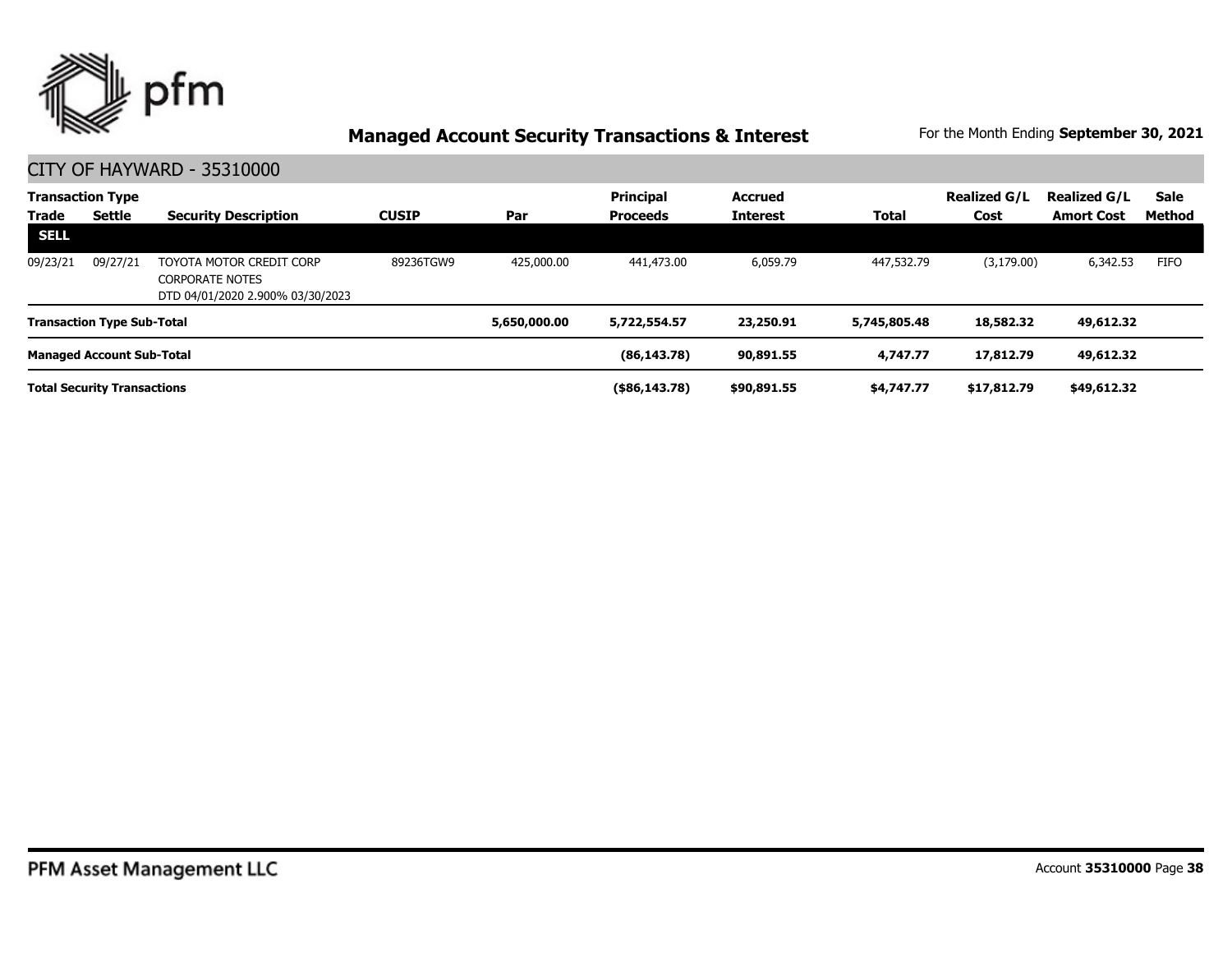## Managed Account Security Transactions & Interest

For the Month Ending **September 30, 2021**

### CITY OF HAYWARD - 35310000

| Transaction Type Trade | Settle | Security Description | CUSIP | Par | Principal Proceeds | Accrued Interest | Total | Realized G/L Cost | Realized G/L Amort Cost | Sale Method |
|---|---|---|---|---|---|---|---|---|---|---|
| **SELL** | | | | | | | | | | |
| 09/23/21 | 09/27/21 | TOYOTA MOTOR CREDIT CORP CORPORATE NOTES DTD 04/01/2020 2.900% 03/30/2023 | 89236TGW9 | 425,000.00 | 441,473.00 | 6,059.79 | 447,532.79 | (3,179.00) | 6,342.53 | FIFO |
| **Transaction Type Sub-Total** | | | | **5,650,000.00** | **5,722,554.57** | **23,250.91** | **5,745,805.48** | **18,582.32** | **49,612.32** | |
| **Managed Account Sub-Total** | | | | | **(86,143.78)** | **90,891.55** | **4,747.77** | **17,812.79** | **49,612.32** | |
| **Total Security Transactions** | | | | | **($86,143.78)** | **$90,891.55** | **$4,747.77** | **$17,812.79** | **$49,612.32** | |